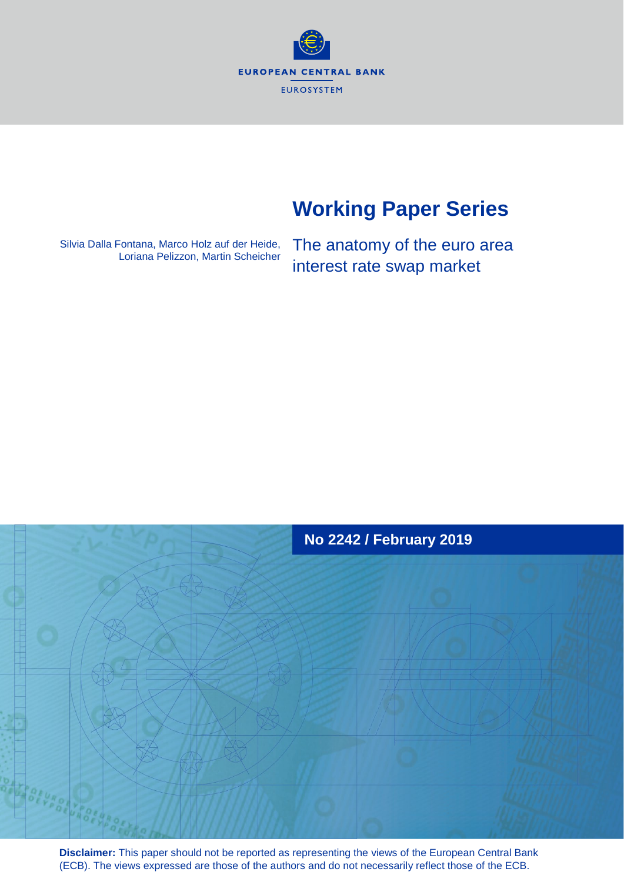EUROPEAN CENTRAL BANK

EUROSYSTEM

# Working Paper Series

Silvia Dalla Fontana, Marco Holz auf der Heide, Loriana Pelizzon, Martin Scheicher

## The anatomy of the euro area interest rate swap market

**No 2242 / February 2019**

**Disclaimer:** This paper should not be reported as representing the views of the European Central Bank (ECB). The views expressed are those of the authors and do not necessarily reflect those of the ECB.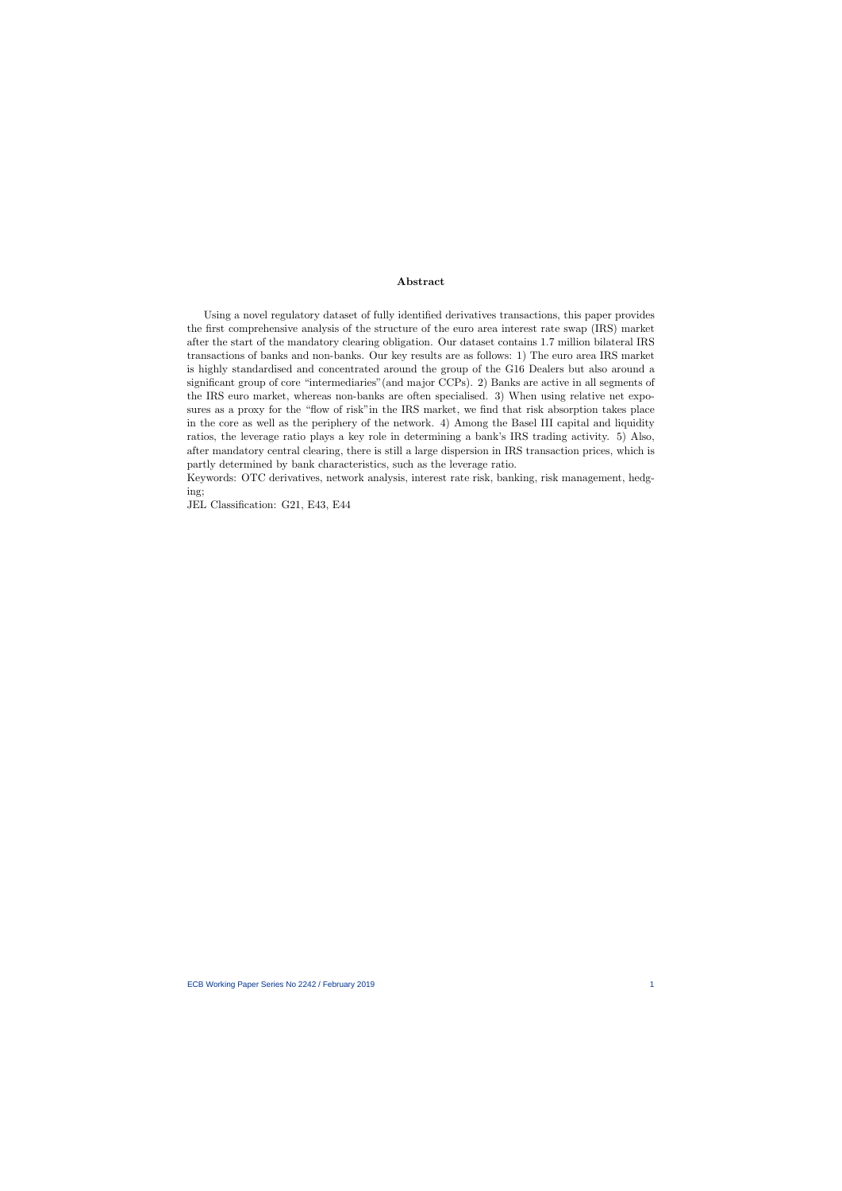## Abstract

Using a novel regulatory dataset of fully identified derivatives transactions, this paper provides the first comprehensive analysis of the structure of the euro area interest rate swap (IRS) market after the start of the mandatory clearing obligation. Our dataset contains 1.7 million bilateral IRS transactions of banks and non-banks. Our key results are as follows: 1) The euro area IRS market is highly standardised and concentrated around the group of the G16 Dealers but also around a significant group of core "intermediaries"(and major CCPs). 2) Banks are active in all segments of the IRS euro market, whereas non-banks are often specialised. 3) When using relative net exposures as a proxy for the "flow of risk"in the IRS market, we find that risk absorption takes place in the core as well as the periphery of the network. 4) Among the Basel III capital and liquidity ratios, the leverage ratio plays a key role in determining a bank's IRS trading activity. 5) Also, after mandatory central clearing, there is still a large dispersion in IRS transaction prices, which is partly determined by bank characteristics, such as the leverage ratio.

Keywords: OTC derivatives, network analysis, interest rate risk, banking, risk management, hedging;

JEL Classification: G21, E43, E44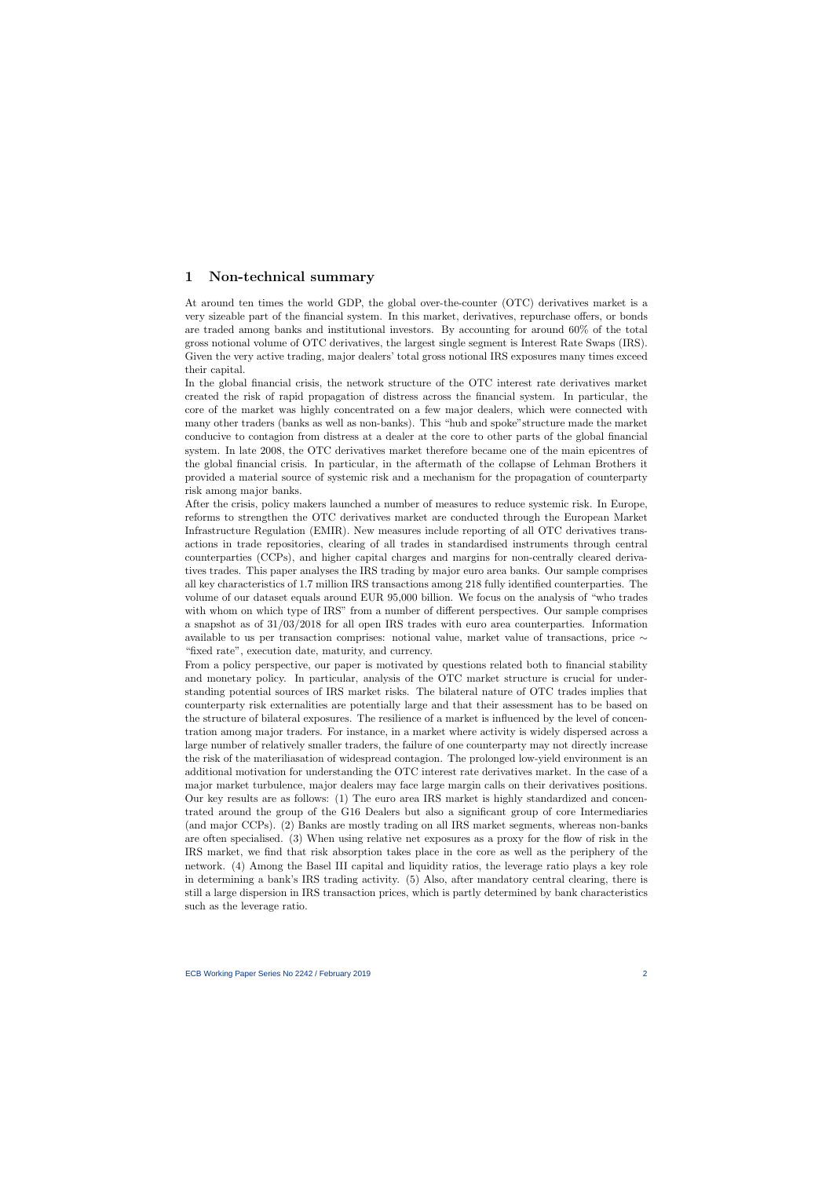# 1 Non-technical summary

At around ten times the world GDP, the global over-the-counter (OTC) derivatives market is a very sizeable part of the financial system. In this market, derivatives, repurchase offers, or bonds are traded among banks and institutional investors. By accounting for around 60% of the total gross notional volume of OTC derivatives, the largest single segment is Interest Rate Swaps (IRS). Given the very active trading, major dealers' total gross notional IRS exposures many times exceed their capital.

In the global financial crisis, the network structure of the OTC interest rate derivatives market created the risk of rapid propagation of distress across the financial system. In particular, the core of the market was highly concentrated on a few major dealers, which were connected with many other traders (banks as well as non-banks). This "hub and spoke"structure made the market conducive to contagion from distress at a dealer at the core to other parts of the global financial system. In late 2008, the OTC derivatives market therefore became one of the main epicentres of the global financial crisis. In particular, in the aftermath of the collapse of Lehman Brothers it provided a material source of systemic risk and a mechanism for the propagation of counterparty risk among major banks.

After the crisis, policy makers launched a number of measures to reduce systemic risk. In Europe, reforms to strengthen the OTC derivatives market are conducted through the European Market Infrastructure Regulation (EMIR). New measures include reporting of all OTC derivatives transactions in trade repositories, clearing of all trades in standardised instruments through central counterparties (CCPs), and higher capital charges and margins for non-centrally cleared derivatives trades. This paper analyses the IRS trading by major euro area banks. Our sample comprises all key characteristics of 1.7 million IRS transactions among 218 fully identified counterparties. The volume of our dataset equals around EUR 95,000 billion. We focus on the analysis of "who trades with whom on which type of IRS" from a number of different perspectives. Our sample comprises a snapshot as of 31/03/2018 for all open IRS trades with euro area counterparties. Information available to us per transaction comprises: notional value, market value of transactions, price $\sim$ "fixed rate", execution date, maturity, and currency.

From a policy perspective, our paper is motivated by questions related both to financial stability and monetary policy. In particular, analysis of the OTC market structure is crucial for understanding potential sources of IRS market risks. The bilateral nature of OTC trades implies that counterparty risk externalities are potentially large and that their assessment has to be based on the structure of bilateral exposures. The resilience of a market is influenced by the level of concentration among major traders. For instance, in a market where activity is widely dispersed across a large number of relatively smaller traders, the failure of one counterparty may not directly increase the risk of the materiliasation of widespread contagion. The prolonged low-yield environment is an additional motivation for understanding the OTC interest rate derivatives market. In the case of a major market turbulence, major dealers may face large margin calls on their derivatives positions. Our key results are as follows: (1) The euro area IRS market is highly standardized and concentrated around the group of the G16 Dealers but also a significant group of core Intermediaries (and major CCPs). (2) Banks are mostly trading on all IRS market segments, whereas non-banks are often specialised. (3) When using relative net exposures as a proxy for the flow of risk in the IRS market, we find that risk absorption takes place in the core as well as the periphery of the network. (4) Among the Basel III capital and liquidity ratios, the leverage ratio plays a key role in determining a bank's IRS trading activity. (5) Also, after mandatory central clearing, there is still a large dispersion in IRS transaction prices, which is partly determined by bank characteristics such as the leverage ratio.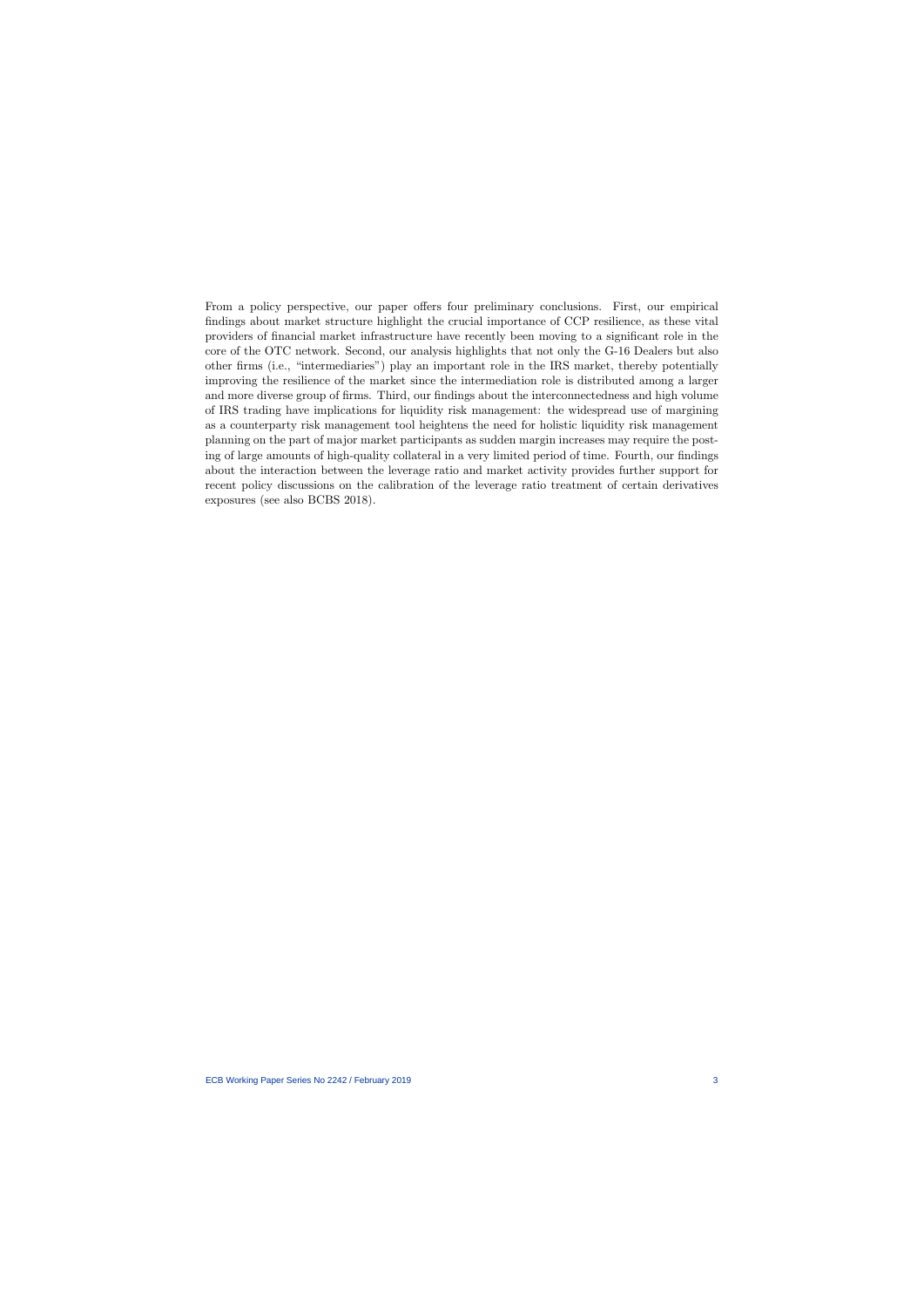From a policy perspective, our paper offers four preliminary conclusions. First, our empirical findings about market structure highlight the crucial importance of CCP resilience, as these vital providers of financial market infrastructure have recently been moving to a significant role in the core of the OTC network. Second, our analysis highlights that not only the G-16 Dealers but also other firms (i.e., "intermediaries") play an important role in the IRS market, thereby potentially improving the resilience of the market since the intermediation role is distributed among a larger and more diverse group of firms. Third, our findings about the interconnectedness and high volume of IRS trading have implications for liquidity risk management: the widespread use of margining as a counterparty risk management tool heightens the need for holistic liquidity risk management planning on the part of major market participants as sudden margin increases may require the posting of large amounts of high-quality collateral in a very limited period of time. Fourth, our findings about the interaction between the leverage ratio and market activity provides further support for recent policy discussions on the calibration of the leverage ratio treatment of certain derivatives exposures (see also BCBS 2018).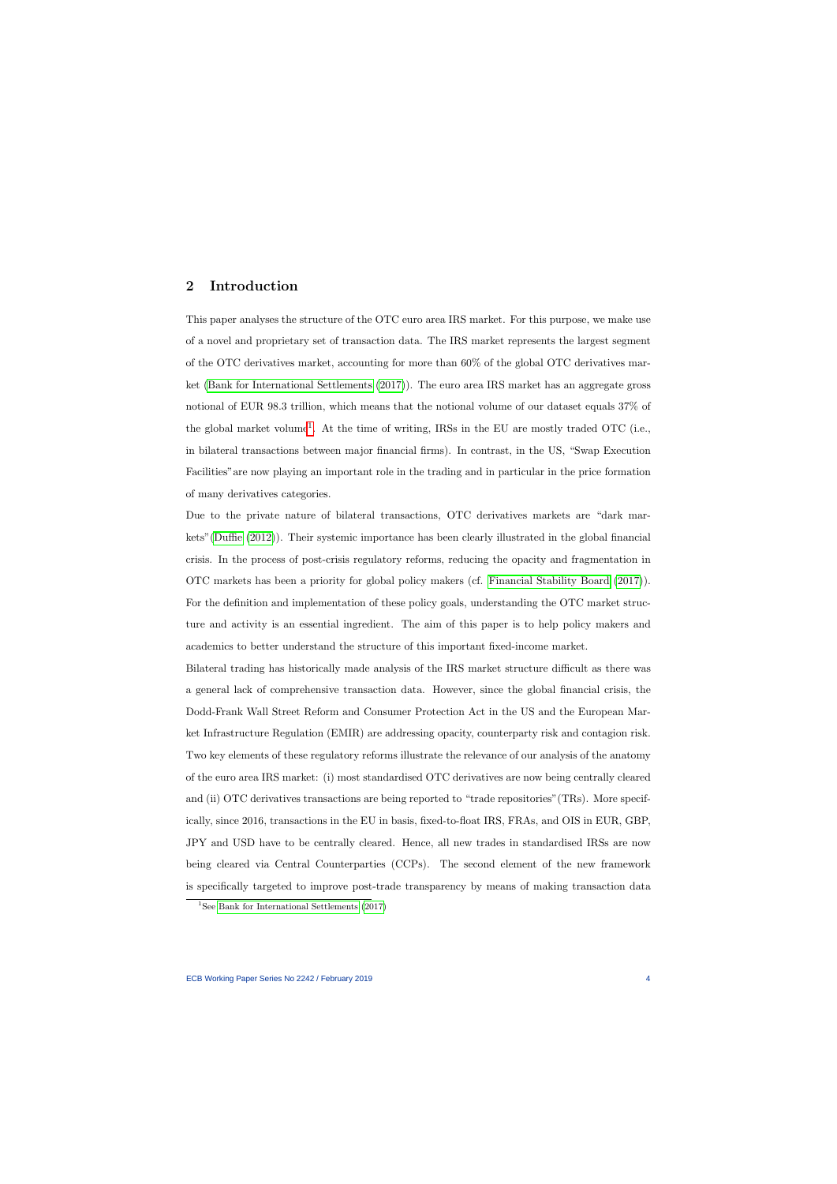## 2 Introduction

This paper analyses the structure of the OTC euro area IRS market. For this purpose, we make use of a novel and proprietary set of transaction data. The IRS market represents the largest segment of the OTC derivatives market, accounting for more than 60% of the global OTC derivatives market (Bank for International Settlements (2017)). The euro area IRS market has an aggregate gross notional of EUR 98.3 trillion, which means that the notional volume of our dataset equals 37% of the global market volume[1]. At the time of writing, IRSs in the EU are mostly traded OTC (i.e., in bilateral transactions between major financial firms). In contrast, in the US, "Swap Execution Facilities" are now playing an important role in the trading and in particular in the price formation of many derivatives categories.

Due to the private nature of bilateral transactions, OTC derivatives markets are "dark markets" (Duffie (2012)). Their systemic importance has been clearly illustrated in the global financial crisis. In the process of post-crisis regulatory reforms, reducing the opacity and fragmentation in OTC markets has been a priority for global policy makers (cf. Financial Stability Board (2017)). For the definition and implementation of these policy goals, understanding the OTC market structure and activity is an essential ingredient. The aim of this paper is to help policy makers and academics to better understand the structure of this important fixed-income market.

Bilateral trading has historically made analysis of the IRS market structure difficult as there was a general lack of comprehensive transaction data. However, since the global financial crisis, the Dodd-Frank Wall Street Reform and Consumer Protection Act in the US and the European Market Infrastructure Regulation (EMIR) are addressing opacity, counterparty risk and contagion risk. Two key elements of these regulatory reforms illustrate the relevance of our analysis of the anatomy of the euro area IRS market: (i) most standardised OTC derivatives are now being centrally cleared and (ii) OTC derivatives transactions are being reported to "trade repositories" (TRs). More specifically, since 2016, transactions in the EU in basis, fixed-to-float IRS, FRAs, and OIS in EUR, GBP, JPY and USD have to be centrally cleared. Hence, all new trades in standardised IRSs are now being cleared via Central Counterparties (CCPs). The second element of the new framework is specifically targeted to improve post-trade transparency by means of making transaction data

[1] See Bank for International Settlements (2017)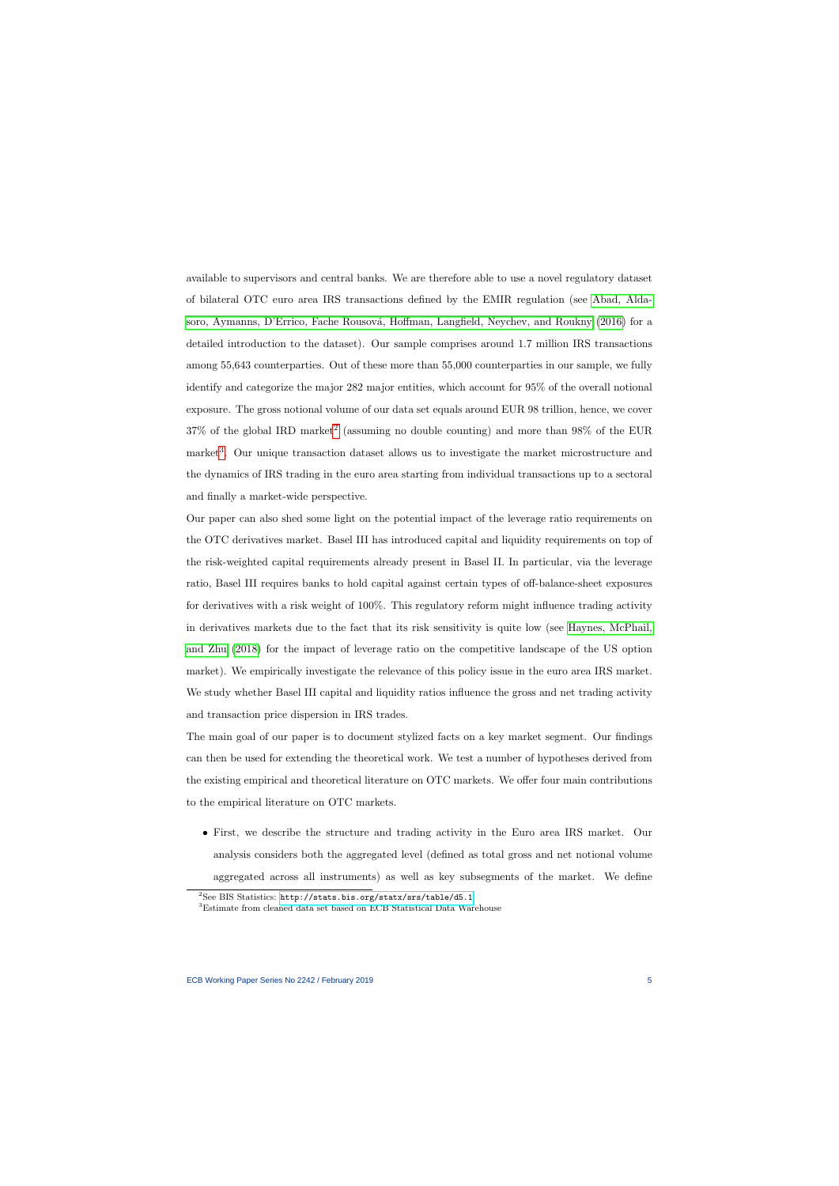available to supervisors and central banks. We are therefore able to use a novel regulatory dataset of bilateral OTC euro area IRS transactions defined by the EMIR regulation (see Abad, Aldasoro, Aymanns, D'Errico, Fache Rousová, Hoffman, Langfield, Neychev, and Roukny (2016) for a detailed introduction to the dataset). Our sample comprises around 1.7 million IRS transactions among 55,643 counterparties. Out of these more than 55,000 counterparties in our sample, we fully identify and categorize the major 282 major entities, which account for 95% of the overall notional exposure. The gross notional volume of our data set equals around EUR 98 trillion, hence, we cover 37% of the global IRD market[2] (assuming no double counting) and more than 98% of the EUR market[3]. Our unique transaction dataset allows us to investigate the market microstructure and the dynamics of IRS trading in the euro area starting from individual transactions up to a sectoral and finally a market-wide perspective.

Our paper can also shed some light on the potential impact of the leverage ratio requirements on the OTC derivatives market. Basel III has introduced capital and liquidity requirements on top of the risk-weighted capital requirements already present in Basel II. In particular, via the leverage ratio, Basel III requires banks to hold capital against certain types of off-balance-sheet exposures for derivatives with a risk weight of 100%. This regulatory reform might influence trading activity in derivatives markets due to the fact that its risk sensitivity is quite low (see Haynes, McPhail, and Zhu (2018) for the impact of leverage ratio on the competitive landscape of the US option market). We empirically investigate the relevance of this policy issue in the euro area IRS market. We study whether Basel III capital and liquidity ratios influence the gross and net trading activity and transaction price dispersion in IRS trades.

The main goal of our paper is to document stylized facts on a key market segment. Our findings can then be used for extending the theoretical work. We test a number of hypotheses derived from the existing empirical and theoretical literature on OTC markets. We offer four main contributions to the empirical literature on OTC markets.

- First, we describe the structure and trading activity in the Euro area IRS market. Our analysis considers both the aggregated level (defined as total gross and net notional volume aggregated across all instruments) as well as key subsegments of the market. We define

[2] See BIS Statistics: http://stats.bis.org/statx/srs/table/d5.1

[3] Estimate from cleaned data set based on ECB Statistical Data Warehouse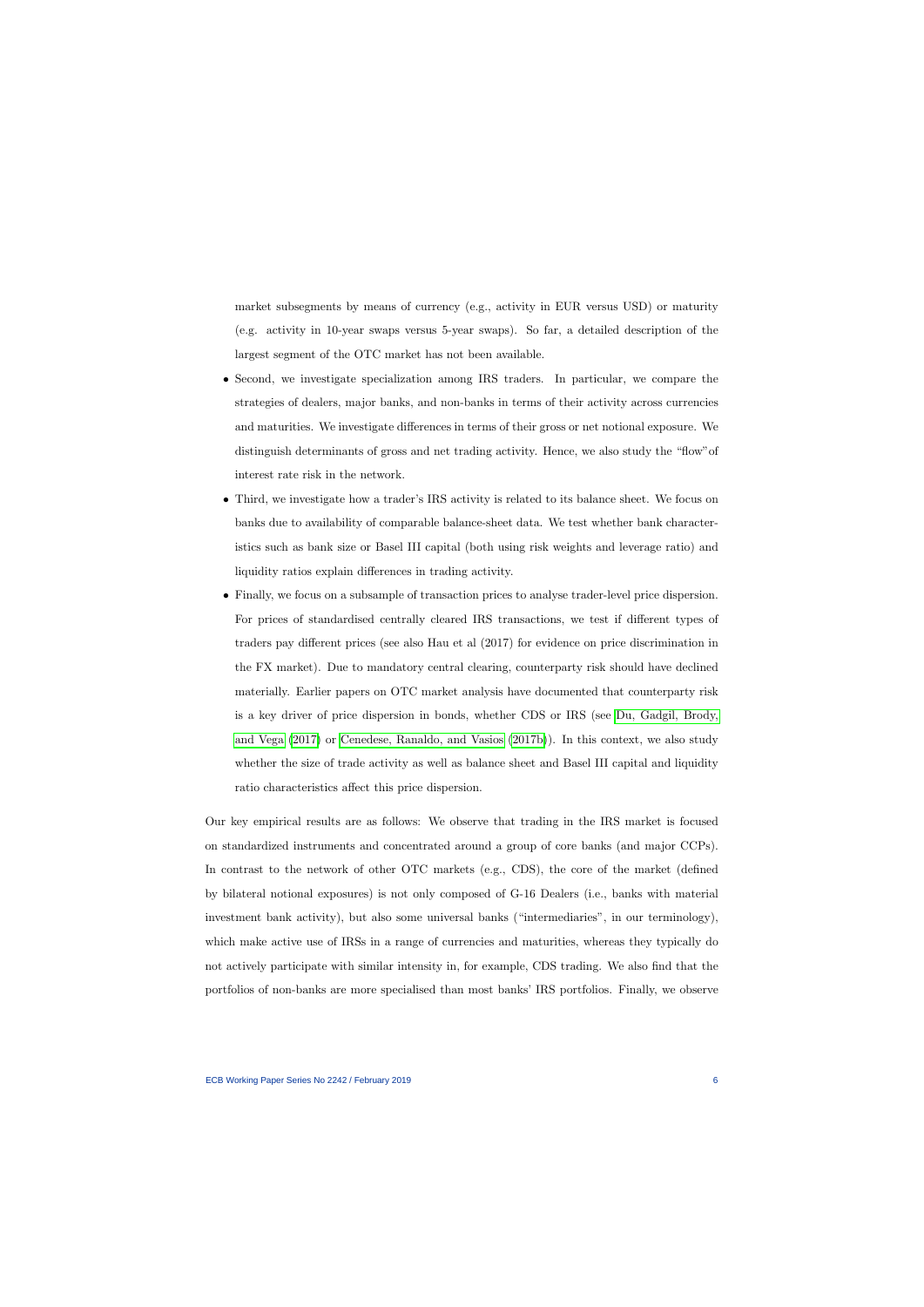market subsegments by means of currency (e.g., activity in EUR versus USD) or maturity (e.g. activity in 10-year swaps versus 5-year swaps). So far, a detailed description of the largest segment of the OTC market has not been available.

- Second, we investigate specialization among IRS traders. In particular, we compare the strategies of dealers, major banks, and non-banks in terms of their activity across currencies and maturities. We investigate differences in terms of their gross or net notional exposure. We distinguish determinants of gross and net trading activity. Hence, we also study the "flow"of interest rate risk in the network.
- Third, we investigate how a trader's IRS activity is related to its balance sheet. We focus on banks due to availability of comparable balance-sheet data. We test whether bank characteristics such as bank size or Basel III capital (both using risk weights and leverage ratio) and liquidity ratios explain differences in trading activity.
- Finally, we focus on a subsample of transaction prices to analyse trader-level price dispersion. For prices of standardised centrally cleared IRS transactions, we test if different types of traders pay different prices (see also Hau et al (2017) for evidence on price discrimination in the FX market). Due to mandatory central clearing, counterparty risk should have declined materially. Earlier papers on OTC market analysis have documented that counterparty risk is a key driver of price dispersion in bonds, whether CDS or IRS (see Du, Gadgil, Brody, and Vega (2017) or Cenedese, Ranaldo, and Vasios (2017b)). In this context, we also study whether the size of trade activity as well as balance sheet and Basel III capital and liquidity ratio characteristics affect this price dispersion.

Our key empirical results are as follows: We observe that trading in the IRS market is focused on standardized instruments and concentrated around a group of core banks (and major CCPs). In contrast to the network of other OTC markets (e.g., CDS), the core of the market (defined by bilateral notional exposures) is not only composed of G-16 Dealers (i.e., banks with material investment bank activity), but also some universal banks ("intermediaries", in our terminology), which make active use of IRSs in a range of currencies and maturities, whereas they typically do not actively participate with similar intensity in, for example, CDS trading. We also find that the portfolios of non-banks are more specialised than most banks' IRS portfolios. Finally, we observe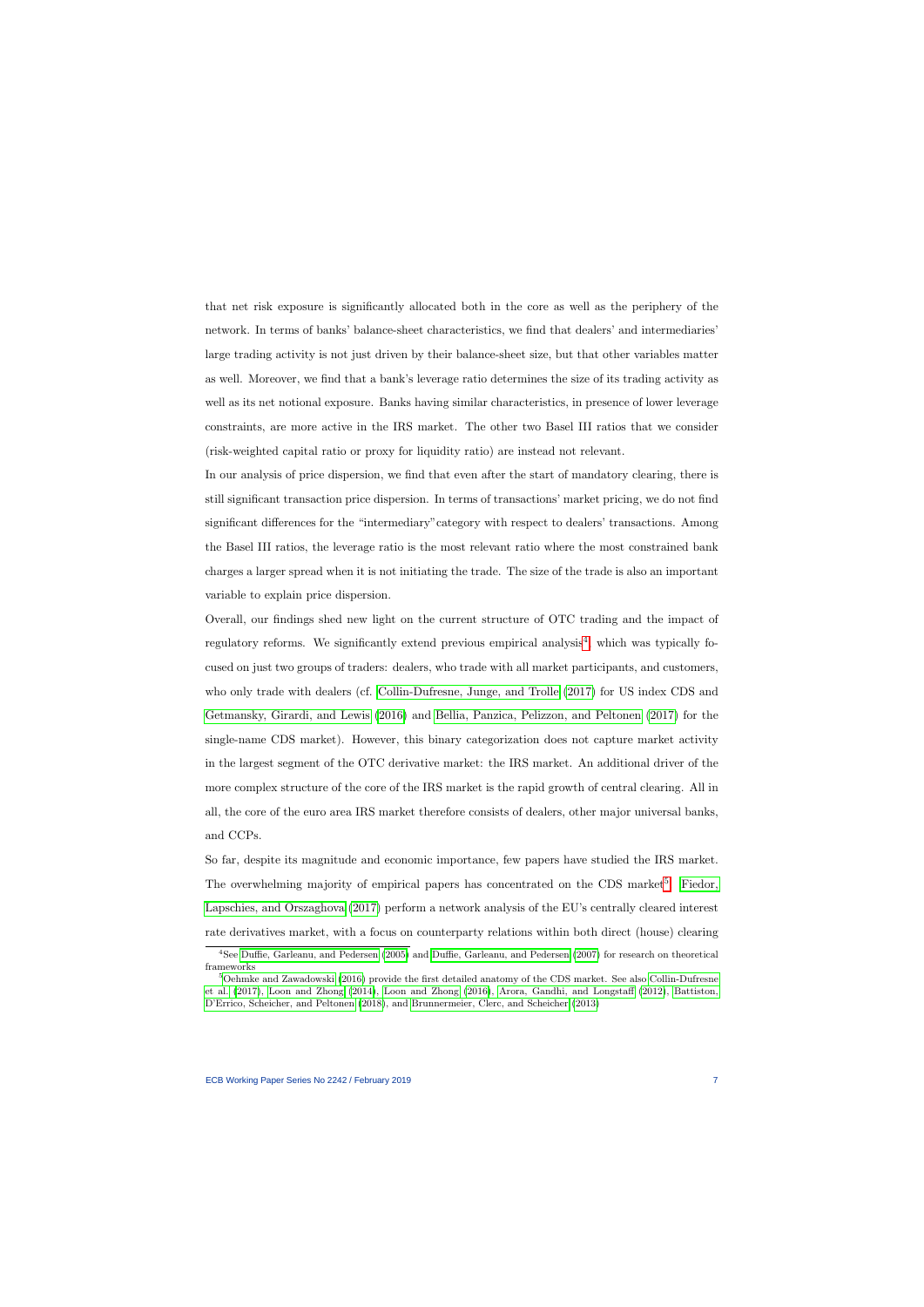that net risk exposure is significantly allocated both in the core as well as the periphery of the network. In terms of banks' balance-sheet characteristics, we find that dealers' and intermediaries' large trading activity is not just driven by their balance-sheet size, but that other variables matter as well. Moreover, we find that a bank's leverage ratio determines the size of its trading activity as well as its net notional exposure. Banks having similar characteristics, in presence of lower leverage constraints, are more active in the IRS market. The other two Basel III ratios that we consider (risk-weighted capital ratio or proxy for liquidity ratio) are instead not relevant.

In our analysis of price dispersion, we find that even after the start of mandatory clearing, there is still significant transaction price dispersion. In terms of transactions' market pricing, we do not find significant differences for the "intermediary"category with respect to dealers' transactions. Among the Basel III ratios, the leverage ratio is the most relevant ratio where the most constrained bank charges a larger spread when it is not initiating the trade. The size of the trade is also an important variable to explain price dispersion.

Overall, our findings shed new light on the current structure of OTC trading and the impact of regulatory reforms. We significantly extend previous empirical analysis[4], which was typically focused on just two groups of traders: dealers, who trade with all market participants, and customers, who only trade with dealers (cf. Collin-Dufresne, Junge, and Trolle (2017) for US index CDS and Getmansky, Girardi, and Lewis (2016) and Bellia, Panzica, Pelizzon, and Peltonen (2017) for the single-name CDS market). However, this binary categorization does not capture market activity in the largest segment of the OTC derivative market: the IRS market. An additional driver of the more complex structure of the core of the IRS market is the rapid growth of central clearing. All in all, the core of the euro area IRS market therefore consists of dealers, other major universal banks, and CCPs.

So far, despite its magnitude and economic importance, few papers have studied the IRS market. The overwhelming majority of empirical papers has concentrated on the CDS market[5]. Fiedor, Lapschies, and Orszaghova (2017) perform a network analysis of the EU's centrally cleared interest rate derivatives market, with a focus on counterparty relations within both direct (house) clearing

---

[4] See Duffie, Garleanu, and Pedersen (2005) and Duffie, Garleanu, and Pedersen (2007) for research on theoretical frameworks

[5] Oehmke and Zawadowski (2016) provide the first detailed anatomy of the CDS market. See also Collin-Dufresne et al. (2017), Loon and Zhong (2014), Loon and Zhong (2016), Arora, Gandhi, and Longstaff (2012), Battiston, D'Errico, Scheicher, and Peltonen (2018), and Brunnermeier, Clerc, and Scheicher (2013)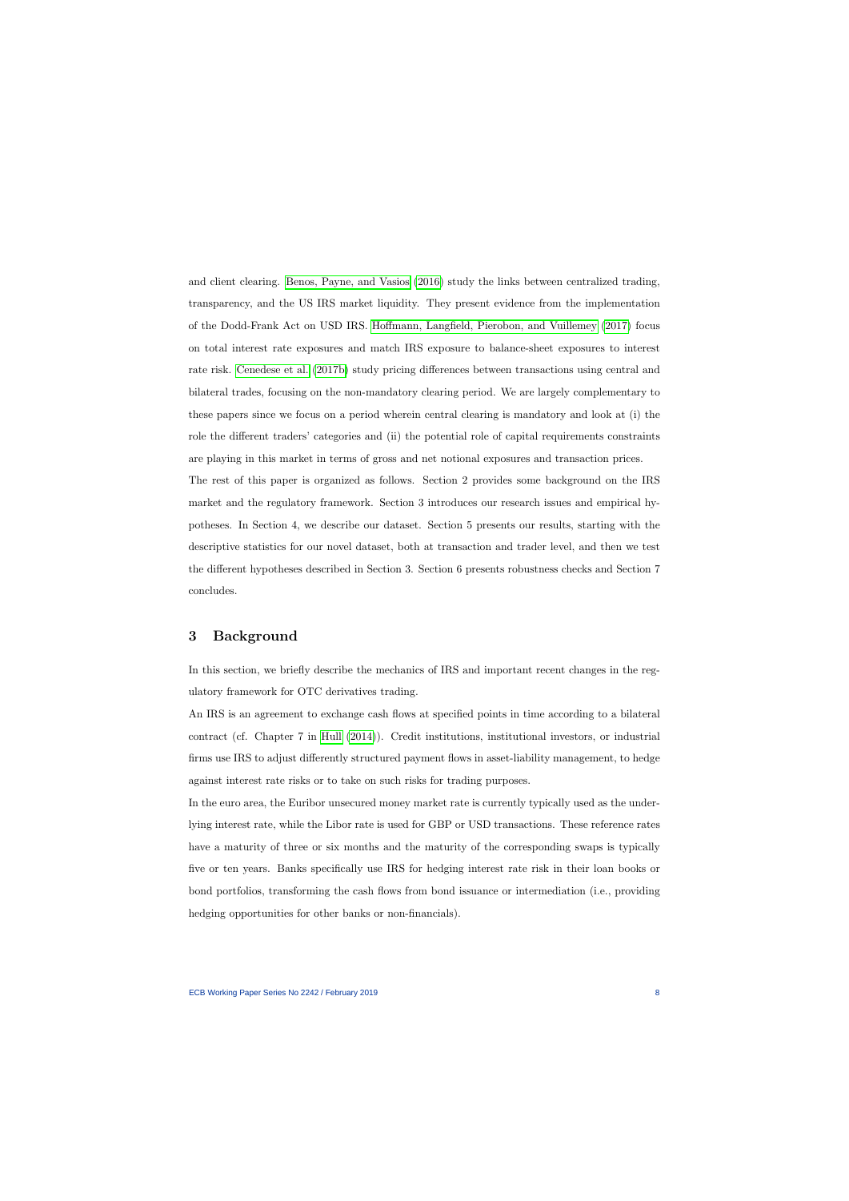and client clearing. Benos, Payne, and Vasios (2016) study the links between centralized trading, transparency, and the US IRS market liquidity. They present evidence from the implementation of the Dodd-Frank Act on USD IRS. Hoffmann, Langfield, Pierobon, and Vuillemey (2017) focus on total interest rate exposures and match IRS exposure to balance-sheet exposures to interest rate risk. Cenedese et al. (2017b) study pricing differences between transactions using central and bilateral trades, focusing on the non-mandatory clearing period. We are largely complementary to these papers since we focus on a period wherein central clearing is mandatory and look at (i) the role the different traders' categories and (ii) the potential role of capital requirements constraints are playing in this market in terms of gross and net notional exposures and transaction prices.

The rest of this paper is organized as follows. Section 2 provides some background on the IRS market and the regulatory framework. Section 3 introduces our research issues and empirical hypotheses. In Section 4, we describe our dataset. Section 5 presents our results, starting with the descriptive statistics for our novel dataset, both at transaction and trader level, and then we test the different hypotheses described in Section 3. Section 6 presents robustness checks and Section 7 concludes.

## 3 Background

In this section, we briefly describe the mechanics of IRS and important recent changes in the regulatory framework for OTC derivatives trading.

An IRS is an agreement to exchange cash flows at specified points in time according to a bilateral contract (cf. Chapter 7 in Hull (2014)). Credit institutions, institutional investors, or industrial firms use IRS to adjust differently structured payment flows in asset-liability management, to hedge against interest rate risks or to take on such risks for trading purposes.

In the euro area, the Euribor unsecured money market rate is currently typically used as the underlying interest rate, while the Libor rate is used for GBP or USD transactions. These reference rates have a maturity of three or six months and the maturity of the corresponding swaps is typically five or ten years. Banks specifically use IRS for hedging interest rate risk in their loan books or bond portfolios, transforming the cash flows from bond issuance or intermediation (i.e., providing hedging opportunities for other banks or non-financials).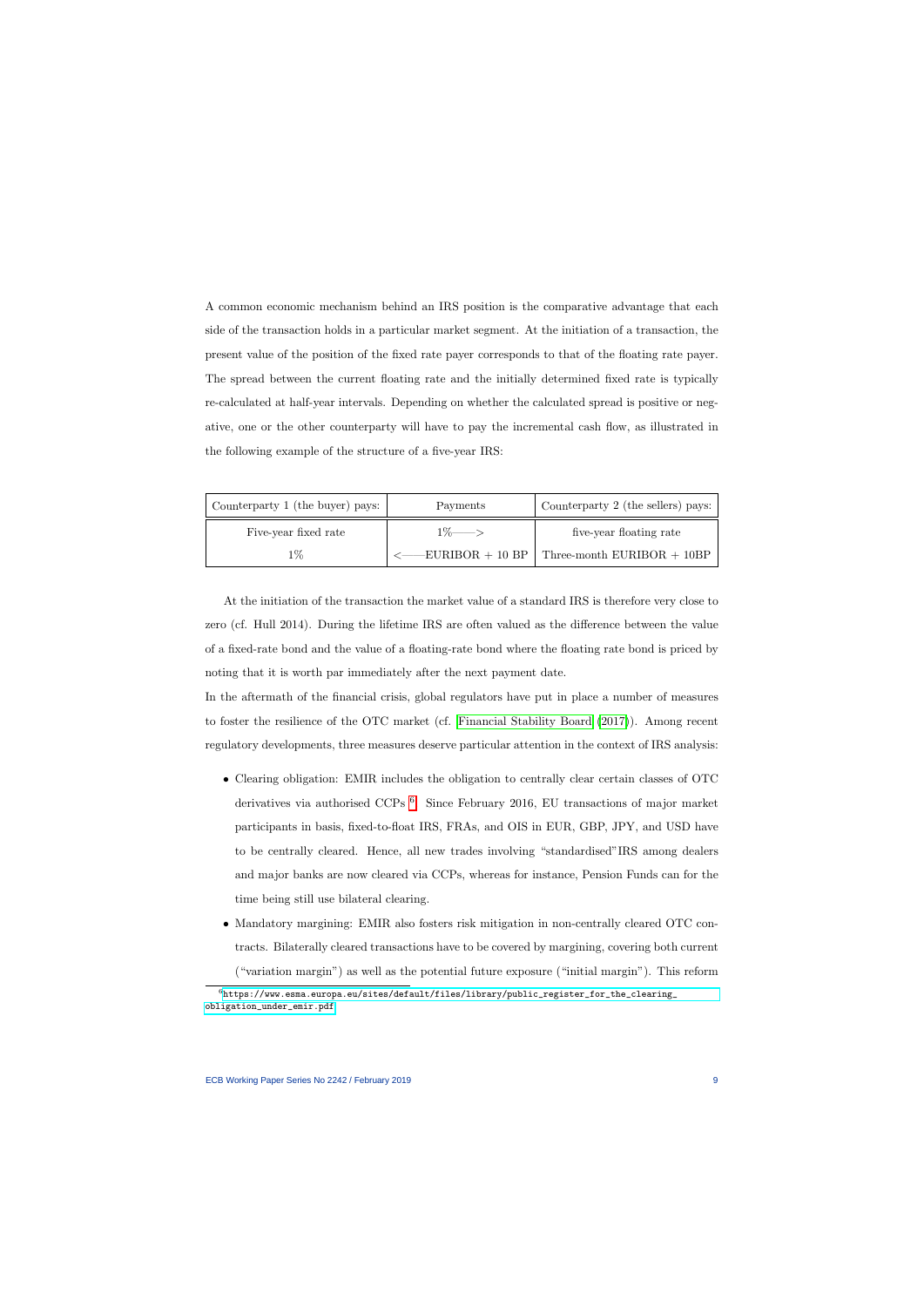A common economic mechanism behind an IRS position is the comparative advantage that each side of the transaction holds in a particular market segment. At the initiation of a transaction, the present value of the position of the fixed rate payer corresponds to that of the floating rate payer. The spread between the current floating rate and the initially determined fixed rate is typically re-calculated at half-year intervals. Depending on whether the calculated spread is positive or negative, one or the other counterparty will have to pay the incremental cash flow, as illustrated in the following example of the structure of a five-year IRS:

| Counterparty 1 (the buyer) pays: | Payments | Counterparty 2 (the sellers) pays: |
|---|---|---|
| Five-year fixed rate | 1%——> | five-year floating rate |
| 1% | <——EURIBOR + 10 BP | Three-month EURIBOR + 10BP |

At the initiation of the transaction the market value of a standard IRS is therefore very close to zero (cf. Hull 2014). During the lifetime IRS are often valued as the difference between the value of a fixed-rate bond and the value of a floating-rate bond where the floating rate bond is priced by noting that it is worth par immediately after the next payment date.

In the aftermath of the financial crisis, global regulators have put in place a number of measures to foster the resilience of the OTC market (cf. Financial Stability Board (2017)). Among recent regulatory developments, three measures deserve particular attention in the context of IRS analysis:

- Clearing obligation: EMIR includes the obligation to centrally clear certain classes of OTC derivatives via authorised CCPs [6]. Since February 2016, EU transactions of major market participants in basis, fixed-to-float IRS, FRAs, and OIS in EUR, GBP, JPY, and USD have to be centrally cleared. Hence, all new trades involving "standardised"IRS among dealers and major banks are now cleared via CCPs, whereas for instance, Pension Funds can for the time being still use bilateral clearing.
- Mandatory margining: EMIR also fosters risk mitigation in non-centrally cleared OTC contracts. Bilaterally cleared transactions have to be covered by margining, covering both current ("variation margin") as well as the potential future exposure ("initial margin"). This reform

[6] https://www.esma.europa.eu/sites/default/files/library/public_register_for_the_clearing_obligation_under_emir.pdf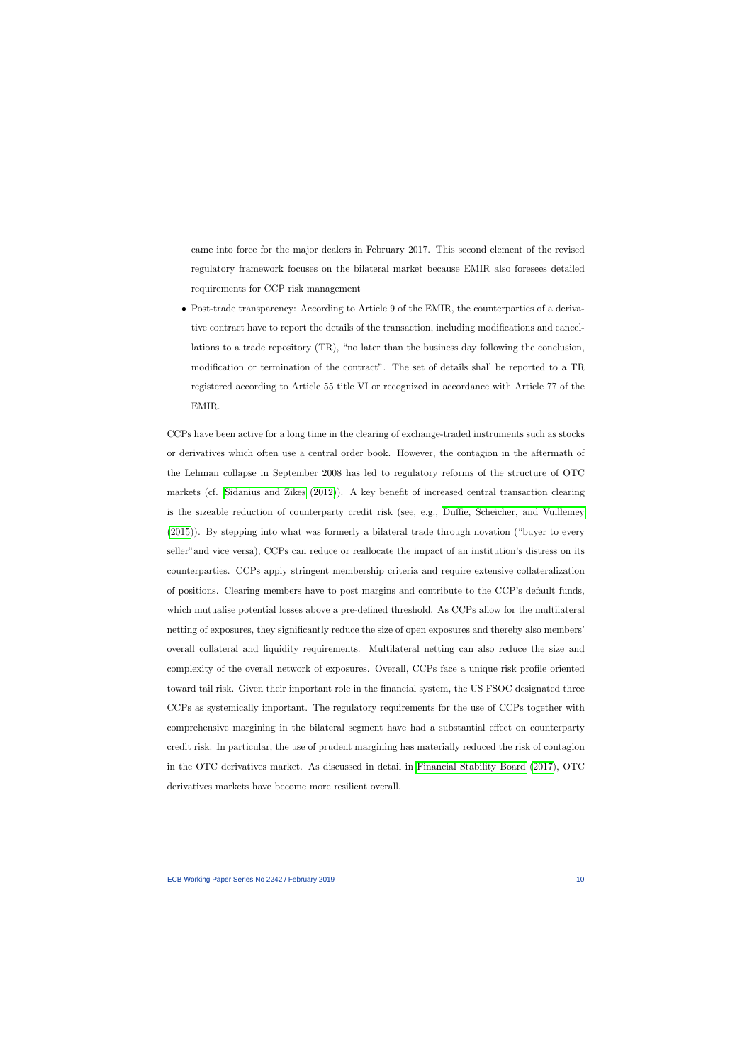came into force for the major dealers in February 2017. This second element of the revised regulatory framework focuses on the bilateral market because EMIR also foresees detailed requirements for CCP risk management

- Post-trade transparency: According to Article 9 of the EMIR, the counterparties of a derivative contract have to report the details of the transaction, including modifications and cancellations to a trade repository (TR), "no later than the business day following the conclusion, modification or termination of the contract". The set of details shall be reported to a TR registered according to Article 55 title VI or recognized in accordance with Article 77 of the EMIR.

CCPs have been active for a long time in the clearing of exchange-traded instruments such as stocks or derivatives which often use a central order book. However, the contagion in the aftermath of the Lehman collapse in September 2008 has led to regulatory reforms of the structure of OTC markets (cf. Sidanius and Zikes (2012)). A key benefit of increased central transaction clearing is the sizeable reduction of counterparty credit risk (see, e.g., Duffie, Scheicher, and Vuillemey (2015)). By stepping into what was formerly a bilateral trade through novation ("buyer to every seller"and vice versa), CCPs can reduce or reallocate the impact of an institution's distress on its counterparties. CCPs apply stringent membership criteria and require extensive collateralization of positions. Clearing members have to post margins and contribute to the CCP's default funds, which mutualise potential losses above a pre-defined threshold. As CCPs allow for the multilateral netting of exposures, they significantly reduce the size of open exposures and thereby also members' overall collateral and liquidity requirements. Multilateral netting can also reduce the size and complexity of the overall network of exposures. Overall, CCPs face a unique risk profile oriented toward tail risk. Given their important role in the financial system, the US FSOC designated three CCPs as systemically important. The regulatory requirements for the use of CCPs together with comprehensive margining in the bilateral segment have had a substantial effect on counterparty credit risk. In particular, the use of prudent margining has materially reduced the risk of contagion in the OTC derivatives market. As discussed in detail in Financial Stability Board (2017), OTC derivatives markets have become more resilient overall.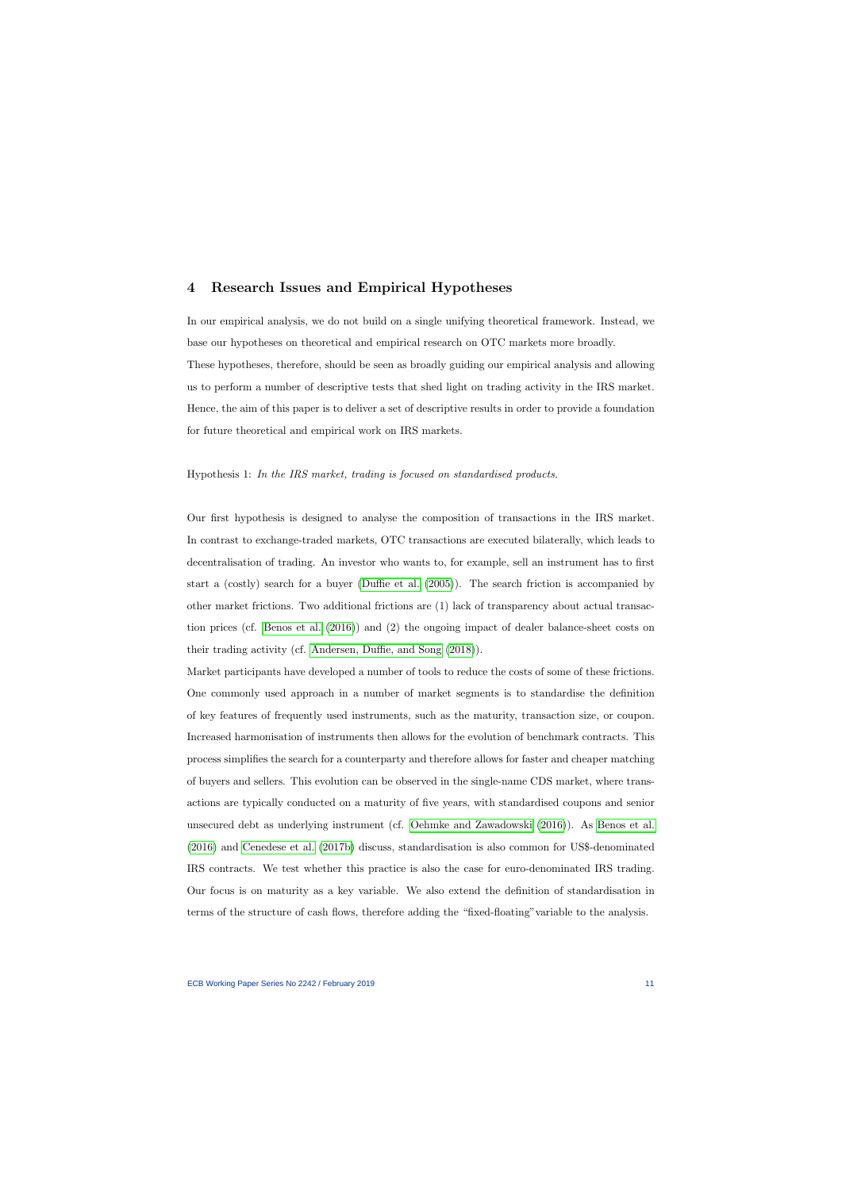## 4 Research Issues and Empirical Hypotheses

In our empirical analysis, we do not build on a single unifying theoretical framework. Instead, we base our hypotheses on theoretical and empirical research on OTC markets more broadly.
These hypotheses, therefore, should be seen as broadly guiding our empirical analysis and allowing us to perform a number of descriptive tests that shed light on trading activity in the IRS market. Hence, the aim of this paper is to deliver a set of descriptive results in order to provide a foundation for future theoretical and empirical work on IRS markets.

Hypothesis 1: *In the IRS market, trading is focused on standardised products.*

Our first hypothesis is designed to analyse the composition of transactions in the IRS market. In contrast to exchange-traded markets, OTC transactions are executed bilaterally, which leads to decentralisation of trading. An investor who wants to, for example, sell an instrument has to first start a (costly) search for a buyer (Duffie et al. (2005)). The search friction is accompanied by other market frictions. Two additional frictions are (1) lack of transparency about actual transaction prices (cf. Benos et al. (2016)) and (2) the ongoing impact of dealer balance-sheet costs on their trading activity (cf. Andersen, Duffie, and Song (2018)).
Market participants have developed a number of tools to reduce the costs of some of these frictions. One commonly used approach in a number of market segments is to standardise the definition of key features of frequently used instruments, such as the maturity, transaction size, or coupon. Increased harmonisation of instruments then allows for the evolution of benchmark contracts. This process simplifies the search for a counterparty and therefore allows for faster and cheaper matching of buyers and sellers. This evolution can be observed in the single-name CDS market, where transactions are typically conducted on a maturity of five years, with standardised coupons and senior unsecured debt as underlying instrument (cf. Oehmke and Zawadowski (2016)). As Benos et al. (2016) and Cenedese et al. (2017b) discuss, standardisation is also common for US$-denominated IRS contracts. We test whether this practice is also the case for euro-denominated IRS trading. Our focus is on maturity as a key variable. We also extend the definition of standardisation in terms of the structure of cash flows, therefore adding the "fixed-floating" variable to the analysis.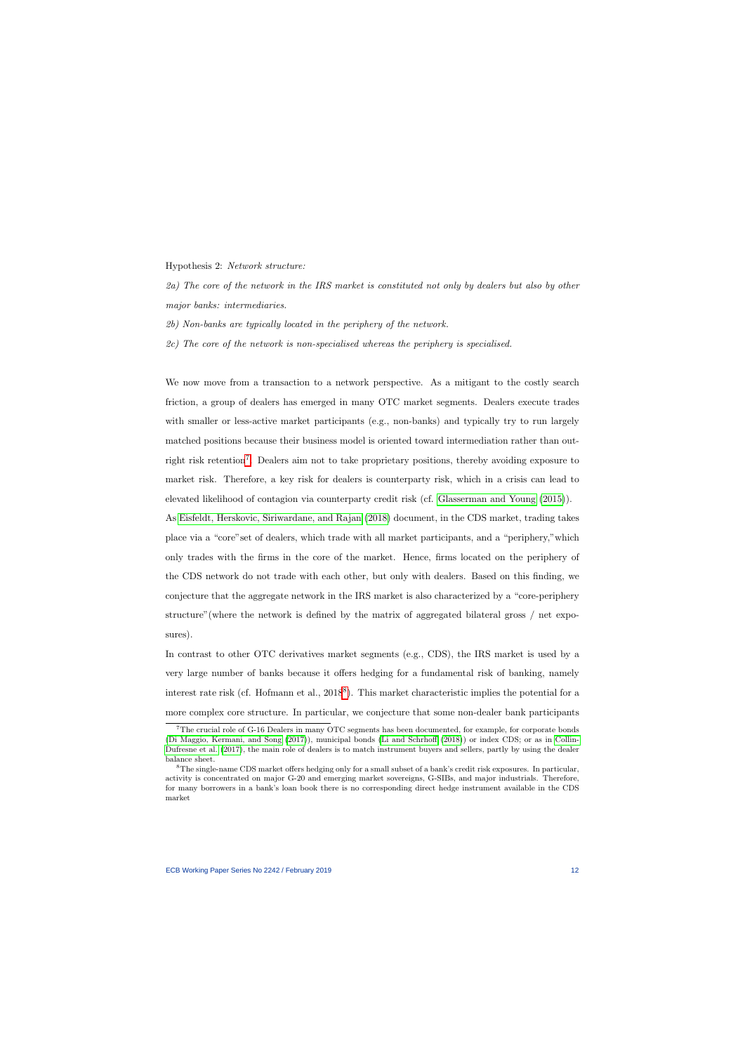Hypothesis 2: *Network structure:*

*2a) The core of the network in the IRS market is constituted not only by dealers but also by other major banks: intermediaries.*

*2b) Non-banks are typically located in the periphery of the network.*

*2c) The core of the network is non-specialised whereas the periphery is specialised.*

We now move from a transaction to a network perspective. As a mitigant to the costly search friction, a group of dealers has emerged in many OTC market segments. Dealers execute trades with smaller or less-active market participants (e.g., non-banks) and typically try to run largely matched positions because their business model is oriented toward intermediation rather than outright risk retention[7]. Dealers aim not to take proprietary positions, thereby avoiding exposure to market risk. Therefore, a key risk for dealers is counterparty risk, which in a crisis can lead to elevated likelihood of contagion via counterparty credit risk (cf. Glasserman and Young (2015)). As Eisfeldt, Herskovic, Siriwardane, and Rajan (2018) document, in the CDS market, trading takes place via a "core"set of dealers, which trade with all market participants, and a "periphery,"which only trades with the firms in the core of the market. Hence, firms located on the periphery of the CDS network do not trade with each other, but only with dealers. Based on this finding, we conjecture that the aggregate network in the IRS market is also characterized by a "core-periphery structure"(where the network is defined by the matrix of aggregated bilateral gross / net exposures).

In contrast to other OTC derivatives market segments (e.g., CDS), the IRS market is used by a very large number of banks because it offers hedging for a fundamental risk of banking, namely interest rate risk (cf. Hofmann et al., 2018[8]). This market characteristic implies the potential for a more complex core structure. In particular, we conjecture that some non-dealer bank participants

[7] The crucial role of G-16 Dealers in many OTC segments has been documented, for example, for corporate bonds (Di Maggio, Kermani, and Song (2017)), municipal bonds (Li and Schrhoff (2018)) or index CDS; or as in Collin-Dufresne et al. (2017), the main role of dealers is to match instrument buyers and sellers, partly by using the dealer balance sheet.

[8] The single-name CDS market offers hedging only for a small subset of a bank's credit risk exposures. In particular, activity is concentrated on major G-20 and emerging market sovereigns, G-SIBs, and major industrials. Therefore, for many borrowers in a bank's loan book there is no corresponding direct hedge instrument available in the CDS market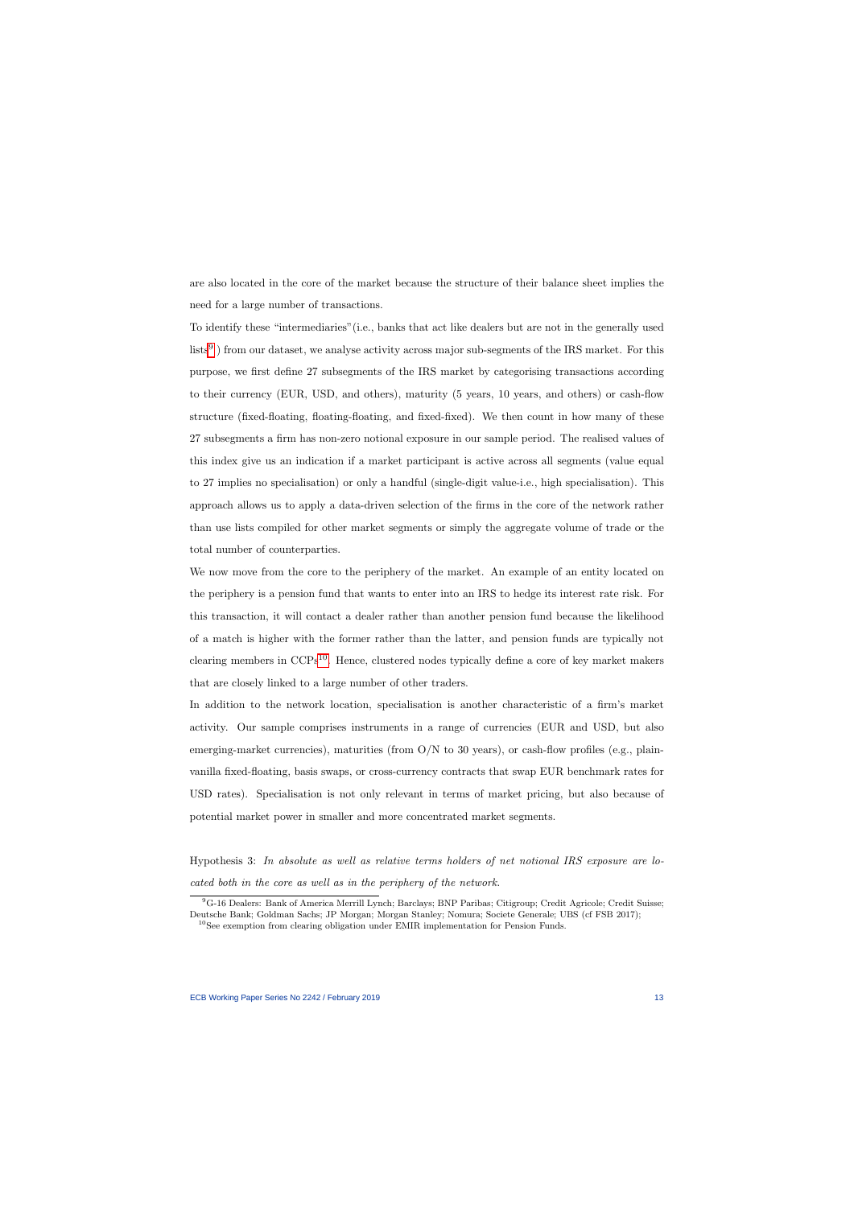are also located in the core of the market because the structure of their balance sheet implies the need for a large number of transactions.

To identify these "intermediaries"(i.e., banks that act like dealers but are not in the generally used lists[9]) from our dataset, we analyse activity across major sub-segments of the IRS market. For this purpose, we first define 27 subsegments of the IRS market by categorising transactions according to their currency (EUR, USD, and others), maturity (5 years, 10 years, and others) or cash-flow structure (fixed-floating, floating-floating, and fixed-fixed). We then count in how many of these 27 subsegments a firm has non-zero notional exposure in our sample period. The realised values of this index give us an indication if a market participant is active across all segments (value equal to 27 implies no specialisation) or only a handful (single-digit value-i.e., high specialisation). This approach allows us to apply a data-driven selection of the firms in the core of the network rather than use lists compiled for other market segments or simply the aggregate volume of trade or the total number of counterparties.

We now move from the core to the periphery of the market. An example of an entity located on the periphery is a pension fund that wants to enter into an IRS to hedge its interest rate risk. For this transaction, it will contact a dealer rather than another pension fund because the likelihood of a match is higher with the former rather than the latter, and pension funds are typically not clearing members in CCPs[10]. Hence, clustered nodes typically define a core of key market makers that are closely linked to a large number of other traders.

In addition to the network location, specialisation is another characteristic of a firm's market activity. Our sample comprises instruments in a range of currencies (EUR and USD, but also emerging-market currencies), maturities (from O/N to 30 years), or cash-flow profiles (e.g., plain-vanilla fixed-floating, basis swaps, or cross-currency contracts that swap EUR benchmark rates for USD rates). Specialisation is not only relevant in terms of market pricing, but also because of potential market power in smaller and more concentrated market segments.

Hypothesis 3: *In absolute as well as relative terms holders of net notional IRS exposure are located both in the core as well as in the periphery of the network.*

---

[9] G-16 Dealers: Bank of America Merrill Lynch; Barclays; BNP Paribas; Citigroup; Credit Agricole; Credit Suisse; Deutsche Bank; Goldman Sachs; JP Morgan; Morgan Stanley; Nomura; Societe Generale; UBS (cf FSB 2017);

[10] See exemption from clearing obligation under EMIR implementation for Pension Funds.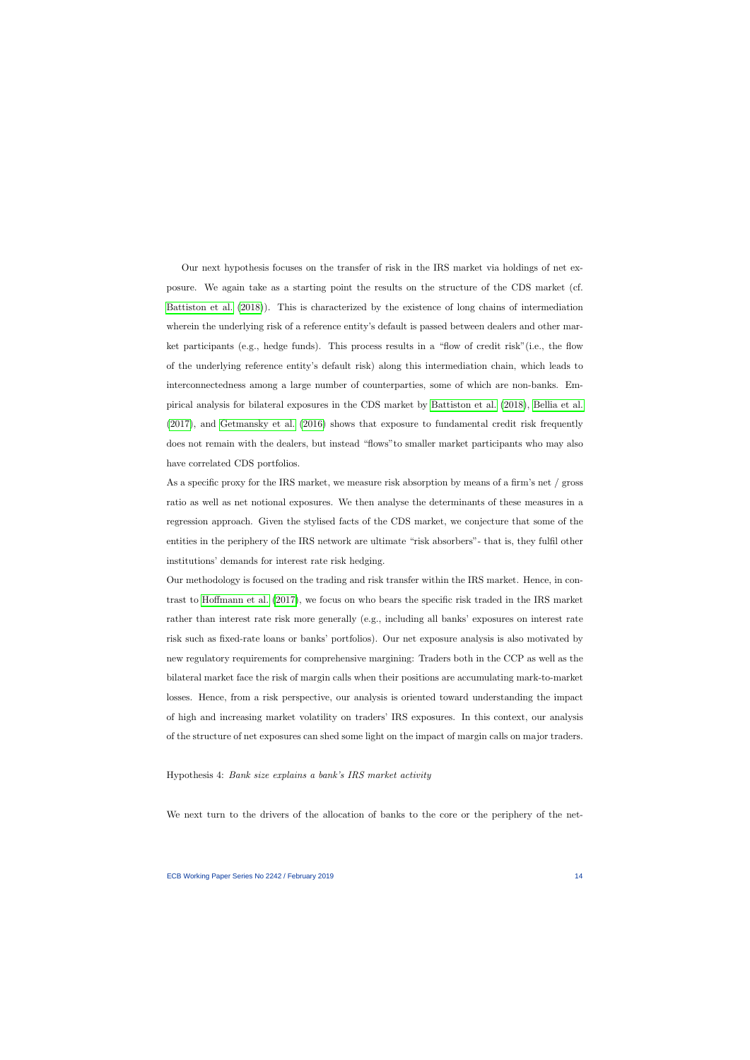Our next hypothesis focuses on the transfer of risk in the IRS market via holdings of net exposure. We again take as a starting point the results on the structure of the CDS market (cf. Battiston et al. (2018)). This is characterized by the existence of long chains of intermediation wherein the underlying risk of a reference entity's default is passed between dealers and other market participants (e.g., hedge funds). This process results in a "flow of credit risk"(i.e., the flow of the underlying reference entity's default risk) along this intermediation chain, which leads to interconnectedness among a large number of counterparties, some of which are non-banks. Empirical analysis for bilateral exposures in the CDS market by Battiston et al. (2018), Bellia et al. (2017), and Getmansky et al. (2016) shows that exposure to fundamental credit risk frequently does not remain with the dealers, but instead "flows"to smaller market participants who may also have correlated CDS portfolios.

As a specific proxy for the IRS market, we measure risk absorption by means of a firm's net / gross ratio as well as net notional exposures. We then analyse the determinants of these measures in a regression approach. Given the stylised facts of the CDS market, we conjecture that some of the entities in the periphery of the IRS network are ultimate "risk absorbers"- that is, they fulfil other institutions' demands for interest rate risk hedging.

Our methodology is focused on the trading and risk transfer within the IRS market. Hence, in contrast to Hoffmann et al. (2017), we focus on who bears the specific risk traded in the IRS market rather than interest rate risk more generally (e.g., including all banks' exposures on interest rate risk such as fixed-rate loans or banks' portfolios). Our net exposure analysis is also motivated by new regulatory requirements for comprehensive margining: Traders both in the CCP as well as the bilateral market face the risk of margin calls when their positions are accumulating mark-to-market losses. Hence, from a risk perspective, our analysis is oriented toward understanding the impact of high and increasing market volatility on traders' IRS exposures. In this context, our analysis of the structure of net exposures can shed some light on the impact of margin calls on major traders.

Hypothesis 4: *Bank size explains a bank's IRS market activity*

We next turn to the drivers of the allocation of banks to the core or the periphery of the net-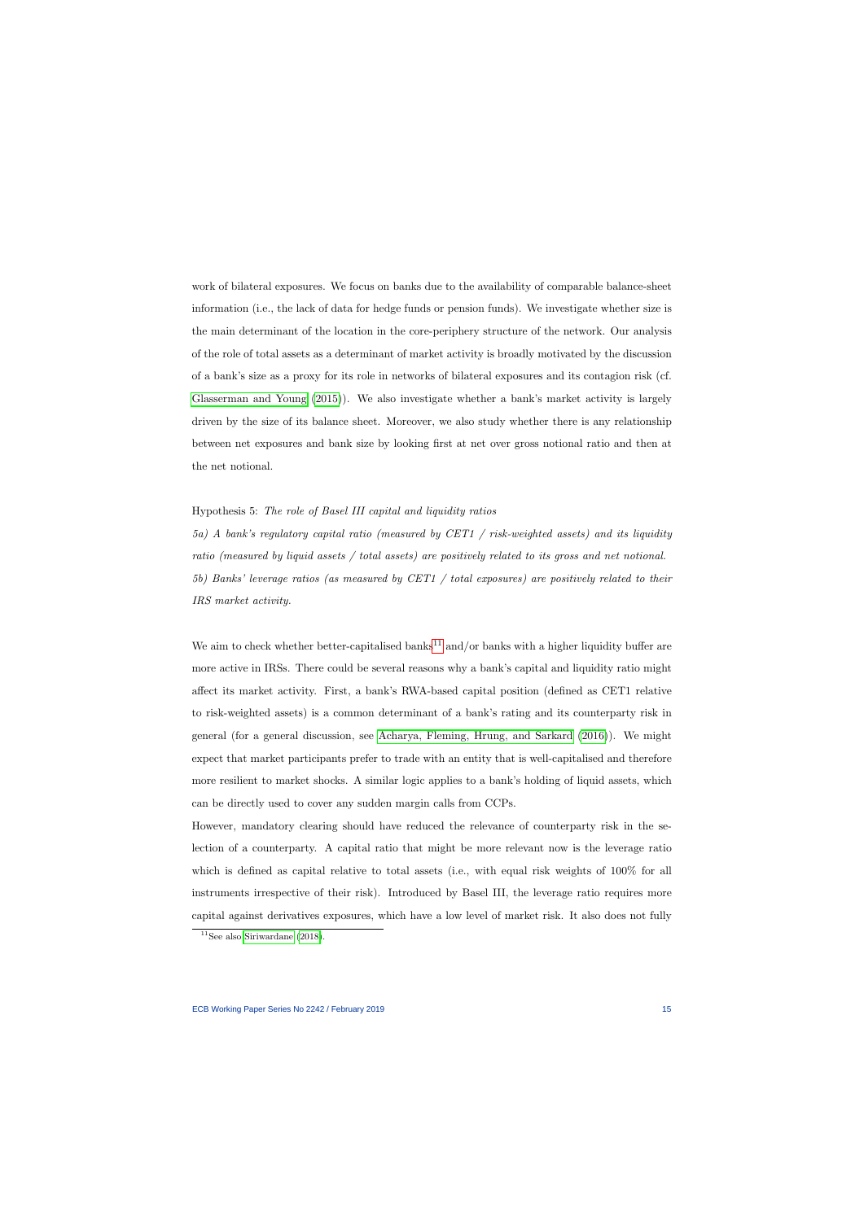work of bilateral exposures. We focus on banks due to the availability of comparable balance-sheet information (i.e., the lack of data for hedge funds or pension funds). We investigate whether size is the main determinant of the location in the core-periphery structure of the network. Our analysis of the role of total assets as a determinant of market activity is broadly motivated by the discussion of a bank's size as a proxy for its role in networks of bilateral exposures and its contagion risk (cf. Glasserman and Young (2015)). We also investigate whether a bank's market activity is largely driven by the size of its balance sheet. Moreover, we also study whether there is any relationship between net exposures and bank size by looking first at net over gross notional ratio and then at the net notional.

Hypothesis 5: *The role of Basel III capital and liquidity ratios*

*5a) A bank's regulatory capital ratio (measured by CET1 / risk-weighted assets) and its liquidity ratio (measured by liquid assets / total assets) are positively related to its gross and net notional.*

*5b) Banks' leverage ratios (as measured by CET1 / total exposures) are positively related to their IRS market activity.*

We aim to check whether better-capitalised banks[11] and/or banks with a higher liquidity buffer are more active in IRSs. There could be several reasons why a bank's capital and liquidity ratio might affect its market activity. First, a bank's RWA-based capital position (defined as CET1 relative to risk-weighted assets) is a common determinant of a bank's rating and its counterparty risk in general (for a general discussion, see Acharya, Fleming, Hrung, and Sarkard (2016)). We might expect that market participants prefer to trade with an entity that is well-capitalised and therefore more resilient to market shocks. A similar logic applies to a bank's holding of liquid assets, which can be directly used to cover any sudden margin calls from CCPs.

However, mandatory clearing should have reduced the relevance of counterparty risk in the selection of a counterparty. A capital ratio that might be more relevant now is the leverage ratio which is defined as capital relative to total assets (i.e., with equal risk weights of 100% for all instruments irrespective of their risk). Introduced by Basel III, the leverage ratio requires more capital against derivatives exposures, which have a low level of market risk. It also does not fully

[11] See also Siriwardane (2018).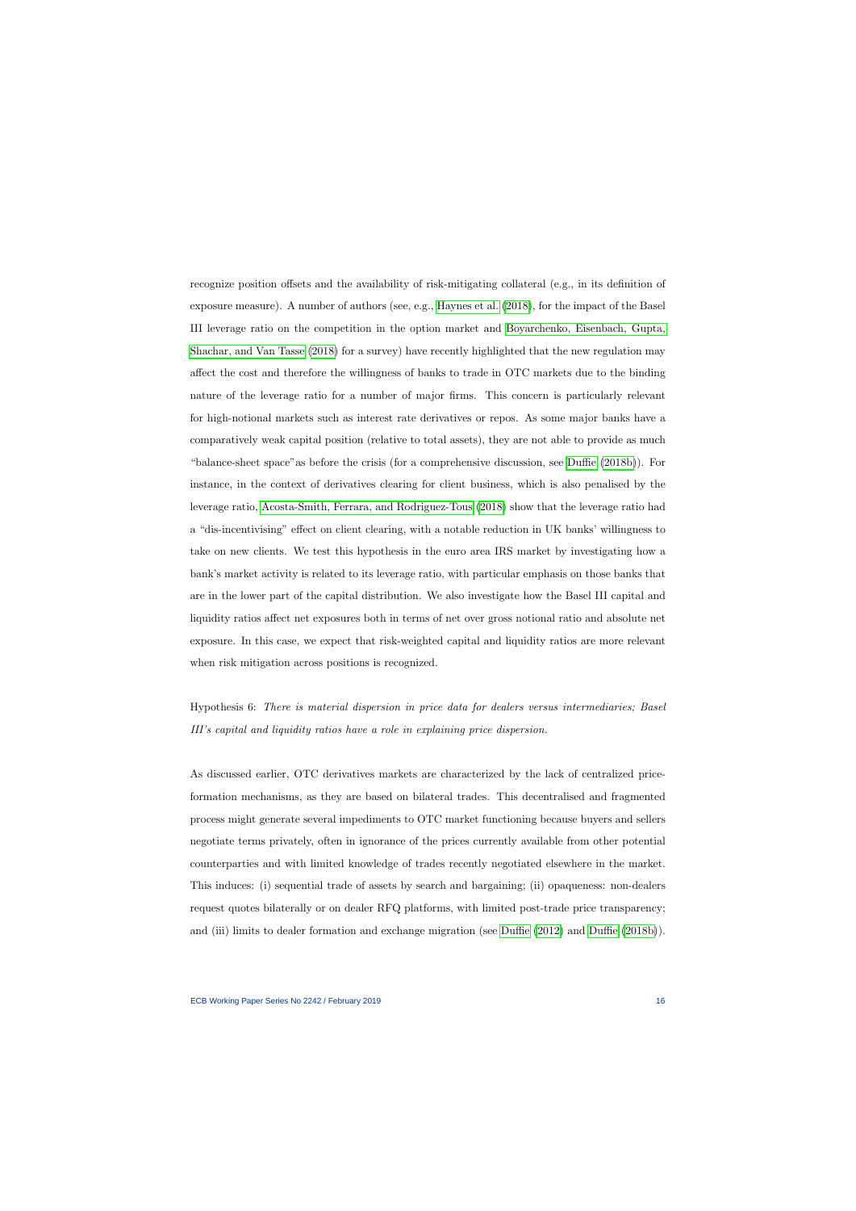recognize position offsets and the availability of risk-mitigating collateral (e.g., in its definition of exposure measure). A number of authors (see, e.g., Haynes et al. (2018), for the impact of the Basel III leverage ratio on the competition in the option market and Boyarchenko, Eisenbach, Gupta, Shachar, and Van Tassel (2018) for a survey) have recently highlighted that the new regulation may affect the cost and therefore the willingness of banks to trade in OTC markets due to the binding nature of the leverage ratio for a number of major firms. This concern is particularly relevant for high-notional markets such as interest rate derivatives or repos. As some major banks have a comparatively weak capital position (relative to total assets), they are not able to provide as much "balance-sheet space"as before the crisis (for a comprehensive discussion, see Duffie (2018b)). For instance, in the context of derivatives clearing for client business, which is also penalised by the leverage ratio, Acosta-Smith, Ferrara, and Rodriguez-Tous (2018) show that the leverage ratio had a "dis-incentivising" effect on client clearing, with a notable reduction in UK banks' willingness to take on new clients. We test this hypothesis in the euro area IRS market by investigating how a bank's market activity is related to its leverage ratio, with particular emphasis on those banks that are in the lower part of the capital distribution. We also investigate how the Basel III capital and liquidity ratios affect net exposures both in terms of net over gross notional ratio and absolute net exposure. In this case, we expect that risk-weighted capital and liquidity ratios are more relevant when risk mitigation across positions is recognized.

Hypothesis 6: *There is material dispersion in price data for dealers versus intermediaries; Basel III's capital and liquidity ratios have a role in explaining price dispersion.*

As discussed earlier, OTC derivatives markets are characterized by the lack of centralized price-formation mechanisms, as they are based on bilateral trades. This decentralised and fragmented process might generate several impediments to OTC market functioning because buyers and sellers negotiate terms privately, often in ignorance of the prices currently available from other potential counterparties and with limited knowledge of trades recently negotiated elsewhere in the market. This induces: (i) sequential trade of assets by search and bargaining; (ii) opaqueness: non-dealers request quotes bilaterally or on dealer RFQ platforms, with limited post-trade price transparency; and (iii) limits to dealer formation and exchange migration (see Duffie (2012) and Duffie (2018b)).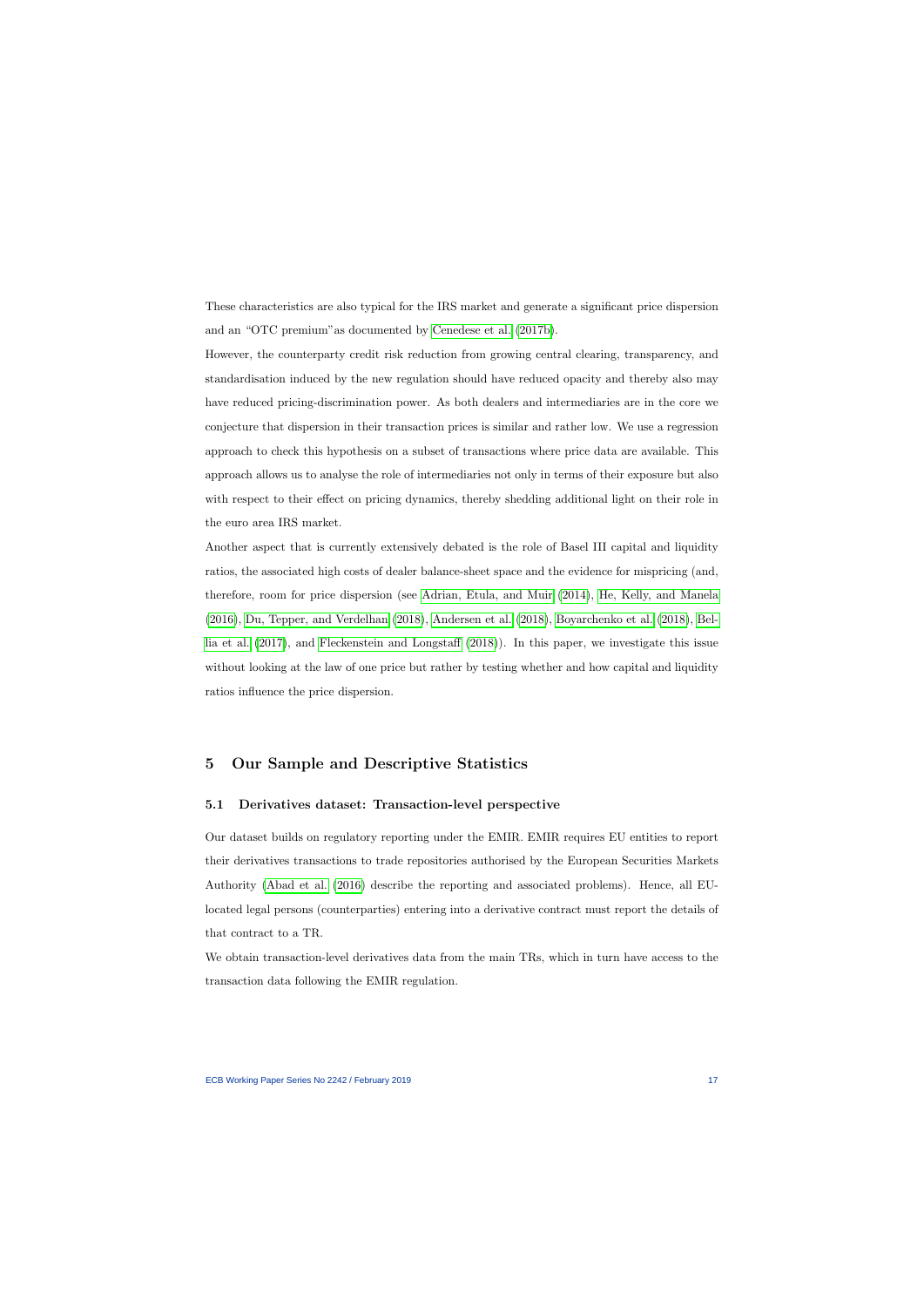These characteristics are also typical for the IRS market and generate a significant price dispersion and an "OTC premium"as documented by Cenedese et al. (2017b).

However, the counterparty credit risk reduction from growing central clearing, transparency, and standardisation induced by the new regulation should have reduced opacity and thereby also may have reduced pricing-discrimination power. As both dealers and intermediaries are in the core we conjecture that dispersion in their transaction prices is similar and rather low. We use a regression approach to check this hypothesis on a subset of transactions where price data are available. This approach allows us to analyse the role of intermediaries not only in terms of their exposure but also with respect to their effect on pricing dynamics, thereby shedding additional light on their role in the euro area IRS market.

Another aspect that is currently extensively debated is the role of Basel III capital and liquidity ratios, the associated high costs of dealer balance-sheet space and the evidence for mispricing (and, therefore, room for price dispersion (see Adrian, Etula, and Muir (2014), He, Kelly, and Manela (2016), Du, Tepper, and Verdelhan (2018), Andersen et al. (2018), Boyarchenko et al. (2018), Bellia et al. (2017), and Fleckenstein and Longstaff (2018)). In this paper, we investigate this issue without looking at the law of one price but rather by testing whether and how capital and liquidity ratios influence the price dispersion.

# 5 Our Sample and Descriptive Statistics

## 5.1 Derivatives dataset: Transaction-level perspective

Our dataset builds on regulatory reporting under the EMIR. EMIR requires EU entities to report their derivatives transactions to trade repositories authorised by the European Securities Markets Authority (Abad et al. (2016) describe the reporting and associated problems). Hence, all EU-located legal persons (counterparties) entering into a derivative contract must report the details of that contract to a TR.

We obtain transaction-level derivatives data from the main TRs, which in turn have access to the transaction data following the EMIR regulation.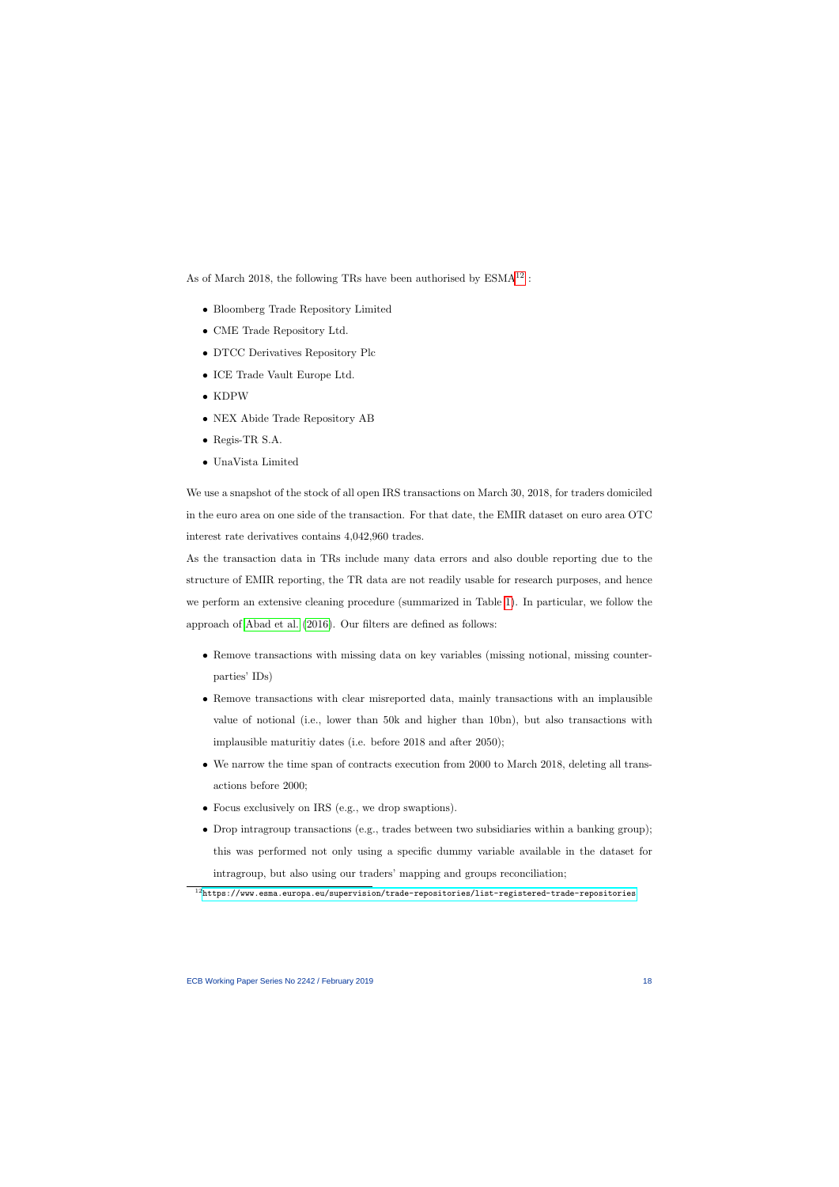As of March 2018, the following TRs have been authorised by ESMA[12]:

- Bloomberg Trade Repository Limited
- CME Trade Repository Ltd.
- DTCC Derivatives Repository Plc
- ICE Trade Vault Europe Ltd.
- KDPW
- NEX Abide Trade Repository AB
- Regis-TR S.A.
- UnaVista Limited

We use a snapshot of the stock of all open IRS transactions on March 30, 2018, for traders domiciled in the euro area on one side of the transaction. For that date, the EMIR dataset on euro area OTC interest rate derivatives contains 4,042,960 trades.

As the transaction data in TRs include many data errors and also double reporting due to the structure of EMIR reporting, the TR data are not readily usable for research purposes, and hence we perform an extensive cleaning procedure (summarized in Table 1). In particular, we follow the approach of Abad et al. (2016). Our filters are defined as follows:

- Remove transactions with missing data on key variables (missing notional, missing counterparties' IDs)
- Remove transactions with clear misreported data, mainly transactions with an implausible value of notional (i.e., lower than 50k and higher than 10bn), but also transactions with implausible maturitiy dates (i.e. before 2018 and after 2050);
- We narrow the time span of contracts execution from 2000 to March 2018, deleting all transactions before 2000;
- Focus exclusively on IRS (e.g., we drop swaptions).
- Drop intragroup transactions (e.g., trades between two subsidiaries within a banking group); this was performed not only using a specific dummy variable available in the dataset for intragroup, but also using our traders' mapping and groups reconciliation;

[12] https://www.esma.europa.eu/supervision/trade-repositories/list-registered-trade-repositories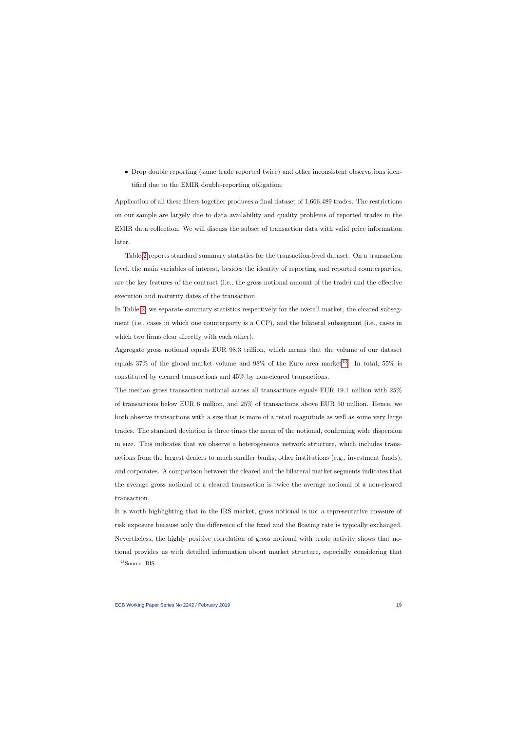- Drop double reporting (same trade reported twice) and other inconsistent observations identified due to the EMIR double-reporting obligation;

Application of all these filters together produces a final dataset of 1,666,489 trades. The restrictions on our sample are largely due to data availability and quality problems of reported trades in the EMIR data collection. We will discuss the subset of transaction data with valid price information later.

Table 2 reports standard summary statistics for the transaction-level dataset. On a transaction level, the main variables of interest, besides the identity of reporting and reported counterparties, are the key features of the contract (i.e., the gross notional amount of the trade) and the effective execution and maturity dates of the transaction.

In Table 2, we separate summary statistics respectively for the overall market, the cleared subsegment (i.e., cases in which one counterparty is a CCP), and the bilateral subsegment (i.e., cases in which two firms clear directly with each other).

Aggregate gross notional equals EUR 98.3 trillion, which means that the volume of our dataset equals 37% of the global market volume and 98% of the Euro area market[13]. In total, 55% is constituted by cleared transactions and 45% by non-cleared transactions.

The median gross transaction notional across all transactions equals EUR 19.1 million with 25% of transactions below EUR 6 million, and 25% of transactions above EUR 50 million. Hence, we both observe transactions with a size that is more of a retail magnitude as well as some very large trades. The standard deviation is three times the mean of the notional, confirming wide dispersion in size. This indicates that we observe a heterogeneous network structure, which includes transactions from the largest dealers to much smaller banks, other institutions (e.g., investment funds), and corporates. A comparison between the cleared and the bilateral market segments indicates that the average gross notional of a cleared transaction is twice the average notional of a non-cleared transaction.

It is worth highlighting that in the IRS market, gross notional is not a representative measure of risk exposure because only the difference of the fixed and the floating rate is typically exchanged. Nevertheless, the highly positive correlation of gross notional with trade activity shows that notional provides us with detailed information about market structure, especially considering that

[13] Source: BIS.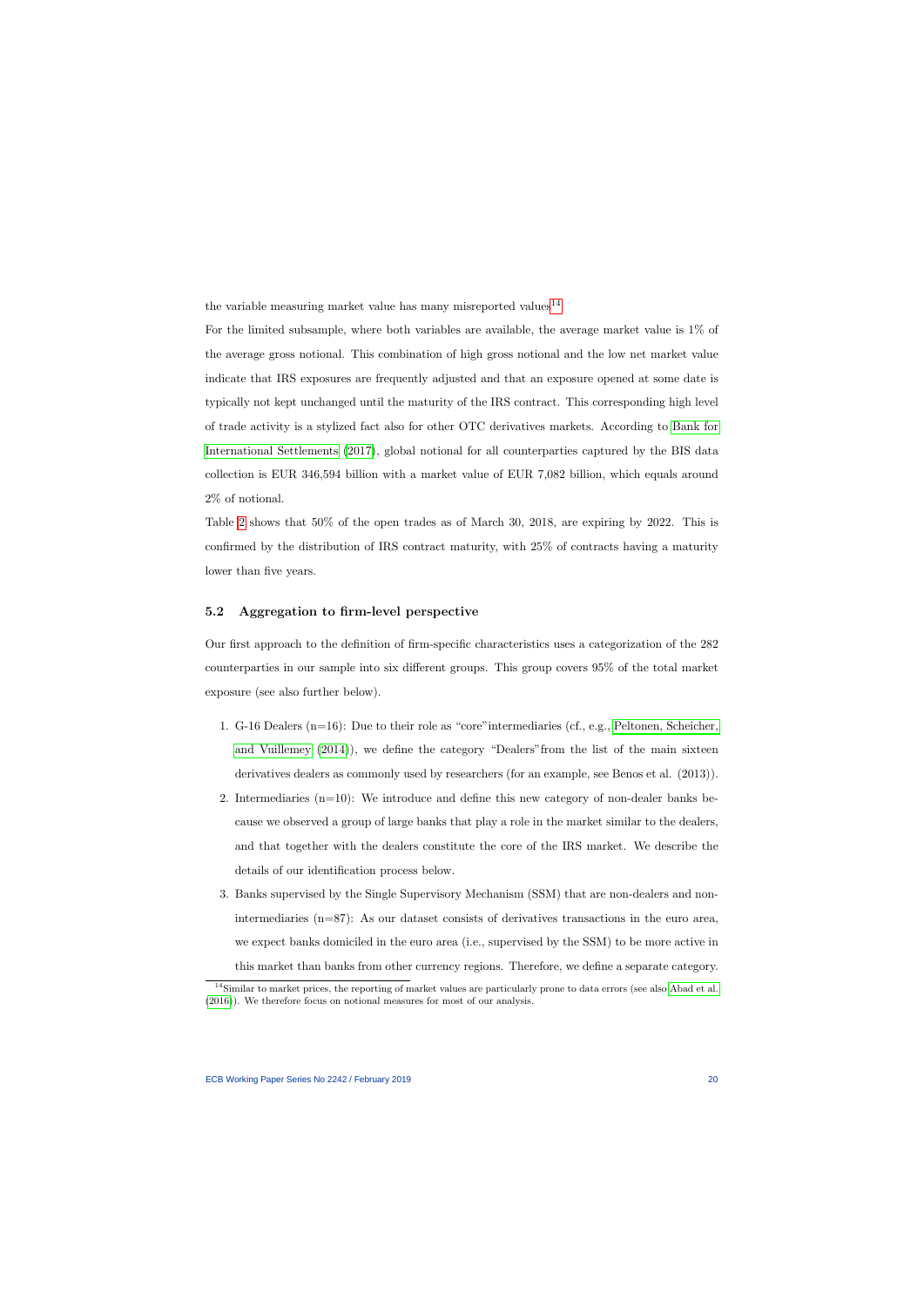the variable measuring market value has many misreported values[14].

For the limited subsample, where both variables are available, the average market value is 1% of the average gross notional. This combination of high gross notional and the low net market value indicate that IRS exposures are frequently adjusted and that an exposure opened at some date is typically not kept unchanged until the maturity of the IRS contract. This corresponding high level of trade activity is a stylized fact also for other OTC derivatives markets. According to Bank for International Settlements (2017), global notional for all counterparties captured by the BIS data collection is EUR 346,594 billion with a market value of EUR 7,082 billion, which equals around 2% of notional.

Table 2 shows that 50% of the open trades as of March 30, 2018, are expiring by 2022. This is confirmed by the distribution of IRS contract maturity, with 25% of contracts having a maturity lower than five years.

### 5.2 Aggregation to firm-level perspective

Our first approach to the definition of firm-specific characteristics uses a categorization of the 282 counterparties in our sample into six different groups. This group covers 95% of the total market exposure (see also further below).

1. G-16 Dealers (n=16): Due to their role as "core"intermediaries (cf., e.g., Peltonen, Scheicher, and Vuillemey (2014)), we define the category "Dealers"from the list of the main sixteen derivatives dealers as commonly used by researchers (for an example, see Benos et al. (2013)).
2. Intermediaries (n=10): We introduce and define this new category of non-dealer banks because we observed a group of large banks that play a role in the market similar to the dealers, and that together with the dealers constitute the core of the IRS market. We describe the details of our identification process below.
3. Banks supervised by the Single Supervisory Mechanism (SSM) that are non-dealers and non-intermediaries (n=87): As our dataset consists of derivatives transactions in the euro area, we expect banks domiciled in the euro area (i.e., supervised by the SSM) to be more active in this market than banks from other currency regions. Therefore, we define a separate category.

[14] Similar to market prices, the reporting of market values are particularly prone to data errors (see also Abad et al. (2016)). We therefore focus on notional measures for most of our analysis.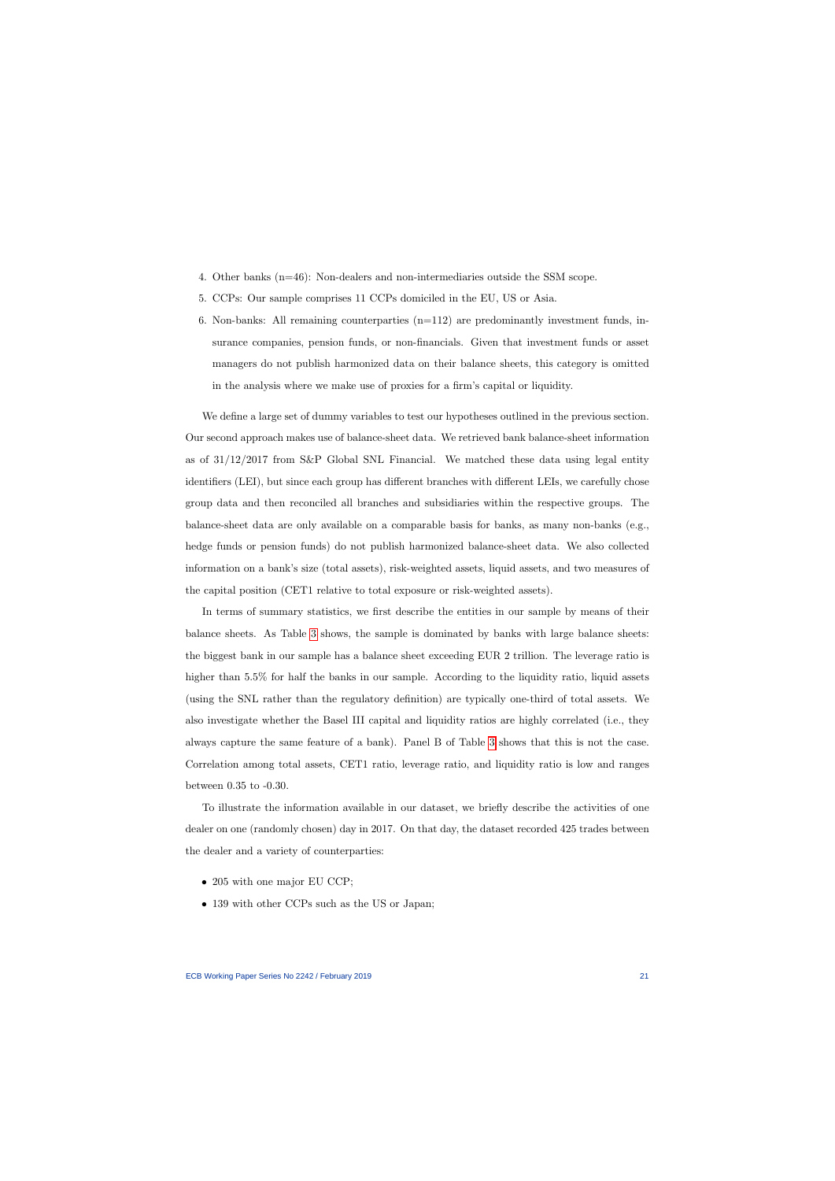4. Other banks (n=46): Non-dealers and non-intermediaries outside the SSM scope.
5. CCPs: Our sample comprises 11 CCPs domiciled in the EU, US or Asia.
6. Non-banks: All remaining counterparties (n=112) are predominantly investment funds, insurance companies, pension funds, or non-financials. Given that investment funds or asset managers do not publish harmonized data on their balance sheets, this category is omitted in the analysis where we make use of proxies for a firm's capital or liquidity.

We define a large set of dummy variables to test our hypotheses outlined in the previous section. Our second approach makes use of balance-sheet data. We retrieved bank balance-sheet information as of 31/12/2017 from S&P Global SNL Financial. We matched these data using legal entity identifiers (LEI), but since each group has different branches with different LEIs, we carefully chose group data and then reconciled all branches and subsidiaries within the respective groups. The balance-sheet data are only available on a comparable basis for banks, as many non-banks (e.g., hedge funds or pension funds) do not publish harmonized balance-sheet data. We also collected information on a bank's size (total assets), risk-weighted assets, liquid assets, and two measures of the capital position (CET1 relative to total exposure or risk-weighted assets).

In terms of summary statistics, we first describe the entities in our sample by means of their balance sheets. As Table 3 shows, the sample is dominated by banks with large balance sheets: the biggest bank in our sample has a balance sheet exceeding EUR 2 trillion. The leverage ratio is higher than 5.5% for half the banks in our sample. According to the liquidity ratio, liquid assets (using the SNL rather than the regulatory definition) are typically one-third of total assets. We also investigate whether the Basel III capital and liquidity ratios are highly correlated (i.e., they always capture the same feature of a bank). Panel B of Table 3 shows that this is not the case. Correlation among total assets, CET1 ratio, leverage ratio, and liquidity ratio is low and ranges between 0.35 to -0.30.

To illustrate the information available in our dataset, we briefly describe the activities of one dealer on one (randomly chosen) day in 2017. On that day, the dataset recorded 425 trades between the dealer and a variety of counterparties:

- 205 with one major EU CCP;
- 139 with other CCPs such as the US or Japan;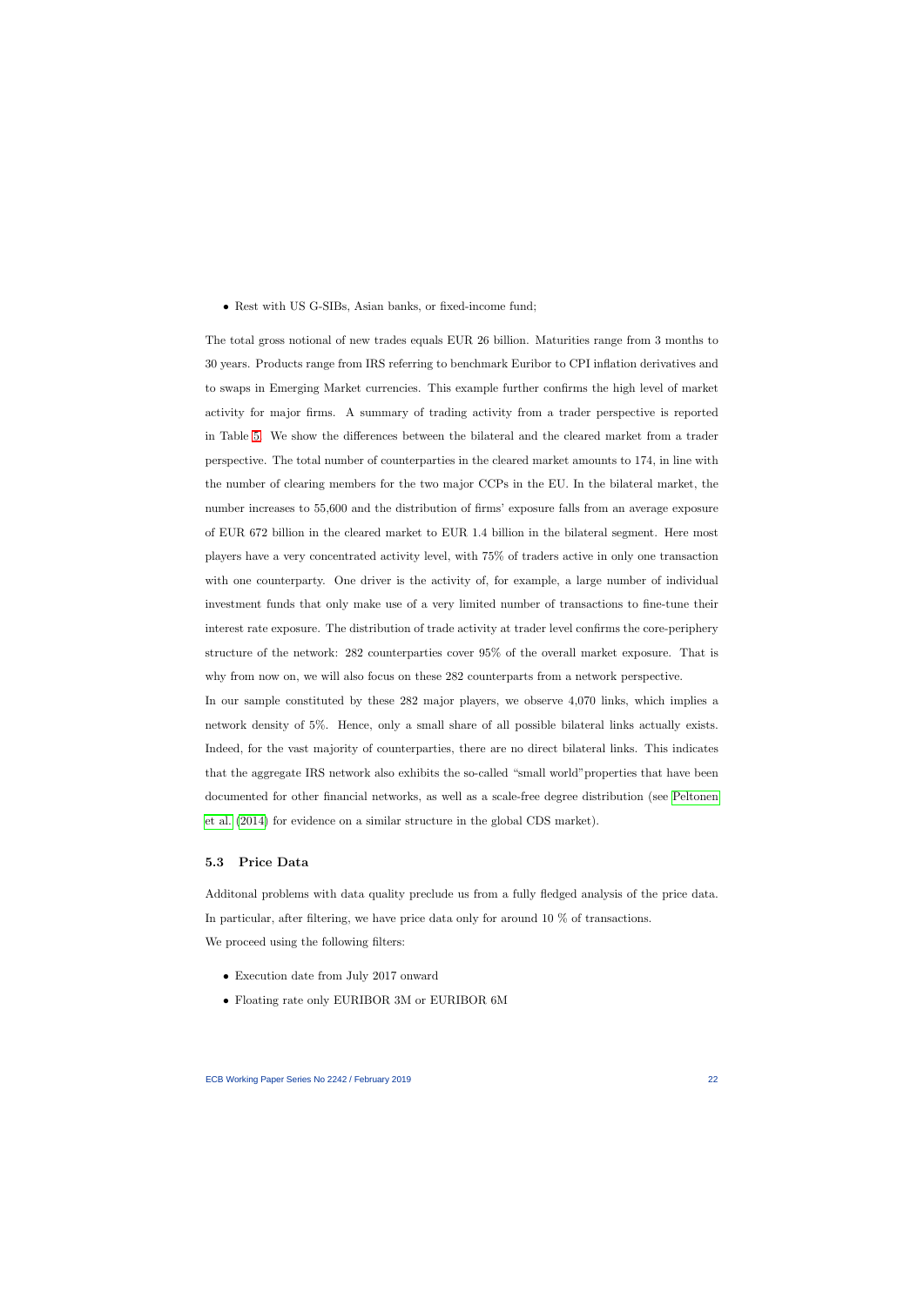- Rest with US G-SIBs, Asian banks, or fixed-income fund;

The total gross notional of new trades equals EUR 26 billion. Maturities range from 3 months to 30 years. Products range from IRS referring to benchmark Euribor to CPI inflation derivatives and to swaps in Emerging Market currencies. This example further confirms the high level of market activity for major firms. A summary of trading activity from a trader perspective is reported in Table 5. We show the differences between the bilateral and the cleared market from a trader perspective. The total number of counterparties in the cleared market amounts to 174, in line with the number of clearing members for the two major CCPs in the EU. In the bilateral market, the number increases to 55,600 and the distribution of firms' exposure falls from an average exposure of EUR 672 billion in the cleared market to EUR 1.4 billion in the bilateral segment. Here most players have a very concentrated activity level, with 75% of traders active in only one transaction with one counterparty. One driver is the activity of, for example, a large number of individual investment funds that only make use of a very limited number of transactions to fine-tune their interest rate exposure. The distribution of trade activity at trader level confirms the core-periphery structure of the network: 282 counterparties cover 95% of the overall market exposure. That is why from now on, we will also focus on these 282 counterparts from a network perspective.

In our sample constituted by these 282 major players, we observe 4,070 links, which implies a network density of 5%. Hence, only a small share of all possible bilateral links actually exists. Indeed, for the vast majority of counterparties, there are no direct bilateral links. This indicates that the aggregate IRS network also exhibits the so-called "small world"properties that have been documented for other financial networks, as well as a scale-free degree distribution (see Peltonen et al. (2014) for evidence on a similar structure in the global CDS market).

### 5.3 Price Data

Additonal problems with data quality preclude us from a fully fledged analysis of the price data. In particular, after filtering, we have price data only for around 10 % of transactions.

We proceed using the following filters:

- Execution date from July 2017 onward
- Floating rate only EURIBOR 3M or EURIBOR 6M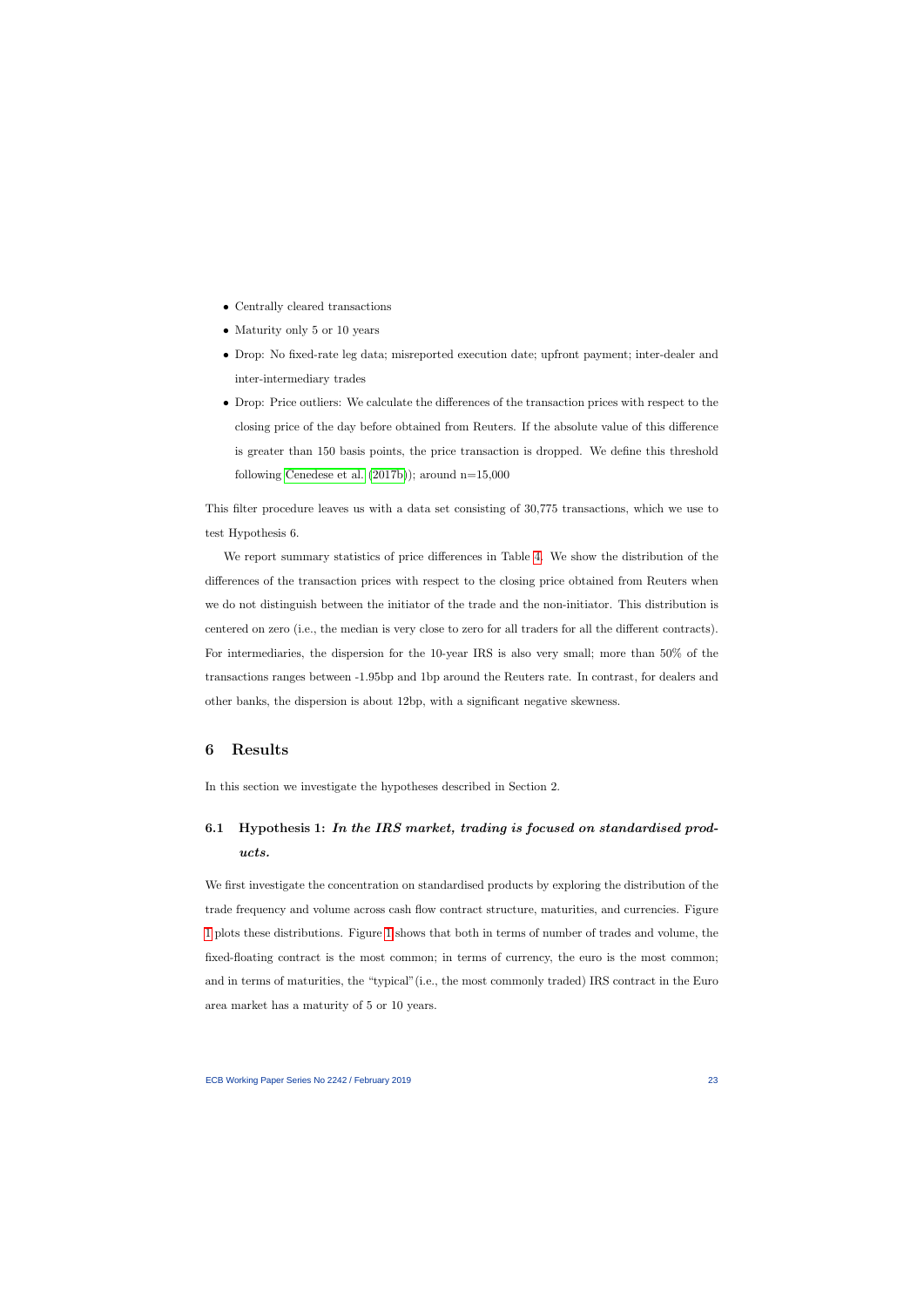- Centrally cleared transactions
- Maturity only 5 or 10 years
- Drop: No fixed-rate leg data; misreported execution date; upfront payment; inter-dealer and inter-intermediary trades
- Drop: Price outliers: We calculate the differences of the transaction prices with respect to the closing price of the day before obtained from Reuters. If the absolute value of this difference is greater than 150 basis points, the price transaction is dropped. We define this threshold following Cenedese et al. (2017b)); around n=15,000

This filter procedure leaves us with a data set consisting of 30,775 transactions, which we use to test Hypothesis 6.

We report summary statistics of price differences in Table 4. We show the distribution of the differences of the transaction prices with respect to the closing price obtained from Reuters when we do not distinguish between the initiator of the trade and the non-initiator. This distribution is centered on zero (i.e., the median is very close to zero for all traders for all the different contracts). For intermediaries, the dispersion for the 10-year IRS is also very small; more than 50% of the transactions ranges between -1.95bp and 1bp around the Reuters rate. In contrast, for dealers and other banks, the dispersion is about 12bp, with a significant negative skewness.

# 6 Results

In this section we investigate the hypotheses described in Section 2.

## 6.1 Hypothesis 1: *In the IRS market, trading is focused on standardised products.*

We first investigate the concentration on standardised products by exploring the distribution of the trade frequency and volume across cash flow contract structure, maturities, and currencies. Figure 1 plots these distributions. Figure 1 shows that both in terms of number of trades and volume, the fixed-floating contract is the most common; in terms of currency, the euro is the most common; and in terms of maturities, the "typical"(i.e., the most commonly traded) IRS contract in the Euro area market has a maturity of 5 or 10 years.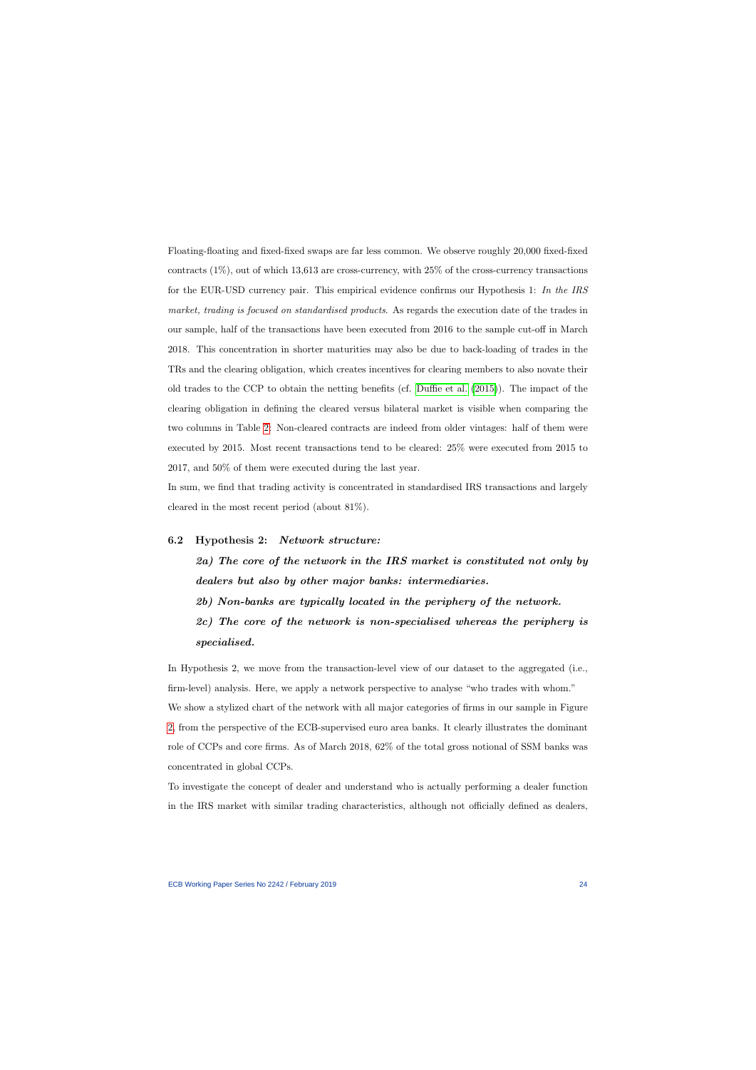Floating-floating and fixed-fixed swaps are far less common. We observe roughly 20,000 fixed-fixed contracts (1%), out of which 13,613 are cross-currency, with 25% of the cross-currency transactions for the EUR-USD currency pair. This empirical evidence confirms our Hypothesis 1: *In the IRS market, trading is focused on standardised products*. As regards the execution date of the trades in our sample, half of the transactions have been executed from 2016 to the sample cut-off in March 2018. This concentration in shorter maturities may also be due to back-loading of trades in the TRs and the clearing obligation, which creates incentives for clearing members to also novate their old trades to the CCP to obtain the netting benefits (cf. Duffie et al. (2015)). The impact of the clearing obligation in defining the cleared versus bilateral market is visible when comparing the two columns in Table 2: Non-cleared contracts are indeed from older vintages: half of them were executed by 2015. Most recent transactions tend to be cleared: 25% were executed from 2015 to 2017, and 50% of them were executed during the last year.

In sum, we find that trading activity is concentrated in standardised IRS transactions and largely cleared in the most recent period (about 81%).

### 6.2 Hypothesis 2: *Network structure:*

> ***2a) The core of the network in the IRS market is constituted not only by dealers but also by other major banks: intermediaries.***
>
> ***2b) Non-banks are typically located in the periphery of the network.***
>
> ***2c) The core of the network is non-specialised whereas the periphery is specialised.***

In Hypothesis 2, we move from the transaction-level view of our dataset to the aggregated (i.e., firm-level) analysis. Here, we apply a network perspective to analyse "who trades with whom."

We show a stylized chart of the network with all major categories of firms in our sample in Figure 2 from the perspective of the ECB-supervised euro area banks. It clearly illustrates the dominant role of CCPs and core firms. As of March 2018, 62% of the total gross notional of SSM banks was concentrated in global CCPs.

To investigate the concept of dealer and understand who is actually performing a dealer function in the IRS market with similar trading characteristics, although not officially defined as dealers,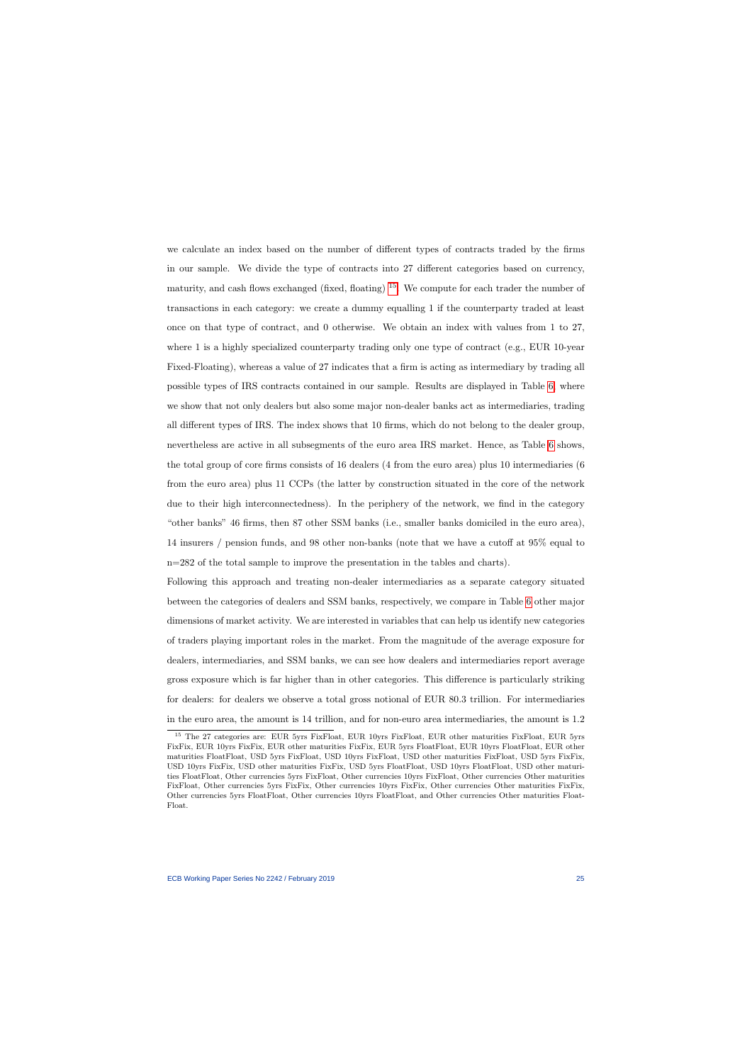we calculate an index based on the number of different types of contracts traded by the firms in our sample. We divide the type of contracts into 27 different categories based on currency, maturity, and cash flows exchanged (fixed, floating) [15]. We compute for each trader the number of transactions in each category: we create a dummy equalling 1 if the counterparty traded at least once on that type of contract, and 0 otherwise. We obtain an index with values from 1 to 27, where 1 is a highly specialized counterparty trading only one type of contract (e.g., EUR 10-year Fixed-Floating), whereas a value of 27 indicates that a firm is acting as intermediary by trading all possible types of IRS contracts contained in our sample. Results are displayed in Table 6, where we show that not only dealers but also some major non-dealer banks act as intermediaries, trading all different types of IRS. The index shows that 10 firms, which do not belong to the dealer group, nevertheless are active in all subsegments of the euro area IRS market. Hence, as Table 6 shows, the total group of core firms consists of 16 dealers (4 from the euro area) plus 10 intermediaries (6 from the euro area) plus 11 CCPs (the latter by construction situated in the core of the network due to their high interconnectedness). In the periphery of the network, we find in the category "other banks" 46 firms, then 87 other SSM banks (i.e., smaller banks domiciled in the euro area), 14 insurers / pension funds, and 98 other non-banks (note that we have a cutoff at 95% equal to n=282 of the total sample to improve the presentation in the tables and charts).

Following this approach and treating non-dealer intermediaries as a separate category situated between the categories of dealers and SSM banks, respectively, we compare in Table 6 other major dimensions of market activity. We are interested in variables that can help us identify new categories of traders playing important roles in the market. From the magnitude of the average exposure for dealers, intermediaries, and SSM banks, we can see how dealers and intermediaries report average gross exposure which is far higher than in other categories. This difference is particularly striking for dealers: for dealers we observe a total gross notional of EUR 80.3 trillion. For intermediaries in the euro area, the amount is 14 trillion, and for non-euro area intermediaries, the amount is 1.2

[15] The 27 categories are: EUR 5yrs FixFloat, EUR 10yrs FixFloat, EUR other maturities FixFloat, EUR 5yrs FixFix, EUR 10yrs FixFix, EUR other maturities FixFix, EUR 5yrs FloatFloat, EUR 10yrs FloatFloat, EUR other maturities FloatFloat, USD 5yrs FixFloat, USD 10yrs FixFloat, USD other maturities FixFloat, USD 5yrs FixFix, USD 10yrs FixFix, USD other maturities FixFix, USD 5yrs FloatFloat, USD 10yrs FloatFloat, USD other maturities FloatFloat, Other currencies 5yrs FixFloat, Other currencies 10yrs FixFloat, Other currencies Other maturities FixFloat, Other currencies 5yrs FixFix, Other currencies 10yrs FixFix, Other currencies Other maturities FixFix, Other currencies 5yrs FloatFloat, Other currencies 10yrs FloatFloat, and Other currencies Other maturities FloatFloat.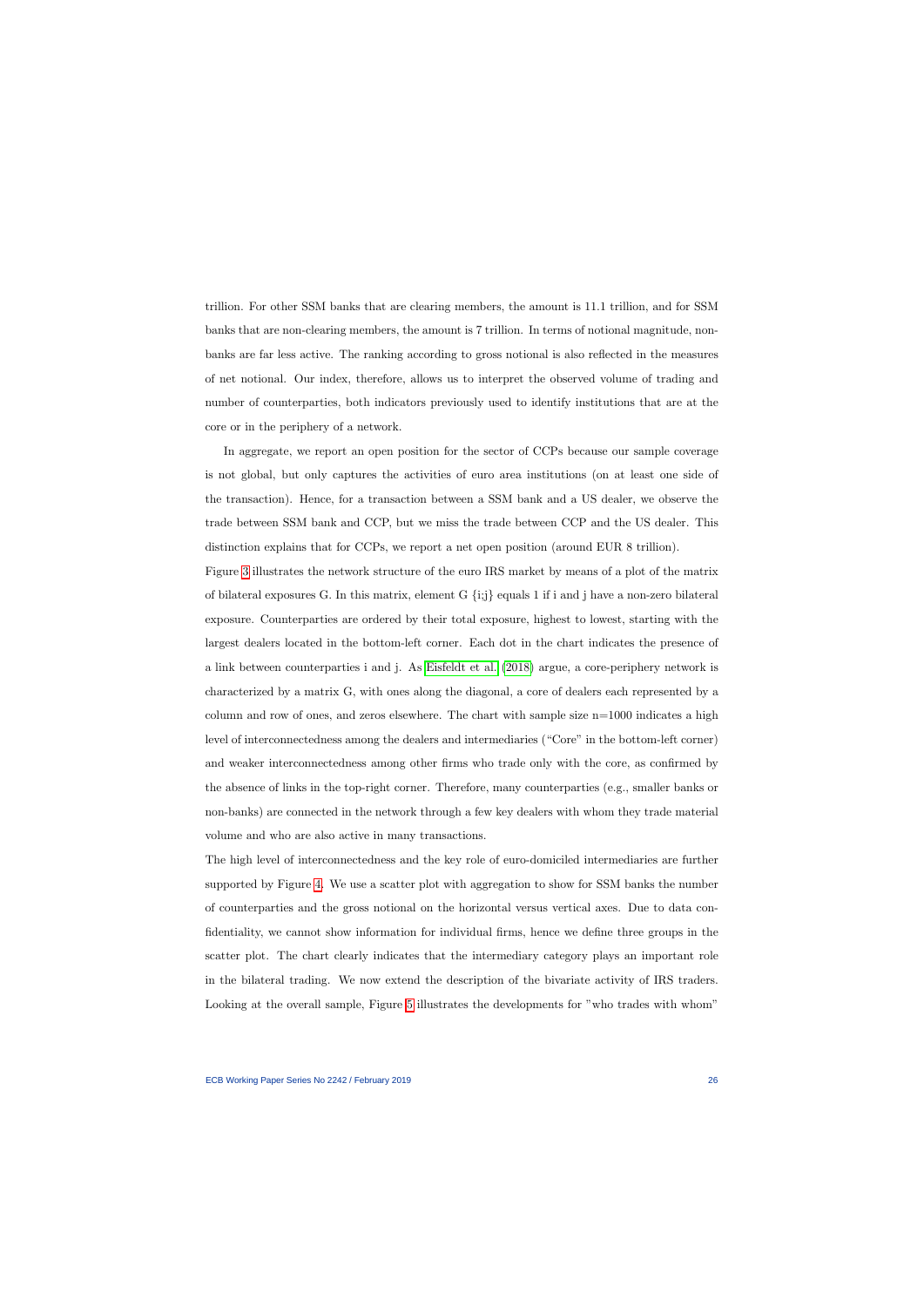trillion. For other SSM banks that are clearing members, the amount is 11.1 trillion, and for SSM banks that are non-clearing members, the amount is 7 trillion. In terms of notional magnitude, non-banks are far less active. The ranking according to gross notional is also reflected in the measures of net notional. Our index, therefore, allows us to interpret the observed volume of trading and number of counterparties, both indicators previously used to identify institutions that are at the core or in the periphery of a network.

In aggregate, we report an open position for the sector of CCPs because our sample coverage is not global, but only captures the activities of euro area institutions (on at least one side of the transaction). Hence, for a transaction between a SSM bank and a US dealer, we observe the trade between SSM bank and CCP, but we miss the trade between CCP and the US dealer. This distinction explains that for CCPs, we report a net open position (around EUR 8 trillion).

Figure 3 illustrates the network structure of the euro IRS market by means of a plot of the matrix of bilateral exposures G. In this matrix, element G {i;j} equals 1 if i and j have a non-zero bilateral exposure. Counterparties are ordered by their total exposure, highest to lowest, starting with the largest dealers located in the bottom-left corner. Each dot in the chart indicates the presence of a link between counterparties i and j. As Eisfeldt et al. (2018) argue, a core-periphery network is characterized by a matrix G, with ones along the diagonal, a core of dealers each represented by a column and row of ones, and zeros elsewhere. The chart with sample size n=1000 indicates a high level of interconnectedness among the dealers and intermediaries ("Core" in the bottom-left corner) and weaker interconnectedness among other firms who trade only with the core, as confirmed by the absence of links in the top-right corner. Therefore, many counterparties (e.g., smaller banks or non-banks) are connected in the network through a few key dealers with whom they trade material volume and who are also active in many transactions.

The high level of interconnectedness and the key role of euro-domiciled intermediaries are further supported by Figure 4. We use a scatter plot with aggregation to show for SSM banks the number of counterparties and the gross notional on the horizontal versus vertical axes. Due to data confidentiality, we cannot show information for individual firms, hence we define three groups in the scatter plot. The chart clearly indicates that the intermediary category plays an important role in the bilateral trading. We now extend the description of the bivariate activity of IRS traders. Looking at the overall sample, Figure 5 illustrates the developments for "who trades with whom"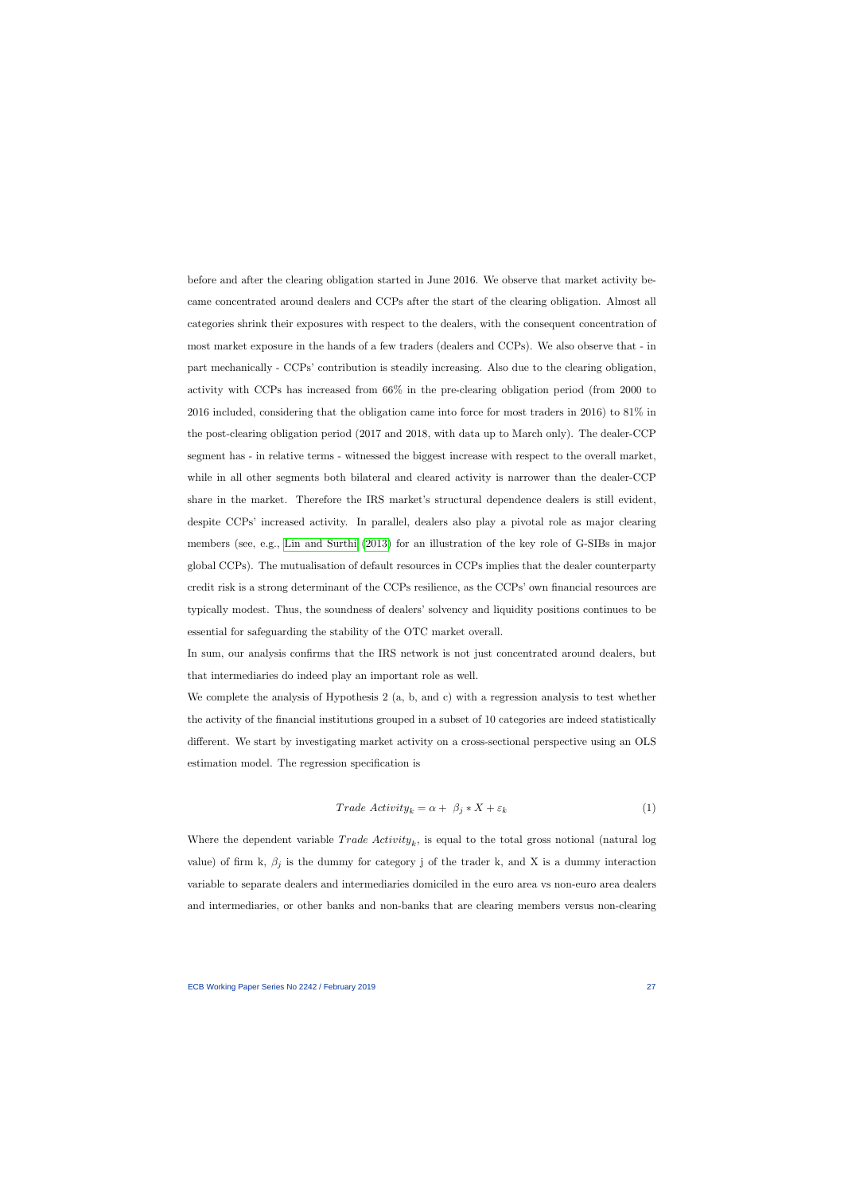before and after the clearing obligation started in June 2016. We observe that market activity became concentrated around dealers and CCPs after the start of the clearing obligation. Almost all categories shrink their exposures with respect to the dealers, with the consequent concentration of most market exposure in the hands of a few traders (dealers and CCPs). We also observe that - in part mechanically - CCPs' contribution is steadily increasing. Also due to the clearing obligation, activity with CCPs has increased from 66% in the pre-clearing obligation period (from 2000 to 2016 included, considering that the obligation came into force for most traders in 2016) to 81% in the post-clearing obligation period (2017 and 2018, with data up to March only). The dealer-CCP segment has - in relative terms - witnessed the biggest increase with respect to the overall market, while in all other segments both bilateral and cleared activity is narrower than the dealer-CCP share in the market. Therefore the IRS market's structural dependence dealers is still evident, despite CCPs' increased activity. In parallel, dealers also play a pivotal role as major clearing members (see, e.g., Lin and Surthi (2013) for an illustration of the key role of G-SIBs in major global CCPs). The mutualisation of default resources in CCPs implies that the dealer counterparty credit risk is a strong determinant of the CCPs resilience, as the CCPs' own financial resources are typically modest. Thus, the soundness of dealers' solvency and liquidity positions continues to be essential for safeguarding the stability of the OTC market overall.

In sum, our analysis confirms that the IRS network is not just concentrated around dealers, but that intermediaries do indeed play an important role as well.

We complete the analysis of Hypothesis 2 (a, b, and c) with a regression analysis to test whether the activity of the financial institutions grouped in a subset of 10 categories are indeed statistically different. We start by investigating market activity on a cross-sectional perspective using an OLS estimation model. The regression specification is

$$Trade\ Activity_k = \alpha + \ \beta_j * X + \varepsilon_k \tag{1}$$

Where the dependent variable $Trade\ Activity_k$, is equal to the total gross notional (natural log value) of firm k, $\beta_j$ is the dummy for category j of the trader k, and X is a dummy interaction variable to separate dealers and intermediaries domiciled in the euro area vs non-euro area dealers and intermediaries, or other banks and non-banks that are clearing members versus non-clearing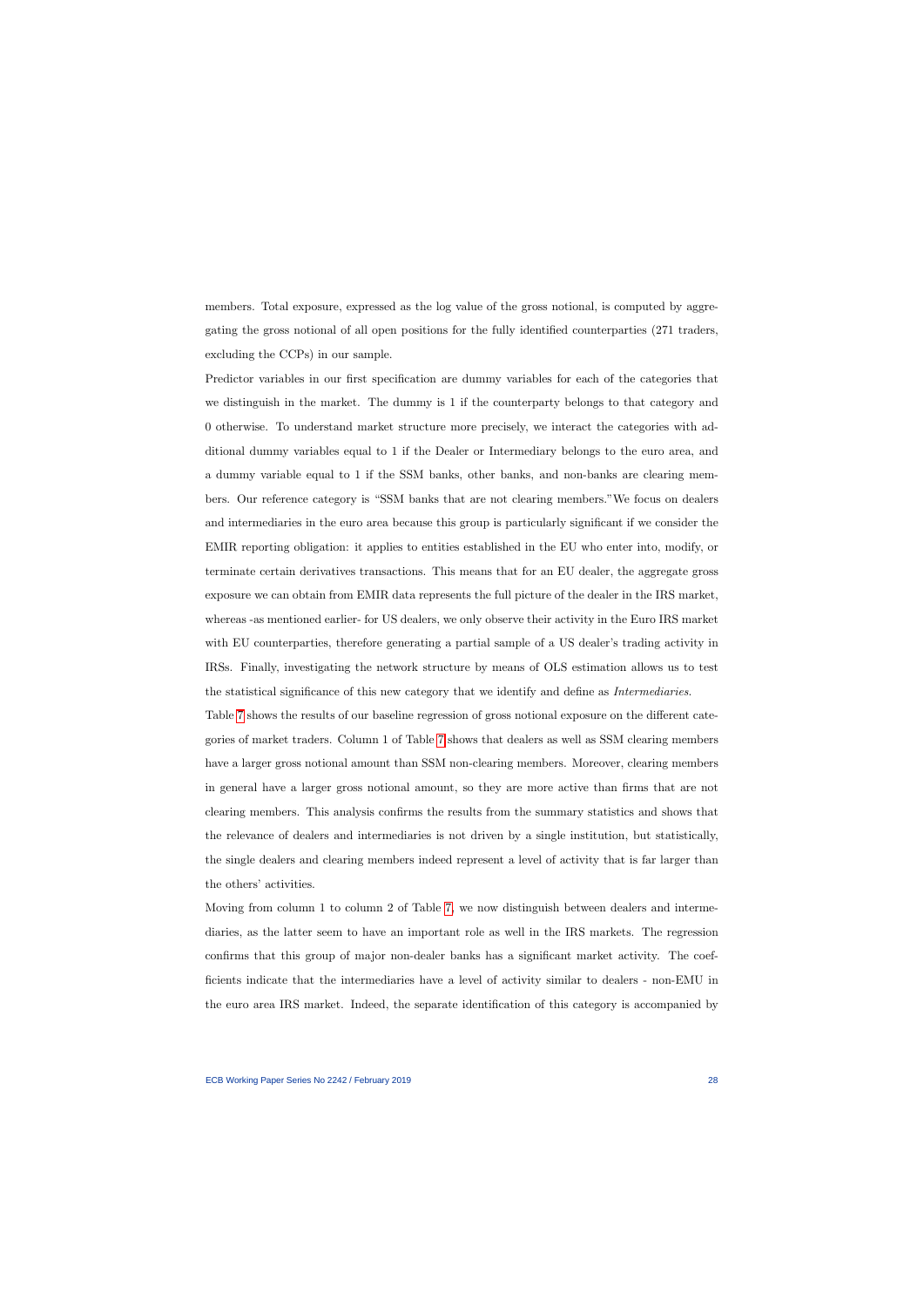members. Total exposure, expressed as the log value of the gross notional, is computed by aggregating the gross notional of all open positions for the fully identified counterparties (271 traders, excluding the CCPs) in our sample.

Predictor variables in our first specification are dummy variables for each of the categories that we distinguish in the market. The dummy is 1 if the counterparty belongs to that category and 0 otherwise. To understand market structure more precisely, we interact the categories with additional dummy variables equal to 1 if the Dealer or Intermediary belongs to the euro area, and a dummy variable equal to 1 if the SSM banks, other banks, and non-banks are clearing members. Our reference category is "SSM banks that are not clearing members."We focus on dealers and intermediaries in the euro area because this group is particularly significant if we consider the EMIR reporting obligation: it applies to entities established in the EU who enter into, modify, or terminate certain derivatives transactions. This means that for an EU dealer, the aggregate gross exposure we can obtain from EMIR data represents the full picture of the dealer in the IRS market, whereas -as mentioned earlier- for US dealers, we only observe their activity in the Euro IRS market with EU counterparties, therefore generating a partial sample of a US dealer's trading activity in IRSs. Finally, investigating the network structure by means of OLS estimation allows us to test the statistical significance of this new category that we identify and define as *Intermediaries*.

Table 7 shows the results of our baseline regression of gross notional exposure on the different categories of market traders. Column 1 of Table 7 shows that dealers as well as SSM clearing members have a larger gross notional amount than SSM non-clearing members. Moreover, clearing members in general have a larger gross notional amount, so they are more active than firms that are not clearing members. This analysis confirms the results from the summary statistics and shows that the relevance of dealers and intermediaries is not driven by a single institution, but statistically, the single dealers and clearing members indeed represent a level of activity that is far larger than the others' activities.

Moving from column 1 to column 2 of Table 7, we now distinguish between dealers and intermediaries, as the latter seem to have an important role as well in the IRS markets. The regression confirms that this group of major non-dealer banks has a significant market activity. The coefficients indicate that the intermediaries have a level of activity similar to dealers - non-EMU in the euro area IRS market. Indeed, the separate identification of this category is accompanied by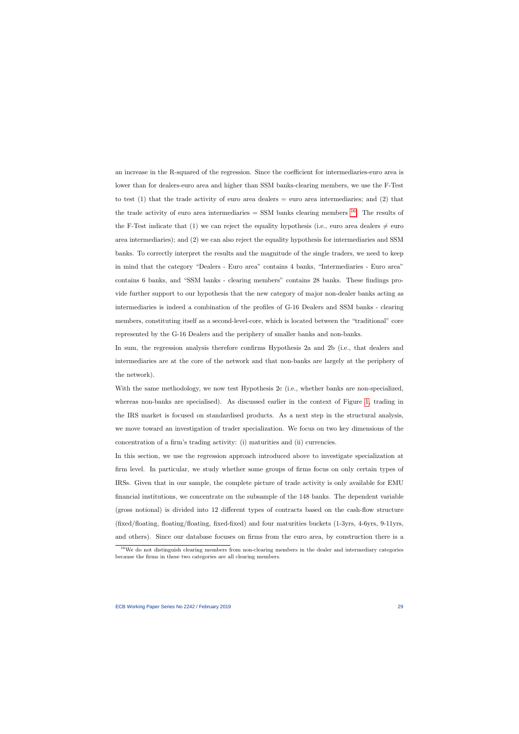an increase in the R-squared of the regression. Since the coefficient for intermediaries-euro area is lower than for dealers-euro area and higher than SSM banks-clearing members, we use the F-Test to test (1) that the trade activity of euro area dealers = euro area intermediaries; and (2) that the trade activity of euro area intermediaries = SSM banks clearing members [16]. The results of the F-Test indicate that (1) we can reject the equality hypothesis (i.e., euro area dealers $\neq$ euro area intermediaries); and (2) we can also reject the equality hypothesis for intermediaries and SSM banks. To correctly interpret the results and the magnitude of the single traders, we need to keep in mind that the category "Dealers - Euro area" contains 4 banks, "Intermediaries - Euro area" contains 6 banks, and "SSM banks - clearing members" contains 28 banks. These findings provide further support to our hypothesis that the new category of major non-dealer banks acting as intermediaries is indeed a combination of the profiles of G-16 Dealers and SSM banks - clearing members, constituting itself as a second-level-core, which is located between the "traditional" core represented by the G-16 Dealers and the periphery of smaller banks and non-banks.

In sum, the regression analysis therefore confirms Hypothesis 2a and 2b (i.e., that dealers and intermediaries are at the core of the network and that non-banks are largely at the periphery of the network).

With the same methodology, we now test Hypothesis 2c (i.e., whether banks are non-specialized, whereas non-banks are specialised). As discussed earlier in the context of Figure 1, trading in the IRS market is focused on standardised products. As a next step in the structural analysis, we move toward an investigation of trader specialization. We focus on two key dimensions of the concentration of a firm's trading activity: (i) maturities and (ii) currencies.

In this section, we use the regression approach introduced above to investigate specialization at firm level. In particular, we study whether some groups of firms focus on only certain types of IRSs. Given that in our sample, the complete picture of trade activity is only available for EMU financial institutions, we concentrate on the subsample of the 148 banks. The dependent variable (gross notional) is divided into 12 different types of contracts based on the cash-flow structure (fixed/floating, floating/floating, fixed-fixed) and four maturities buckets (1-3yrs, 4-6yrs, 9-11yrs, and others). Since our database focuses on firms from the euro area, by construction there is a

[16] We do not distinguish clearing members from non-clearing members in the dealer and intermediary categories because the firms in these two categories are all clearing members.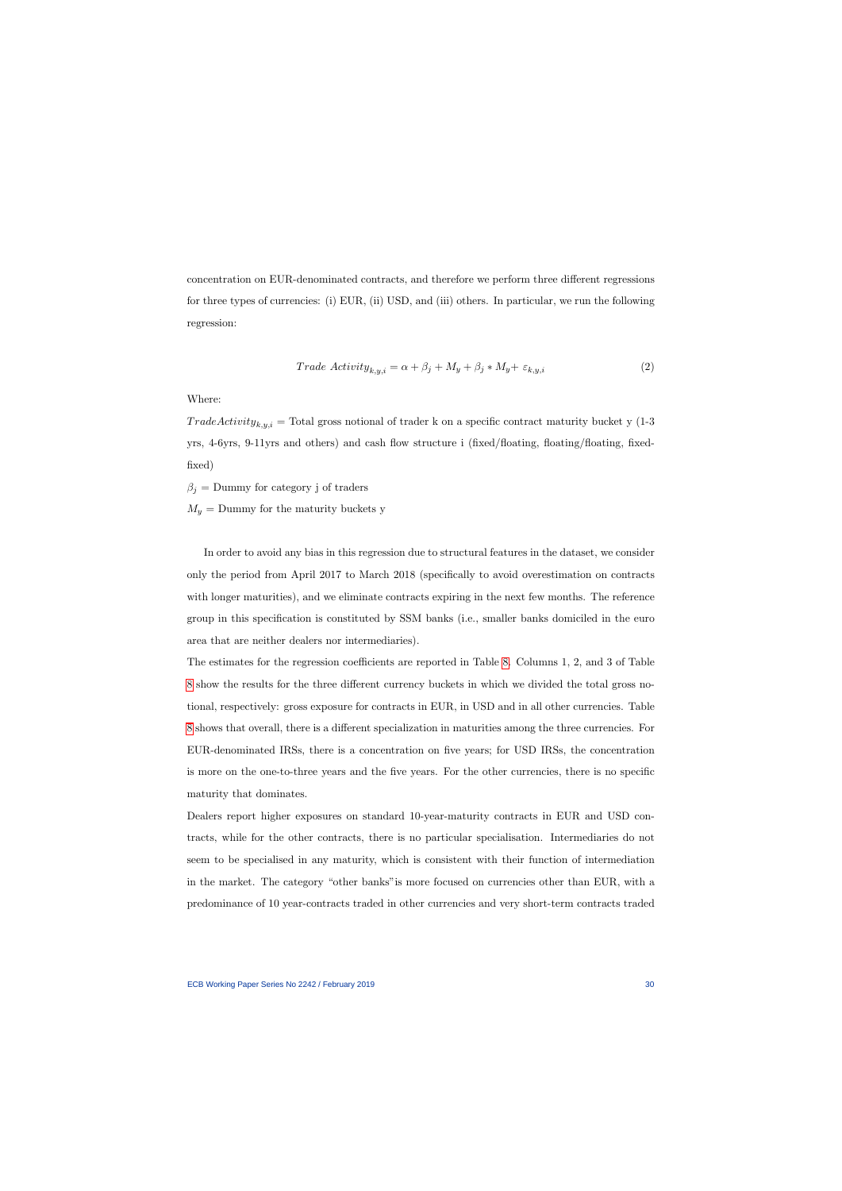concentration on EUR-denominated contracts, and therefore we perform three different regressions for three types of currencies: (i) EUR, (ii) USD, and (iii) others. In particular, we run the following regression:

$$Trade\ Activity_{k,y,i} = \alpha + \beta_j + M_y + \beta_j * M_y + \varepsilon_{k,y,i} \tag{2}$$

Where:

$TradeActivity_{k,y,i}$ = Total gross notional of trader k on a specific contract maturity bucket y (1-3 yrs, 4-6yrs, 9-11yrs and others) and cash flow structure i (fixed/floating, floating/floating, fixed-fixed)

$\beta_j$ = Dummy for category j of traders

$M_y$ = Dummy for the maturity buckets y

In order to avoid any bias in this regression due to structural features in the dataset, we consider only the period from April 2017 to March 2018 (specifically to avoid overestimation on contracts with longer maturities), and we eliminate contracts expiring in the next few months. The reference group in this specification is constituted by SSM banks (i.e., smaller banks domiciled in the euro area that are neither dealers nor intermediaries).

The estimates for the regression coefficients are reported in Table 8. Columns 1, 2, and 3 of Table 8 show the results for the three different currency buckets in which we divided the total gross notional, respectively: gross exposure for contracts in EUR, in USD and in all other currencies. Table 8 shows that overall, there is a different specialization in maturities among the three currencies. For EUR-denominated IRSs, there is a concentration on five years; for USD IRSs, the concentration is more on the one-to-three years and the five years. For the other currencies, there is no specific maturity that dominates.

Dealers report higher exposures on standard 10-year-maturity contracts in EUR and USD contracts, while for the other contracts, there is no particular specialisation. Intermediaries do not seem to be specialised in any maturity, which is consistent with their function of intermediation in the market. The category "other banks"is more focused on currencies other than EUR, with a predominance of 10 year-contracts traded in other currencies and very short-term contracts traded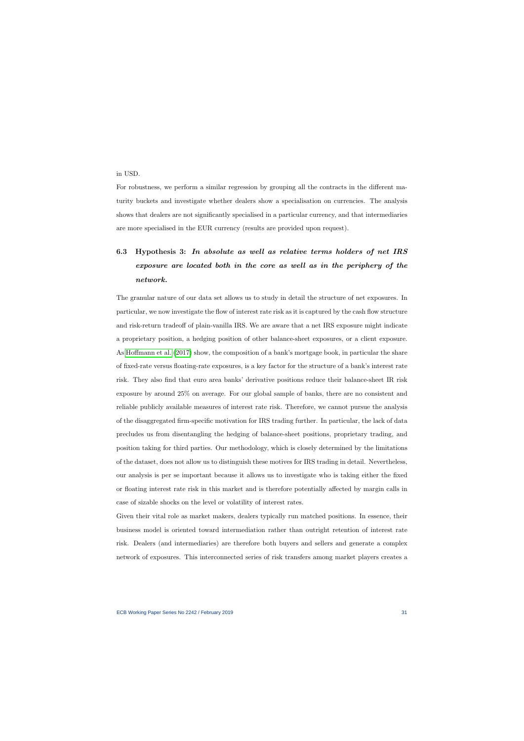in USD.

For robustness, we perform a similar regression by grouping all the contracts in the different maturity buckets and investigate whether dealers show a specialisation on currencies. The analysis shows that dealers are not significantly specialised in a particular currency, and that intermediaries are more specialised in the EUR currency (results are provided upon request).

### 6.3 Hypothesis 3: *In absolute as well as relative terms holders of net IRS exposure are located both in the core as well as in the periphery of the network.*

The granular nature of our data set allows us to study in detail the structure of net exposures. In particular, we now investigate the flow of interest rate risk as it is captured by the cash flow structure and risk-return tradeoff of plain-vanilla IRS. We are aware that a net IRS exposure might indicate a proprietary position, a hedging position of other balance-sheet exposures, or a client exposure. As Hoffmann et al. (2017) show, the composition of a bank's mortgage book, in particular the share of fixed-rate versus floating-rate exposures, is a key factor for the structure of a bank's interest rate risk. They also find that euro area banks' derivative positions reduce their balance-sheet IR risk exposure by around 25% on average. For our global sample of banks, there are no consistent and reliable publicly available measures of interest rate risk. Therefore, we cannot pursue the analysis of the disaggregated firm-specific motivation for IRS trading further. In particular, the lack of data precludes us from disentangling the hedging of balance-sheet positions, proprietary trading, and position taking for third parties. Our methodology, which is closely determined by the limitations of the dataset, does not allow us to distinguish these motives for IRS trading in detail. Nevertheless, our analysis is per se important because it allows us to investigate who is taking either the fixed or floating interest rate risk in this market and is therefore potentially affected by margin calls in case of sizable shocks on the level or volatility of interest rates.

Given their vital role as market makers, dealers typically run matched positions. In essence, their business model is oriented toward intermediation rather than outright retention of interest rate risk. Dealers (and intermediaries) are therefore both buyers and sellers and generate a complex network of exposures. This interconnected series of risk transfers among market players creates a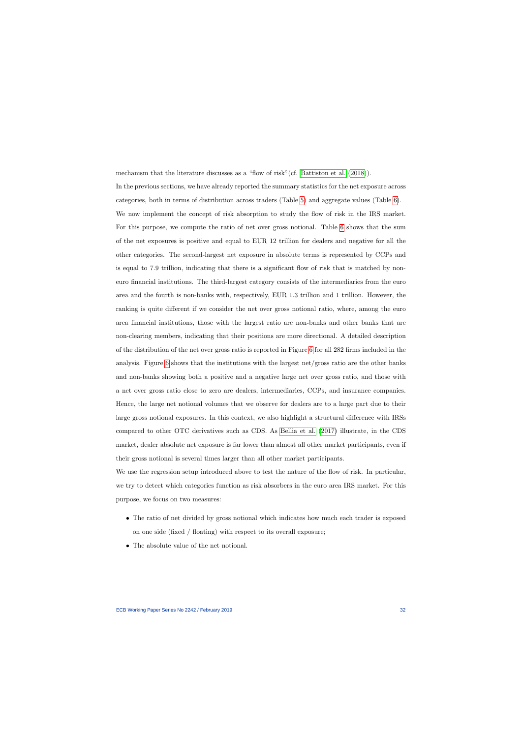mechanism that the literature discusses as a "flow of risk"(cf. Battiston et al. (2018)).

In the previous sections, we have already reported the summary statistics for the net exposure across categories, both in terms of distribution across traders (Table 5) and aggregate values (Table 6). We now implement the concept of risk absorption to study the flow of risk in the IRS market. For this purpose, we compute the ratio of net over gross notional. Table 6 shows that the sum of the net exposures is positive and equal to EUR 12 trillion for dealers and negative for all the other categories. The second-largest net exposure in absolute terms is represented by CCPs and is equal to 7.9 trillion, indicating that there is a significant flow of risk that is matched by non-euro financial institutions. The third-largest category consists of the intermediaries from the euro area and the fourth is non-banks with, respectively, EUR 1.3 trillion and 1 trillion. However, the ranking is quite different if we consider the net over gross notional ratio, where, among the euro area financial institutions, those with the largest ratio are non-banks and other banks that are non-clearing members, indicating that their positions are more directional. A detailed description of the distribution of the net over gross ratio is reported in Figure 6 for all 282 firms included in the analysis. Figure 6 shows that the institutions with the largest net/gross ratio are the other banks and non-banks showing both a positive and a negative large net over gross ratio, and those with a net over gross ratio close to zero are dealers, intermediaries, CCPs, and insurance companies. Hence, the large net notional volumes that we observe for dealers are to a large part due to their large gross notional exposures. In this context, we also highlight a structural difference with IRSs compared to other OTC derivatives such as CDS. As Bellia et al. (2017) illustrate, in the CDS market, dealer absolute net exposure is far lower than almost all other market participants, even if their gross notional is several times larger than all other market participants.

We use the regression setup introduced above to test the nature of the flow of risk. In particular, we try to detect which categories function as risk absorbers in the euro area IRS market. For this purpose, we focus on two measures:

- The ratio of net divided by gross notional which indicates how much each trader is exposed on one side (fixed / floating) with respect to its overall exposure;
- The absolute value of the net notional.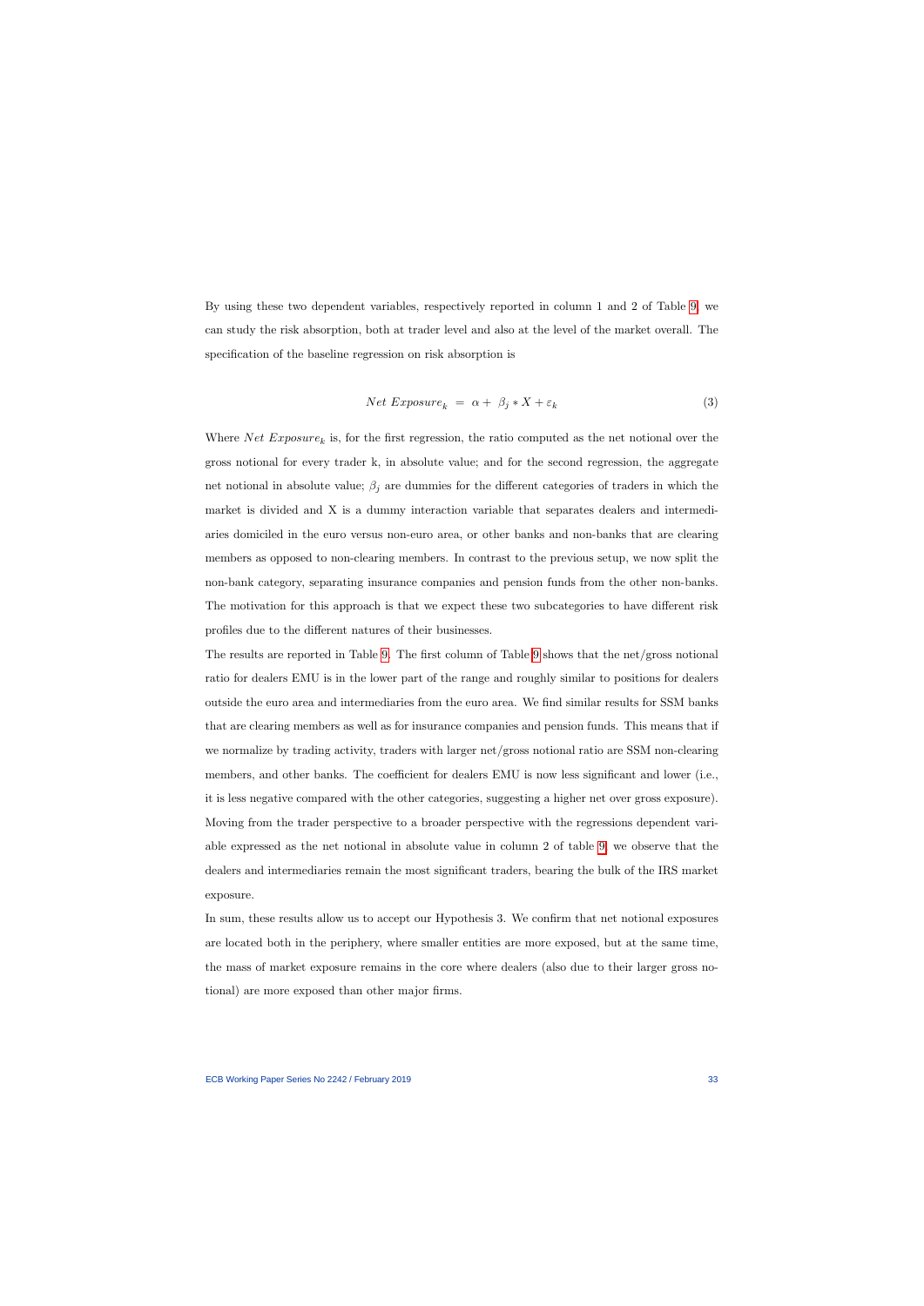By using these two dependent variables, respectively reported in column 1 and 2 of Table 9, we can study the risk absorption, both at trader level and also at the level of the market overall. The specification of the baseline regression on risk absorption is

$$Net\ Exposure_k \ = \ \alpha + \ \beta_j * X + \varepsilon_k \tag{3}$$

Where $Net\ Exposure_k$ is, for the first regression, the ratio computed as the net notional over the gross notional for every trader k, in absolute value; and for the second regression, the aggregate net notional in absolute value; $\beta_j$ are dummies for the different categories of traders in which the market is divided and X is a dummy interaction variable that separates dealers and intermediaries domiciled in the euro versus non-euro area, or other banks and non-banks that are clearing members as opposed to non-clearing members. In contrast to the previous setup, we now split the non-bank category, separating insurance companies and pension funds from the other non-banks. The motivation for this approach is that we expect these two subcategories to have different risk profiles due to the different natures of their businesses.

The results are reported in Table 9. The first column of Table 9 shows that the net/gross notional ratio for dealers EMU is in the lower part of the range and roughly similar to positions for dealers outside the euro area and intermediaries from the euro area. We find similar results for SSM banks that are clearing members as well as for insurance companies and pension funds. This means that if we normalize by trading activity, traders with larger net/gross notional ratio are SSM non-clearing members, and other banks. The coefficient for dealers EMU is now less significant and lower (i.e., it is less negative compared with the other categories, suggesting a higher net over gross exposure). Moving from the trader perspective to a broader perspective with the regressions dependent variable expressed as the net notional in absolute value in column 2 of table 9, we observe that the dealers and intermediaries remain the most significant traders, bearing the bulk of the IRS market exposure.

In sum, these results allow us to accept our Hypothesis 3. We confirm that net notional exposures are located both in the periphery, where smaller entities are more exposed, but at the same time, the mass of market exposure remains in the core where dealers (also due to their larger gross notional) are more exposed than other major firms.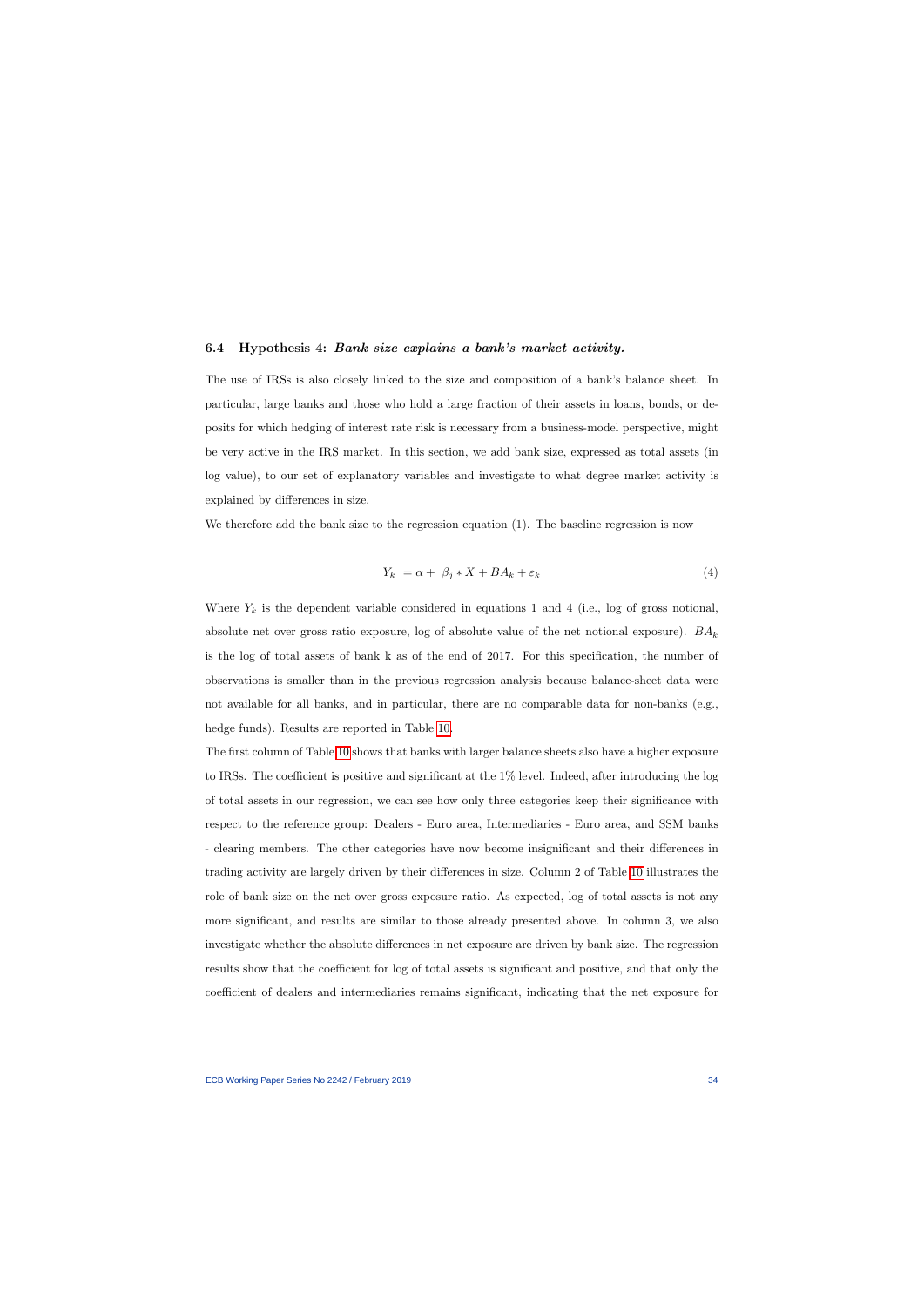### 6.4 Hypothesis 4: *Bank size explains a bank's market activity.*

The use of IRSs is also closely linked to the size and composition of a bank's balance sheet. In particular, large banks and those who hold a large fraction of their assets in loans, bonds, or deposits for which hedging of interest rate risk is necessary from a business-model perspective, might be very active in the IRS market. In this section, we add bank size, expressed as total assets (in log value), to our set of explanatory variables and investigate to what degree market activity is explained by differences in size.

We therefore add the bank size to the regression equation (1). The baseline regression is now

$$Y_k \; = \alpha + \; \beta_j * X + BA_k + \varepsilon_k \tag{4}$$

Where $Y_k$ is the dependent variable considered in equations 1 and 4 (i.e., log of gross notional, absolute net over gross ratio exposure, log of absolute value of the net notional exposure). $BA_k$ is the log of total assets of bank k as of the end of 2017. For this specification, the number of observations is smaller than in the previous regression analysis because balance-sheet data were not available for all banks, and in particular, there are no comparable data for non-banks (e.g., hedge funds). Results are reported in Table 10.

The first column of Table 10 shows that banks with larger balance sheets also have a higher exposure to IRSs. The coefficient is positive and significant at the 1% level. Indeed, after introducing the log of total assets in our regression, we can see how only three categories keep their significance with respect to the reference group: Dealers - Euro area, Intermediaries - Euro area, and SSM banks - clearing members. The other categories have now become insignificant and their differences in trading activity are largely driven by their differences in size. Column 2 of Table 10 illustrates the role of bank size on the net over gross exposure ratio. As expected, log of total assets is not any more significant, and results are similar to those already presented above. In column 3, we also investigate whether the absolute differences in net exposure are driven by bank size. The regression results show that the coefficient for log of total assets is significant and positive, and that only the coefficient of dealers and intermediaries remains significant, indicating that the net exposure for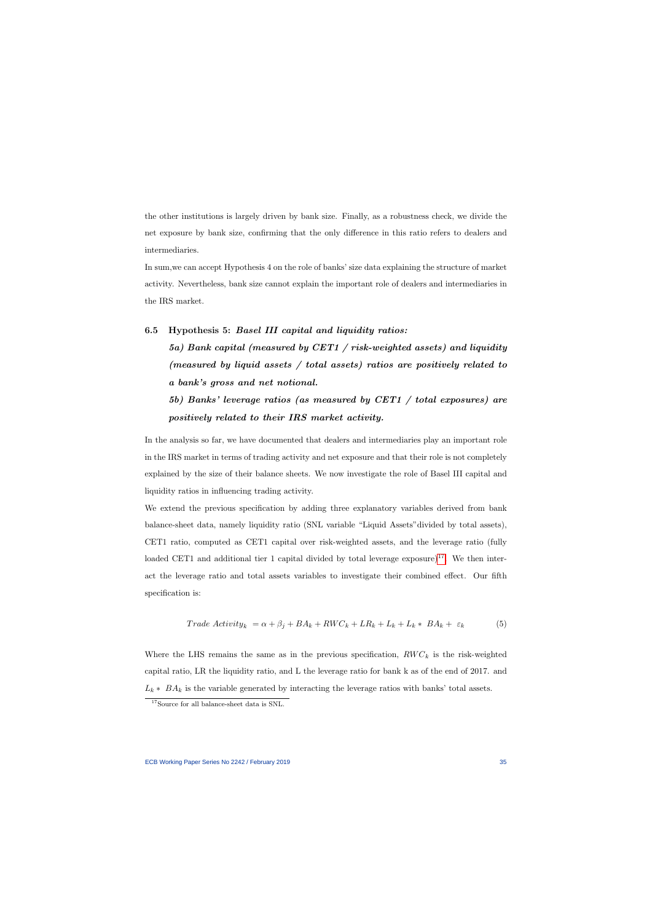the other institutions is largely driven by bank size. Finally, as a robustness check, we divide the net exposure by bank size, confirming that the only difference in this ratio refers to dealers and intermediaries.

In sum,we can accept Hypothesis 4 on the role of banks' size data explaining the structure of market activity. Nevertheless, bank size cannot explain the important role of dealers and intermediaries in the IRS market.

### 6.5 Hypothesis 5: *Basel III capital and liquidity ratios:*

***5a) Bank capital (measured by CET1 / risk-weighted assets) and liquidity (measured by liquid assets / total assets) ratios are positively related to a bank's gross and net notional.***

***5b) Banks' leverage ratios (as measured by CET1 / total exposures) are positively related to their IRS market activity.***

In the analysis so far, we have documented that dealers and intermediaries play an important role in the IRS market in terms of trading activity and net exposure and that their role is not completely explained by the size of their balance sheets. We now investigate the role of Basel III capital and liquidity ratios in influencing trading activity.

We extend the previous specification by adding three explanatory variables derived from bank balance-sheet data, namely liquidity ratio (SNL variable "Liquid Assets"divided by total assets), CET1 ratio, computed as CET1 capital over risk-weighted assets, and the leverage ratio (fully loaded CET1 and additional tier 1 capital divided by total leverage exposure)[17]. We then interact the leverage ratio and total assets variables to investigate their combined effect. Our fifth specification is:

$$Trade\ Activity_k \ = \alpha + \beta_j + BA_k + RWC_k + LR_k + L_k + L_k *\ BA_k + \ \varepsilon_k \qquad (5)$$

Where the LHS remains the same as in the previous specification, $RWC_k$ is the risk-weighted capital ratio, LR the liquidity ratio, and L the leverage ratio for bank k as of the end of 2017. and $L_k *\ BA_k$ is the variable generated by interacting the leverage ratios with banks' total assets.

[17] Source for all balance-sheet data is SNL.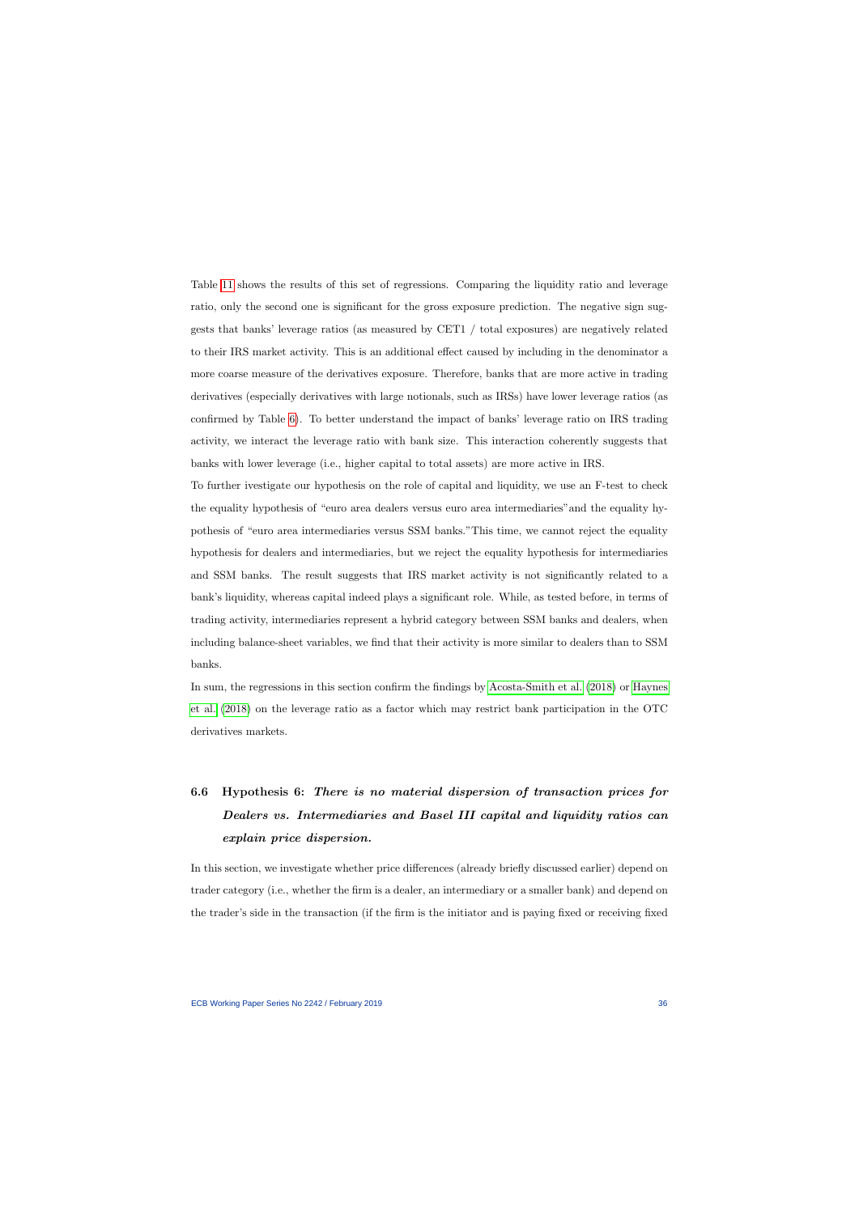Table 11 shows the results of this set of regressions. Comparing the liquidity ratio and leverage ratio, only the second one is significant for the gross exposure prediction. The negative sign suggests that banks' leverage ratios (as measured by CET1 / total exposures) are negatively related to their IRS market activity. This is an additional effect caused by including in the denominator a more coarse measure of the derivatives exposure. Therefore, banks that are more active in trading derivatives (especially derivatives with large notionals, such as IRSs) have lower leverage ratios (as confirmed by Table 6). To better understand the impact of banks' leverage ratio on IRS trading activity, we interact the leverage ratio with bank size. This interaction coherently suggests that banks with lower leverage (i.e., higher capital to total assets) are more active in IRS.

To further ivestigate our hypothesis on the role of capital and liquidity, we use an F-test to check the equality hypothesis of "euro area dealers versus euro area intermediaries"and the equality hypothesis of "euro area intermediaries versus SSM banks."This time, we cannot reject the equality hypothesis for dealers and intermediaries, but we reject the equality hypothesis for intermediaries and SSM banks. The result suggests that IRS market activity is not significantly related to a bank's liquidity, whereas capital indeed plays a significant role. While, as tested before, in terms of trading activity, intermediaries represent a hybrid category between SSM banks and dealers, when including balance-sheet variables, we find that their activity is more similar to dealers than to SSM banks.

In sum, the regressions in this section confirm the findings by Acosta-Smith et al. (2018) or Haynes et al. (2018) on the leverage ratio as a factor which may restrict bank participation in the OTC derivatives markets.

### 6.6 Hypothesis 6: *There is no material dispersion of transaction prices for Dealers vs. Intermediaries and Basel III capital and liquidity ratios can explain price dispersion.*

In this section, we investigate whether price differences (already briefly discussed earlier) depend on trader category (i.e., whether the firm is a dealer, an intermediary or a smaller bank) and depend on the trader's side in the transaction (if the firm is the initiator and is paying fixed or receiving fixed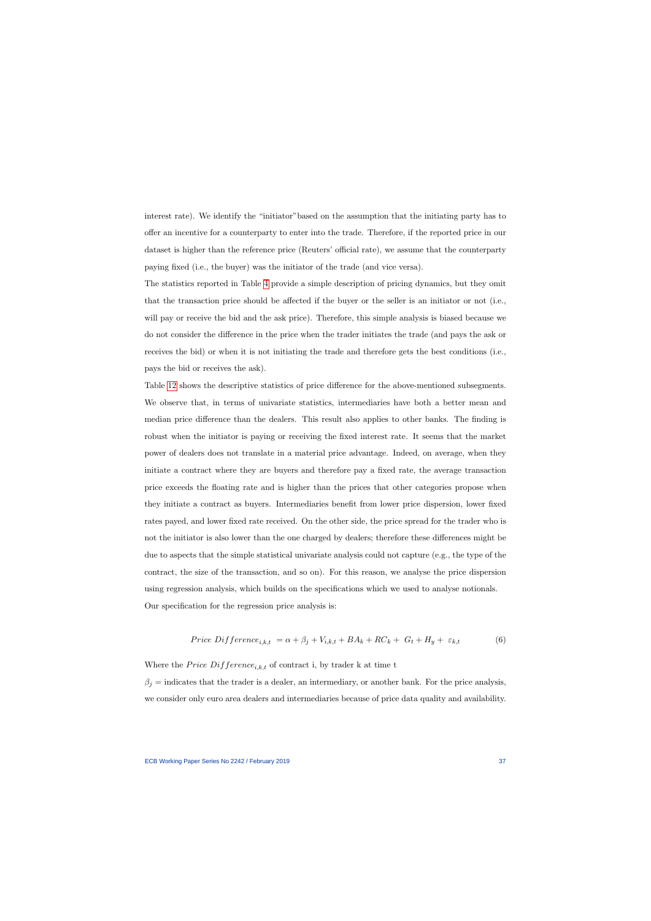interest rate). We identify the "initiator" based on the assumption that the initiating party has to offer an incentive for a counterparty to enter into the trade. Therefore, if the reported price in our dataset is higher than the reference price (Reuters' official rate), we assume that the counterparty paying fixed (i.e., the buyer) was the initiator of the trade (and vice versa).

The statistics reported in Table 4 provide a simple description of pricing dynamics, but they omit that the transaction price should be affected if the buyer or the seller is an initiator or not (i.e., will pay or receive the bid and the ask price). Therefore, this simple analysis is biased because we do not consider the difference in the price when the trader initiates the trade (and pays the ask or receives the bid) or when it is not initiating the trade and therefore gets the best conditions (i.e., pays the bid or receives the ask).

Table 12 shows the descriptive statistics of price difference for the above-mentioned subsegments. We observe that, in terms of univariate statistics, intermediaries have both a better mean and median price difference than the dealers. This result also applies to other banks. The finding is robust when the initiator is paying or receiving the fixed interest rate. It seems that the market power of dealers does not translate in a material price advantage. Indeed, on average, when they initiate a contract where they are buyers and therefore pay a fixed rate, the average transaction price exceeds the floating rate and is higher than the prices that other categories propose when they initiate a contract as buyers. Intermediaries benefit from lower price dispersion, lower fixed rates payed, and lower fixed rate received. On the other side, the price spread for the trader who is not the initiator is also lower than the one charged by dealers; therefore these differences might be due to aspects that the simple statistical univariate analysis could not capture (e.g., the type of the contract, the size of the transaction, and so on). For this reason, we analyse the price dispersion using regression analysis, which builds on the specifications which we used to analyse notionals.

Our specification for the regression price analysis is:

$$Price\ Difference_{i,k,t} = \alpha + \beta_j + V_{i,k,t} + BA_k + RC_k + G_t + H_y + \varepsilon_{k,t} \tag{6}$$

Where the $Price\ Difference_{i,k,t}$ of contract i, by trader k at time t

$\beta_j$ = indicates that the trader is a dealer, an intermediary, or another bank. For the price analysis, we consider only euro area dealers and intermediaries because of price data quality and availability.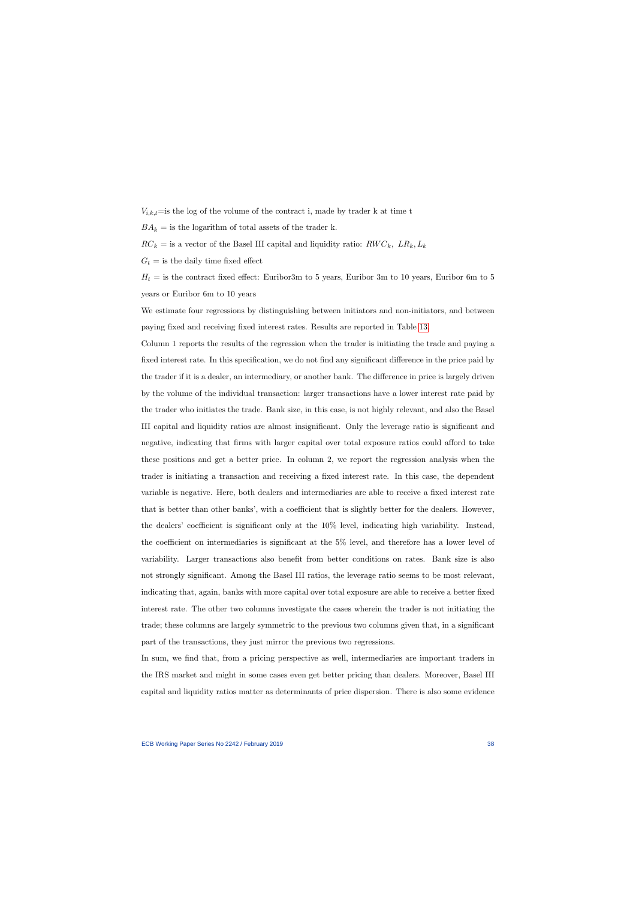$V_{i,k,t}$=is the log of the volume of the contract i, made by trader k at time t

$BA_k$ = is the logarithm of total assets of the trader k.

$RC_k$ = is a vector of the Basel III capital and liquidity ratio: $RWC_k$, $LR_k, L_k$

$G_t$ = is the daily time fixed effect

$H_t$ = is the contract fixed effect: Euribor3m to 5 years, Euribor 3m to 10 years, Euribor 6m to 5 years or Euribor 6m to 10 years

We estimate four regressions by distinguishing between initiators and non-initiators, and between paying fixed and receiving fixed interest rates. Results are reported in Table 13.

Column 1 reports the results of the regression when the trader is initiating the trade and paying a fixed interest rate. In this specification, we do not find any significant difference in the price paid by the trader if it is a dealer, an intermediary, or another bank. The difference in price is largely driven by the volume of the individual transaction: larger transactions have a lower interest rate paid by the trader who initiates the trade. Bank size, in this case, is not highly relevant, and also the Basel III capital and liquidity ratios are almost insignificant. Only the leverage ratio is significant and negative, indicating that firms with larger capital over total exposure ratios could afford to take these positions and get a better price. In column 2, we report the regression analysis when the trader is initiating a transaction and receiving a fixed interest rate. In this case, the dependent variable is negative. Here, both dealers and intermediaries are able to receive a fixed interest rate that is better than other banks', with a coefficient that is slightly better for the dealers. However, the dealers' coefficient is significant only at the 10% level, indicating high variability. Instead, the coefficient on intermediaries is significant at the 5% level, and therefore has a lower level of variability. Larger transactions also benefit from better conditions on rates. Bank size is also not strongly significant. Among the Basel III ratios, the leverage ratio seems to be most relevant, indicating that, again, banks with more capital over total exposure are able to receive a better fixed interest rate. The other two columns investigate the cases wherein the trader is not initiating the trade; these columns are largely symmetric to the previous two columns given that, in a significant part of the transactions, they just mirror the previous two regressions.

In sum, we find that, from a pricing perspective as well, intermediaries are important traders in the IRS market and might in some cases even get better pricing than dealers. Moreover, Basel III capital and liquidity ratios matter as determinants of price dispersion. There is also some evidence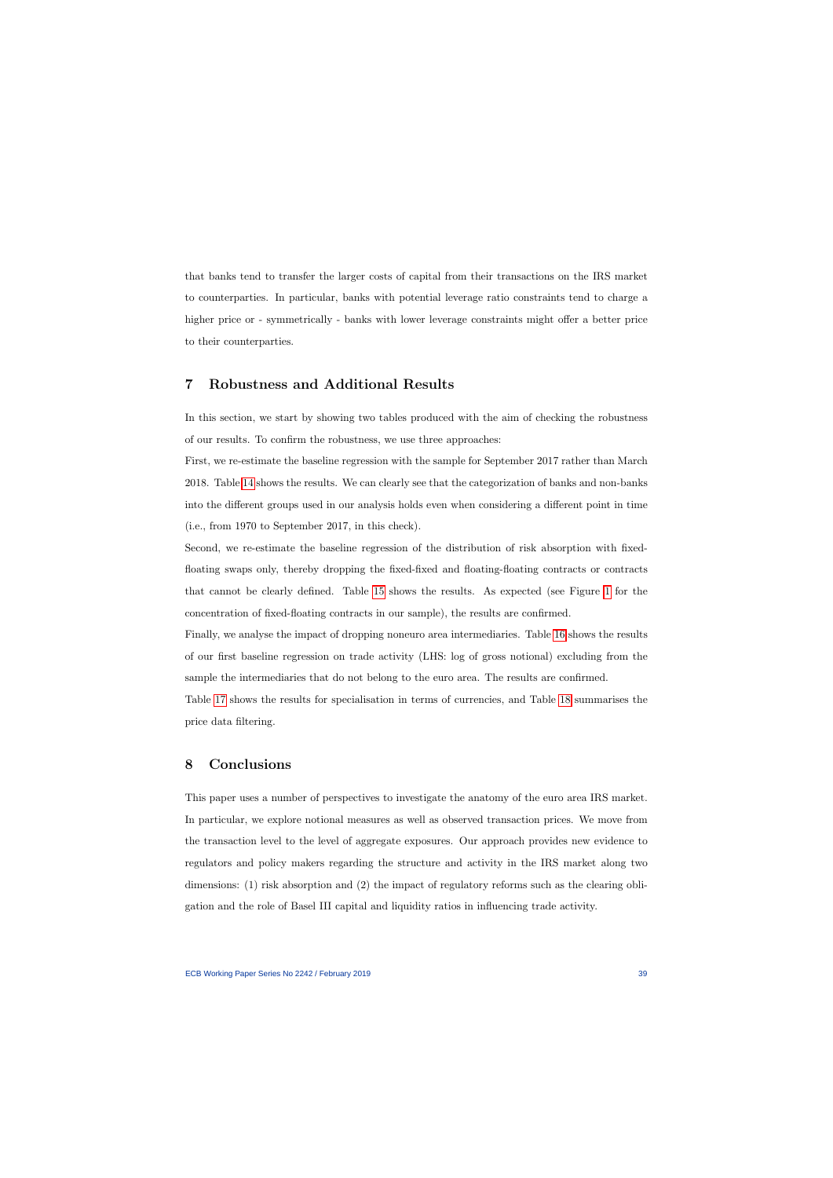that banks tend to transfer the larger costs of capital from their transactions on the IRS market to counterparties. In particular, banks with potential leverage ratio constraints tend to charge a higher price or - symmetrically - banks with lower leverage constraints might offer a better price to their counterparties.

## 7 Robustness and Additional Results

In this section, we start by showing two tables produced with the aim of checking the robustness of our results. To confirm the robustness, we use three approaches:

First, we re-estimate the baseline regression with the sample for September 2017 rather than March 2018. Table 14 shows the results. We can clearly see that the categorization of banks and non-banks into the different groups used in our analysis holds even when considering a different point in time (i.e., from 1970 to September 2017, in this check).

Second, we re-estimate the baseline regression of the distribution of risk absorption with fixed-floating swaps only, thereby dropping the fixed-fixed and floating-floating contracts or contracts that cannot be clearly defined. Table 15 shows the results. As expected (see Figure 1 for the concentration of fixed-floating contracts in our sample), the results are confirmed.

Finally, we analyse the impact of dropping noneuro area intermediaries. Table 16 shows the results of our first baseline regression on trade activity (LHS: log of gross notional) excluding from the sample the intermediaries that do not belong to the euro area. The results are confirmed.

Table 17 shows the results for specialisation in terms of currencies, and Table 18 summarises the price data filtering.

## 8 Conclusions

This paper uses a number of perspectives to investigate the anatomy of the euro area IRS market. In particular, we explore notional measures as well as observed transaction prices. We move from the transaction level to the level of aggregate exposures. Our approach provides new evidence to regulators and policy makers regarding the structure and activity in the IRS market along two dimensions: (1) risk absorption and (2) the impact of regulatory reforms such as the clearing obligation and the role of Basel III capital and liquidity ratios in influencing trade activity.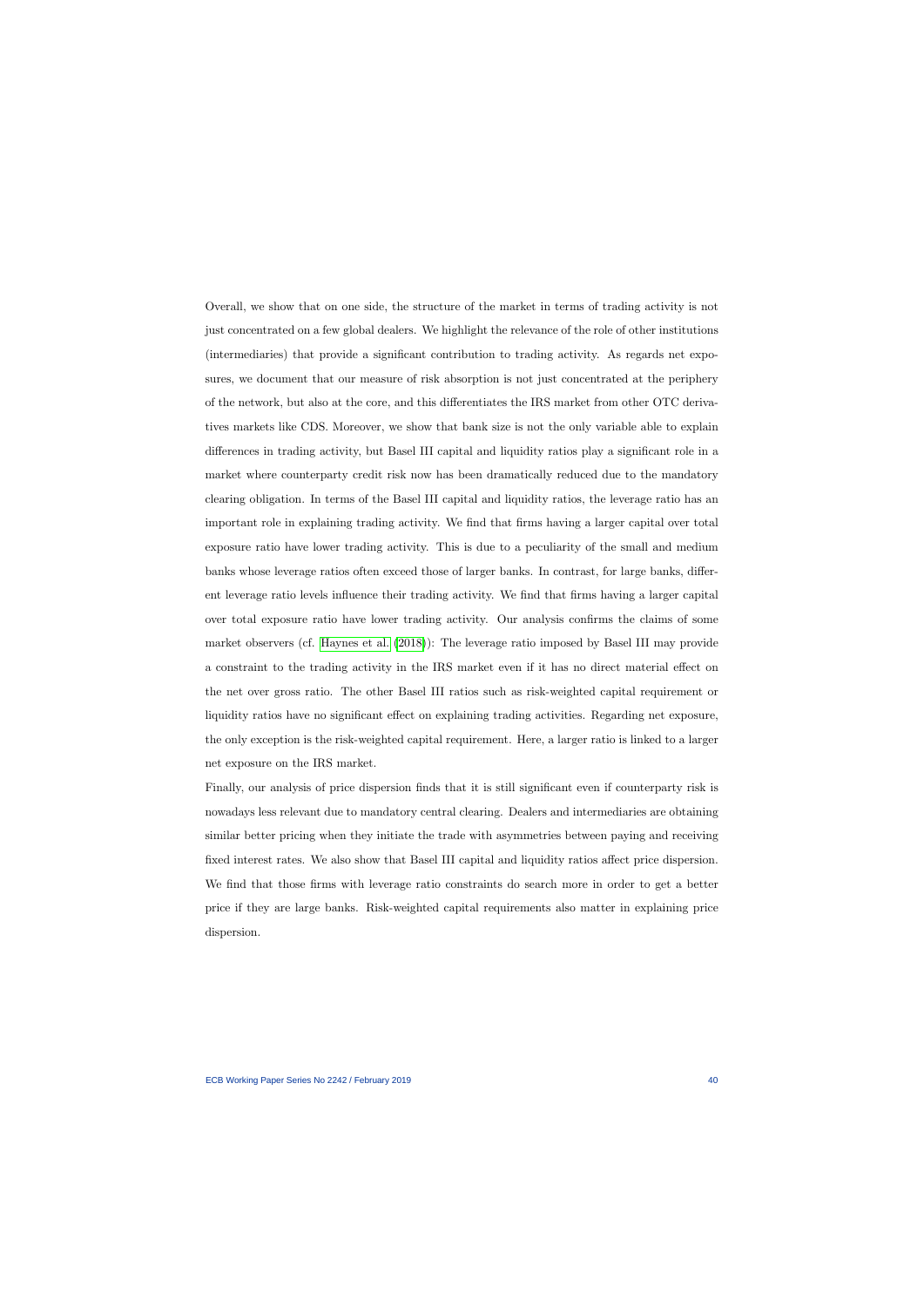Overall, we show that on one side, the structure of the market in terms of trading activity is not just concentrated on a few global dealers. We highlight the relevance of the role of other institutions (intermediaries) that provide a significant contribution to trading activity. As regards net exposures, we document that our measure of risk absorption is not just concentrated at the periphery of the network, but also at the core, and this differentiates the IRS market from other OTC derivatives markets like CDS. Moreover, we show that bank size is not the only variable able to explain differences in trading activity, but Basel III capital and liquidity ratios play a significant role in a market where counterparty credit risk now has been dramatically reduced due to the mandatory clearing obligation. In terms of the Basel III capital and liquidity ratios, the leverage ratio has an important role in explaining trading activity. We find that firms having a larger capital over total exposure ratio have lower trading activity. This is due to a peculiarity of the small and medium banks whose leverage ratios often exceed those of larger banks. In contrast, for large banks, different leverage ratio levels influence their trading activity. We find that firms having a larger capital over total exposure ratio have lower trading activity. Our analysis confirms the claims of some market observers (cf. Haynes et al. (2018)): The leverage ratio imposed by Basel III may provide a constraint to the trading activity in the IRS market even if it has no direct material effect on the net over gross ratio. The other Basel III ratios such as risk-weighted capital requirement or liquidity ratios have no significant effect on explaining trading activities. Regarding net exposure, the only exception is the risk-weighted capital requirement. Here, a larger ratio is linked to a larger net exposure on the IRS market.

Finally, our analysis of price dispersion finds that it is still significant even if counterparty risk is nowadays less relevant due to mandatory central clearing. Dealers and intermediaries are obtaining similar better pricing when they initiate the trade with asymmetries between paying and receiving fixed interest rates. We also show that Basel III capital and liquidity ratios affect price dispersion. We find that those firms with leverage ratio constraints do search more in order to get a better price if they are large banks. Risk-weighted capital requirements also matter in explaining price dispersion.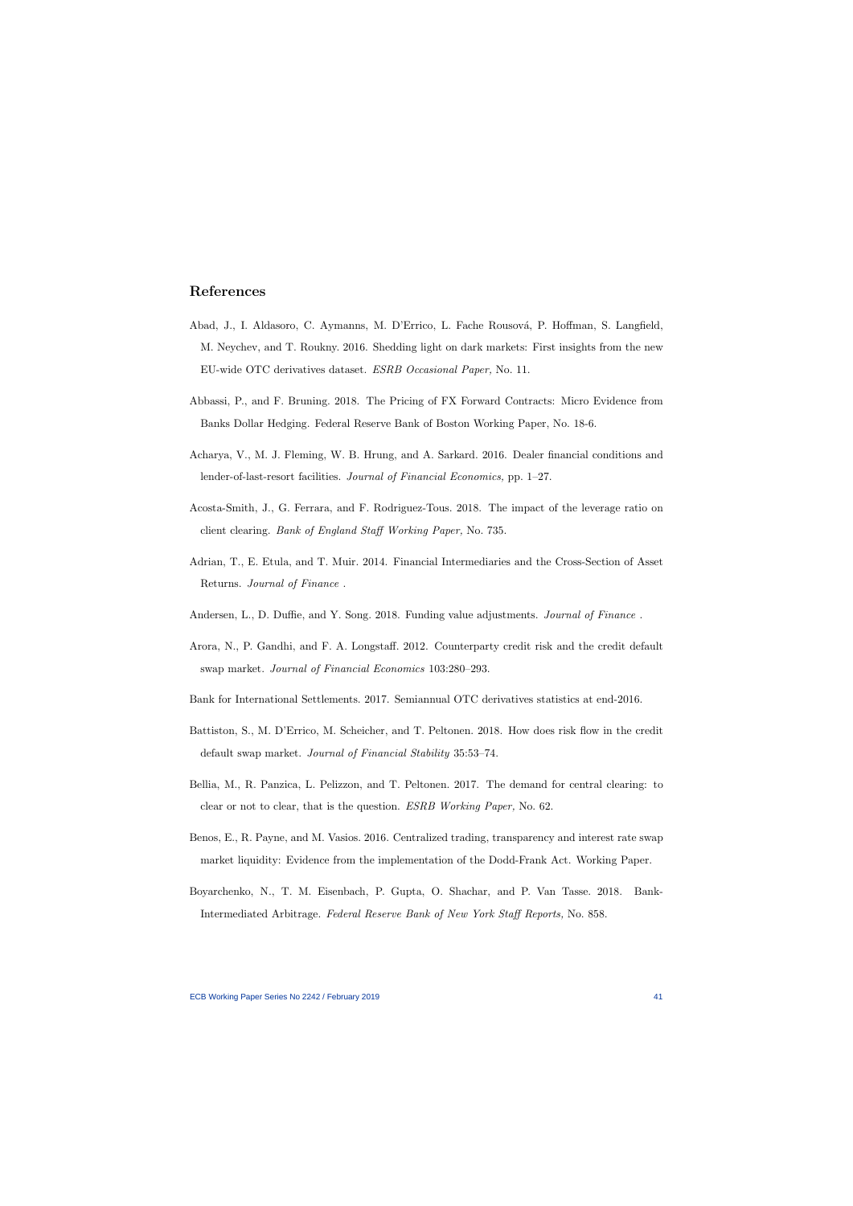## References

Abad, J., I. Aldasoro, C. Aymanns, M. D'Errico, L. Fache Rousová, P. Hoffman, S. Langfield, M. Neychev, and T. Roukny. 2016. Shedding light on dark markets: First insights from the new EU-wide OTC derivatives dataset. *ESRB Occasional Paper*, No. 11.

Abbassi, P., and F. Bruning. 2018. The Pricing of FX Forward Contracts: Micro Evidence from Banks Dollar Hedging. Federal Reserve Bank of Boston Working Paper, No. 18-6.

Acharya, V., M. J. Fleming, W. B. Hrung, and A. Sarkard. 2016. Dealer financial conditions and lender-of-last-resort facilities. *Journal of Financial Economics,* pp. 1–27.

Acosta-Smith, J., G. Ferrara, and F. Rodriguez-Tous. 2018. The impact of the leverage ratio on client clearing. *Bank of England Staff Working Paper,* No. 735.

Adrian, T., E. Etula, and T. Muir. 2014. Financial Intermediaries and the Cross-Section of Asset Returns. *Journal of Finance* .

Andersen, L., D. Duffie, and Y. Song. 2018. Funding value adjustments. *Journal of Finance* .

Arora, N., P. Gandhi, and F. A. Longstaff. 2012. Counterparty credit risk and the credit default swap market. *Journal of Financial Economics* 103:280–293.

Bank for International Settlements. 2017. Semiannual OTC derivatives statistics at end-2016.

Battiston, S., M. D'Errico, M. Scheicher, and T. Peltonen. 2018. How does risk flow in the credit default swap market. *Journal of Financial Stability* 35:53–74.

Bellia, M., R. Panzica, L. Pelizzon, and T. Peltonen. 2017. The demand for central clearing: to clear or not to clear, that is the question. *ESRB Working Paper*, No. 62.

Benos, E., R. Payne, and M. Vasios. 2016. Centralized trading, transparency and interest rate swap market liquidity: Evidence from the implementation of the Dodd-Frank Act. Working Paper.

Boyarchenko, N., T. M. Eisenbach, P. Gupta, O. Shachar, and P. Van Tasse. 2018. Bank-Intermediated Arbitrage. *Federal Reserve Bank of New York Staff Reports,* No. 858.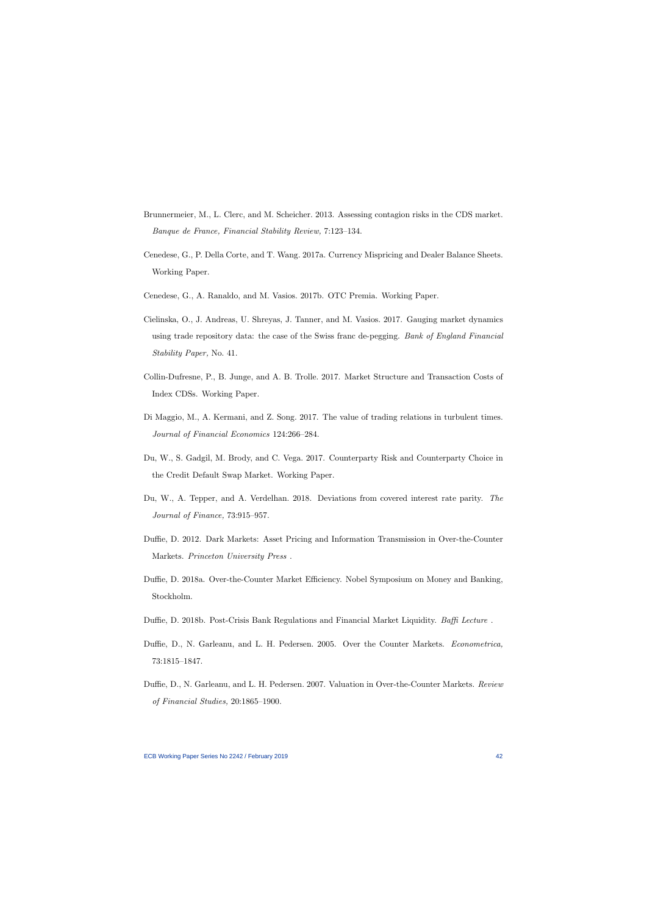Brunnermeier, M., L. Clerc, and M. Scheicher. 2013. Assessing contagion risks in the CDS market. *Banque de France, Financial Stability Review*, 7:123–134.

Cenedese, G., P. Della Corte, and T. Wang. 2017a. Currency Mispricing and Dealer Balance Sheets. Working Paper.

Cenedese, G., A. Ranaldo, and M. Vasios. 2017b. OTC Premia. Working Paper.

Cielinska, O., J. Andreas, U. Shreyas, J. Tanner, and M. Vasios. 2017. Gauging market dynamics using trade repository data: the case of the Swiss franc de-pegging. *Bank of England Financial Stability Paper*, No. 41.

Collin-Dufresne, P., B. Junge, and A. B. Trolle. 2017. Market Structure and Transaction Costs of Index CDSs. Working Paper.

Di Maggio, M., A. Kermani, and Z. Song. 2017. The value of trading relations in turbulent times. *Journal of Financial Economics* 124:266–284.

Du, W., S. Gadgil, M. Brody, and C. Vega. 2017. Counterparty Risk and Counterparty Choice in the Credit Default Swap Market. Working Paper.

Du, W., A. Tepper, and A. Verdelhan. 2018. Deviations from covered interest rate parity. *The Journal of Finance*, 73:915–957.

Duffie, D. 2012. Dark Markets: Asset Pricing and Information Transmission in Over-the-Counter Markets. *Princeton University Press* .

Duffie, D. 2018a. Over-the-Counter Market Efficiency. Nobel Symposium on Money and Banking, Stockholm.

Duffie, D. 2018b. Post-Crisis Bank Regulations and Financial Market Liquidity. *Baffi Lecture* .

Duffie, D., N. Garleanu, and L. H. Pedersen. 2005. Over the Counter Markets. *Econometrica*, 73:1815–1847.

Duffie, D., N. Garleanu, and L. H. Pedersen. 2007. Valuation in Over-the-Counter Markets. *Review of Financial Studies*, 20:1865–1900.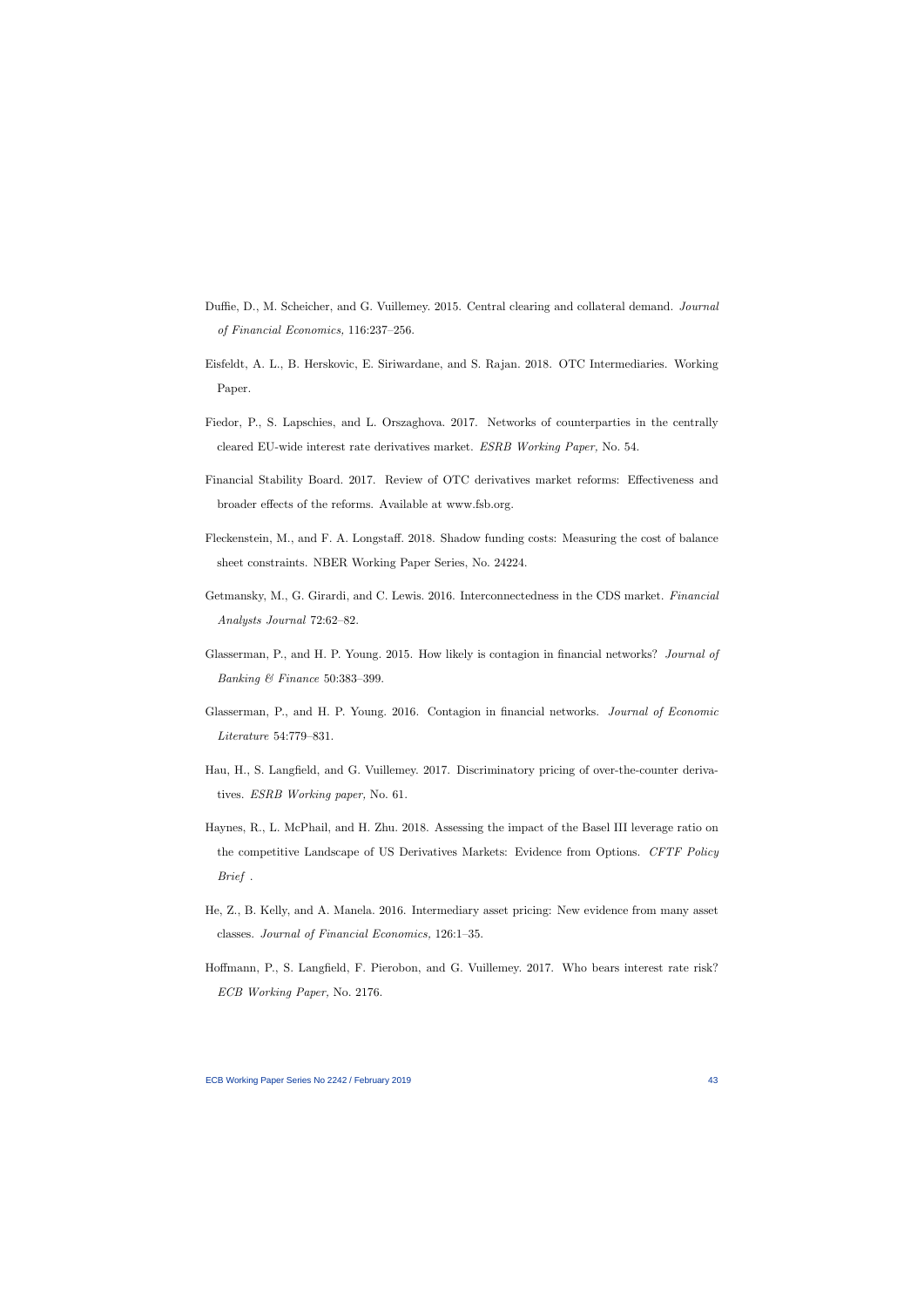Duffie, D., M. Scheicher, and G. Vuillemey. 2015. Central clearing and collateral demand. *Journal of Financial Economics,* 116:237–256.

Eisfeldt, A. L., B. Herskovic, E. Siriwardane, and S. Rajan. 2018. OTC Intermediaries. Working Paper.

Fiedor, P., S. Lapschies, and L. Orszaghova. 2017. Networks of counterparties in the centrally cleared EU-wide interest rate derivatives market. *ESRB Working Paper,* No. 54.

Financial Stability Board. 2017. Review of OTC derivatives market reforms: Effectiveness and broader effects of the reforms. Available at www.fsb.org.

Fleckenstein, M., and F. A. Longstaff. 2018. Shadow funding costs: Measuring the cost of balance sheet constraints. NBER Working Paper Series, No. 24224.

Getmansky, M., G. Girardi, and C. Lewis. 2016. Interconnectedness in the CDS market. *Financial Analysts Journal* 72:62–82.

Glasserman, P., and H. P. Young. 2015. How likely is contagion in financial networks? *Journal of Banking & Finance* 50:383–399.

Glasserman, P., and H. P. Young. 2016. Contagion in financial networks. *Journal of Economic Literature* 54:779–831.

Hau, H., S. Langfield, and G. Vuillemey. 2017. Discriminatory pricing of over-the-counter derivatives. *ESRB Working paper,* No. 61.

Haynes, R., L. McPhail, and H. Zhu. 2018. Assessing the impact of the Basel III leverage ratio on the competitive Landscape of US Derivatives Markets: Evidence from Options. *CFTF Policy Brief* .

He, Z., B. Kelly, and A. Manela. 2016. Intermediary asset pricing: New evidence from many asset classes. *Journal of Financial Economics,* 126:1–35.

Hoffmann, P., S. Langfield, F. Pierobon, and G. Vuillemey. 2017. Who bears interest rate risk? *ECB Working Paper,* No. 2176.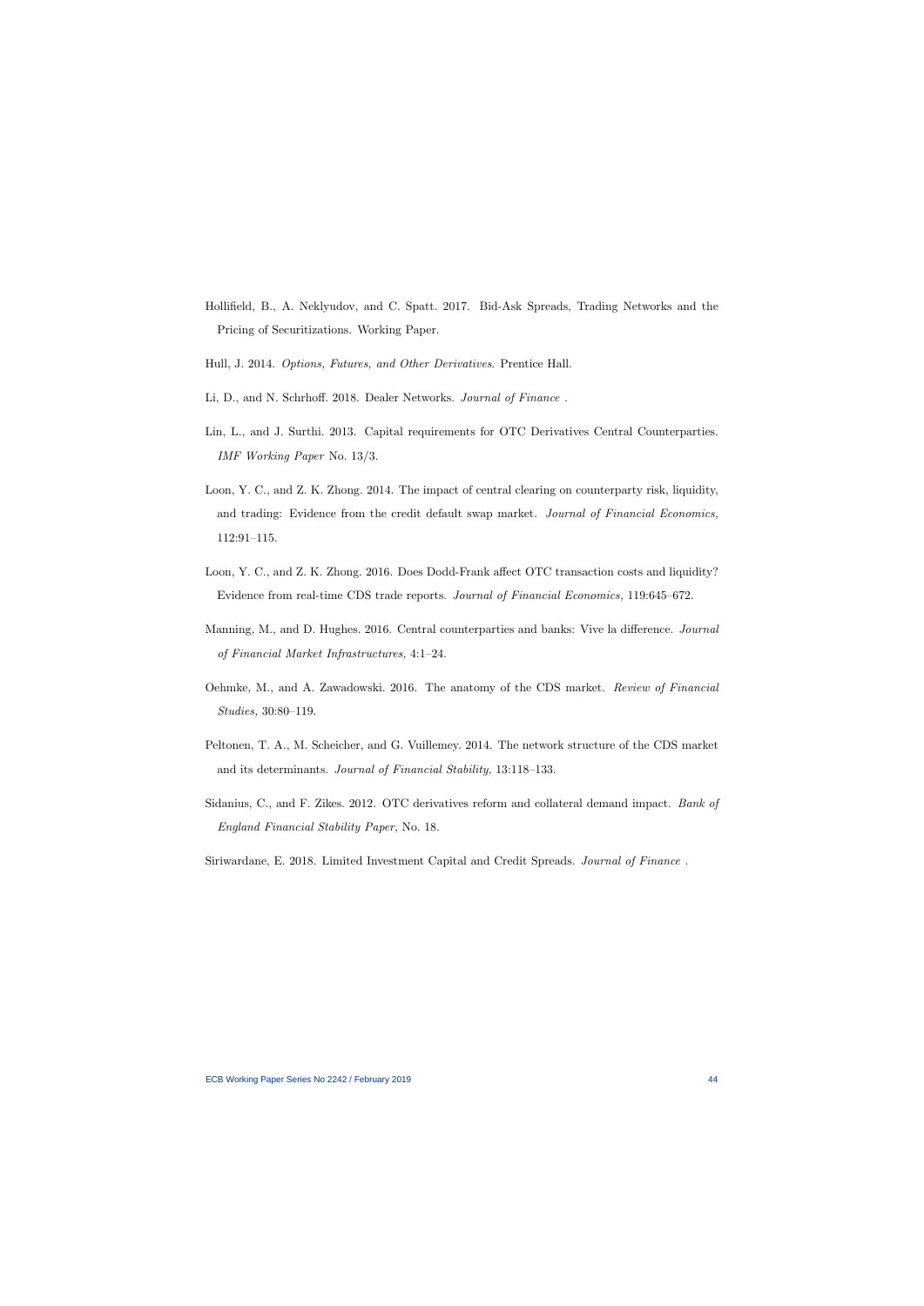Hollifield, B., A. Neklyudov, and C. Spatt. 2017. Bid-Ask Spreads, Trading Networks and the Pricing of Securitizations. Working Paper.

Hull, J. 2014. *Options, Futures, and Other Derivatives*. Prentice Hall.

Li, D., and N. Schrhoff. 2018. Dealer Networks. *Journal of Finance* .

Lin, L., and J. Surthi. 2013. Capital requirements for OTC Derivatives Central Counterparties. *IMF Working Paper* No. 13/3.

Loon, Y. C., and Z. K. Zhong. 2014. The impact of central clearing on counterparty risk, liquidity, and trading: Evidence from the credit default swap market. *Journal of Financial Economics*, 112:91–115.

Loon, Y. C., and Z. K. Zhong. 2016. Does Dodd-Frank affect OTC transaction costs and liquidity? Evidence from real-time CDS trade reports. *Journal of Financial Economics*, 119:645–672.

Manning, M., and D. Hughes. 2016. Central counterparties and banks: Vive la difference. *Journal of Financial Market Infrastructures,* 4:1–24.

Oehmke, M., and A. Zawadowski. 2016. The anatomy of the CDS market. *Review of Financial Studies,* 30:80–119.

Peltonen, T. A., M. Scheicher, and G. Vuillemey. 2014. The network structure of the CDS market and its determinants. *Journal of Financial Stability,* 13:118–133.

Sidanius, C., and F. Zikes. 2012. OTC derivatives reform and collateral demand impact. *Bank of England Financial Stability Paper,* No. 18.

Siriwardane, E. 2018. Limited Investment Capital and Credit Spreads. *Journal of Finance* .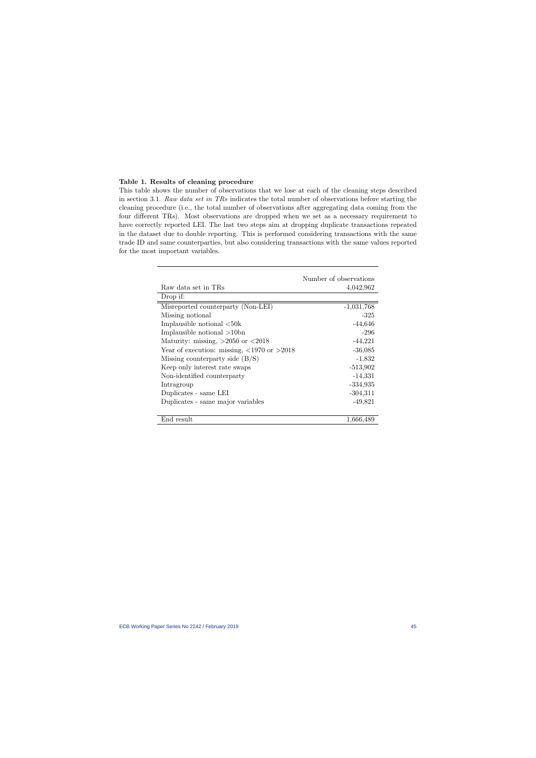**Table 1. Results of cleaning procedure**

This table shows the number of observations that we lose at each of the cleaning steps described in section 3.1. *Raw data set in TRs* indicates the total number of observations before starting the cleaning procedure (i.e., the total number of observations after aggregating data coming from the four different TRs). Most observations are dropped when we set as a necessary requirement to have correctly reported LEI. The last two steps aim at dropping duplicate transactions repeated in the dataset due to double reporting. This is performed considering transactions with the same trade ID and same counterparties, but also considering transactions with the same values reported for the most important variables.

| | Number of observations |
|---|---:|
| Raw data set in TRs | 4,042,962 |
| Drop if: | |
| Misreported counterparty (Non-LEI) | -1,031,768 |
| Missing notional | -325 |
| Implausible notional <50k | -44,646 |
| Implausible notional >10bn | -296 |
| Maturity: missing, >2050 or <2018 | -44,221 |
| Year of execution: missing, <1970 or >2018 | -36,085 |
| Missing counterparty side (B/S) | -1,832 |
| Keep only interest rate swaps | -513,902 |
| Non-identified counterparty | -14,331 |
| Intragroup | -334,935 |
| Duplicates - same LEI | -304,311 |
| Duplicates - same major variables | -49,821 |
| End result | 1,666,489 |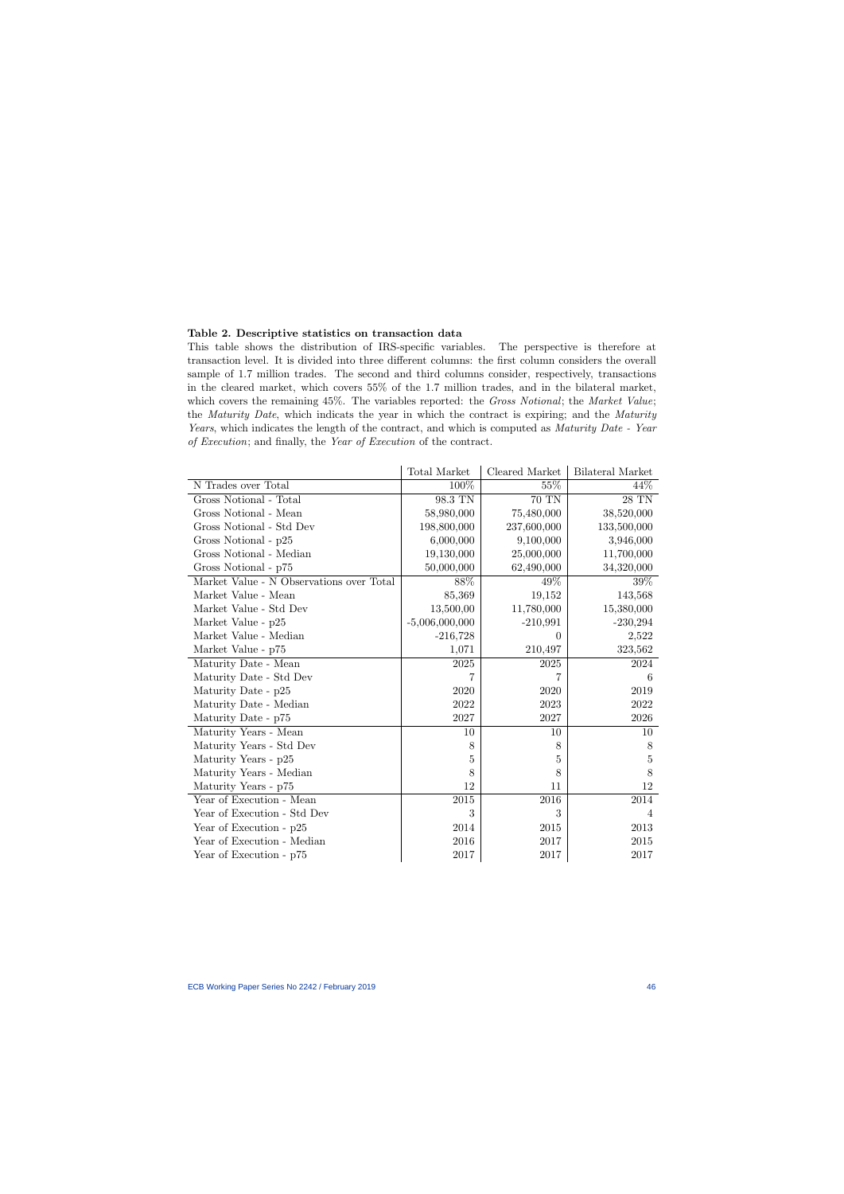**Table 2. Descriptive statistics on transaction data**

This table shows the distribution of IRS-specific variables. The perspective is therefore at transaction level. It is divided into three different columns: the first column considers the overall sample of 1.7 million trades. The second and third columns consider, respectively, transactions in the cleared market, which covers 55% of the 1.7 million trades, and in the bilateral market, which covers the remaining 45%. The variables reported: the *Gross Notional*; the *Market Value*; the *Maturity Date*, which indicats the year in which the contract is expiring; and the *Maturity Years*, which indicates the length of the contract, and which is computed as *Maturity Date - Year of Execution*; and finally, the *Year of Execution* of the contract.

| | Total Market | Cleared Market | Bilateral Market |
|---|---|---|---|
| N Trades over Total | 100% | 55% | 44% |
| Gross Notional - Total | 98.3 TN | 70 TN | 28 TN |
| Gross Notional - Mean | 58,980,000 | 75,480,000 | 38,520,000 |
| Gross Notional - Std Dev | 198,800,000 | 237,600,000 | 133,500,000 |
| Gross Notional - p25 | 6,000,000 | 9,100,000 | 3,946,000 |
| Gross Notional - Median | 19,130,000 | 25,000,000 | 11,700,000 |
| Gross Notional - p75 | 50,000,000 | 62,490,000 | 34,320,000 |
| Market Value - N Observations over Total | 88% | 49% | 39% |
| Market Value - Mean | 85,369 | 19,152 | 143,568 |
| Market Value - Std Dev | 13,500,00 | 11,780,000 | 15,380,000 |
| Market Value - p25 | -5,006,000,000 | -210,991 | -230,294 |
| Market Value - Median | -216,728 | 0 | 2,522 |
| Market Value - p75 | 1,071 | 210,497 | 323,562 |
| Maturity Date - Mean | 2025 | 2025 | 2024 |
| Maturity Date - Std Dev | 7 | 7 | 6 |
| Maturity Date - p25 | 2020 | 2020 | 2019 |
| Maturity Date - Median | 2022 | 2023 | 2022 |
| Maturity Date - p75 | 2027 | 2027 | 2026 |
| Maturity Years - Mean | 10 | 10 | 10 |
| Maturity Years - Std Dev | 8 | 8 | 8 |
| Maturity Years - p25 | 5 | 5 | 5 |
| Maturity Years - Median | 8 | 8 | 8 |
| Maturity Years - p75 | 12 | 11 | 12 |
| Year of Execution - Mean | 2015 | 2016 | 2014 |
| Year of Execution - Std Dev | 3 | 3 | 4 |
| Year of Execution - p25 | 2014 | 2015 | 2013 |
| Year of Execution - Median | 2016 | 2017 | 2015 |
| Year of Execution - p75 | 2017 | 2017 | 2017 |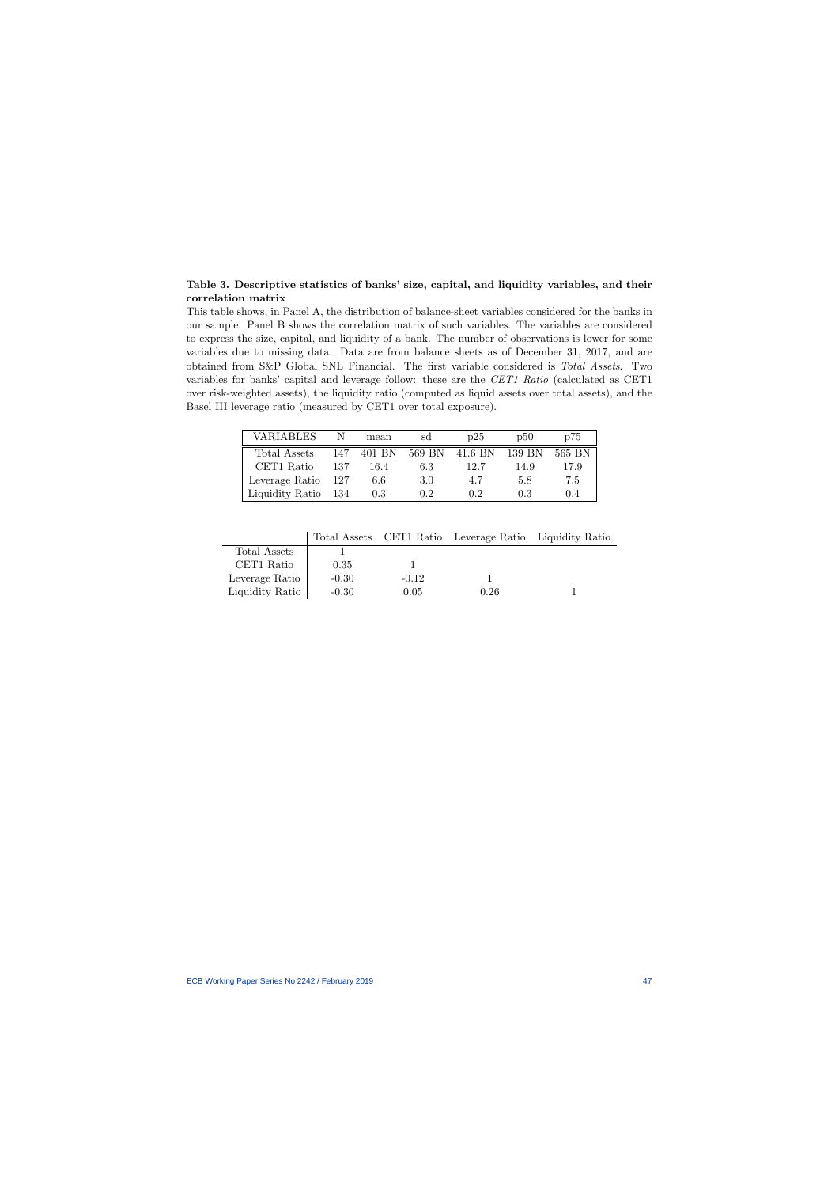**Table 3. Descriptive statistics of banks' size, capital, and liquidity variables, and their correlation matrix**

This table shows, in Panel A, the distribution of balance-sheet variables considered for the banks in our sample. Panel B shows the correlation matrix of such variables. The variables are considered to express the size, capital, and liquidity of a bank. The number of observations is lower for some variables due to missing data. Data are from balance sheets as of December 31, 2017, and are obtained from S&P Global SNL Financial. The first variable considered is *Total Assets*. Two variables for banks' capital and leverage follow: these are the *CET1 Ratio* (calculated as CET1 over risk-weighted assets), the liquidity ratio (computed as liquid assets over total assets), and the Basel III leverage ratio (measured by CET1 over total exposure).

| VARIABLES | N | mean | sd | p25 | p50 | p75 |
|---|---|---|---|---|---|---|
| Total Assets | 147 | 401 BN | 569 BN | 41.6 BN | 139 BN | 565 BN |
| CET1 Ratio | 137 | 16.4 | 6.3 | 12.7 | 14.9 | 17.9 |
| Leverage Ratio | 127 | 6.6 | 3.0 | 4.7 | 5.8 | 7.5 |
| Liquidity Ratio | 134 | 0.3 | 0.2 | 0.2 | 0.3 | 0.4 |

| | Total Assets | CET1 Ratio | Leverage Ratio | Liquidity Ratio |
|---|---|---|---|---|
| Total Assets | 1 | | | |
| CET1 Ratio | 0.35 | 1 | | |
| Leverage Ratio | -0.30 | -0.12 | 1 | |
| Liquidity Ratio | -0.30 | 0.05 | 0.26 | 1 |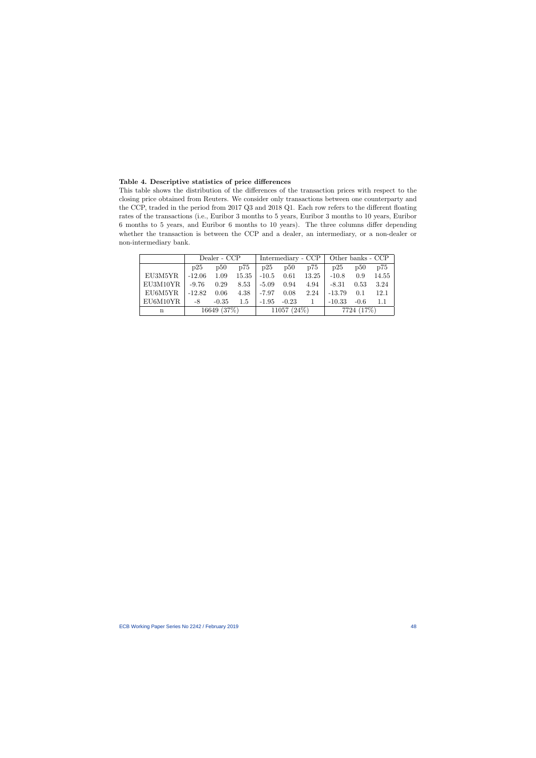**Table 4. Descriptive statistics of price differences**

This table shows the distribution of the differences of the transaction prices with respect to the closing price obtained from Reuters. We consider only transactions between one counterparty and the CCP, traded in the period from 2017 Q3 and 2018 Q1. Each row refers to the different floating rates of the transactions (i.e., Euribor 3 months to 5 years, Euribor 3 months to 10 years, Euribor 6 months to 5 years, and Euribor 6 months to 10 years). The three columns differ depending whether the transaction is between the CCP and a dealer, an intermediary, or a non-dealer or non-intermediary bank.

| | Dealer - CCP | | | Intermediary - CCP | | | Other banks - CCP | | |
|---|---|---|---|---|---|---|---|---|---|
| | p25 | p50 | p75 | p25 | p50 | p75 | p25 | p50 | p75 |
| EU3M5YR | -12.06 | 1.09 | 15.35 | -10.5 | 0.61 | 13.25 | -10.8 | 0.9 | 14.55 |
| EU3M10YR | -9.76 | 0.29 | 8.53 | -5.09 | 0.94 | 4.94 | -8.31 | 0.53 | 3.24 |
| EU6M5YR | -12.82 | 0.06 | 4.38 | -7.97 | 0.08 | 2.24 | -13.79 | 0.1 | 12.1 |
| EU6M10YR | -8 | -0.35 | 1.5 | -1.95 | -0.23 | 1 | -10.33 | -0.6 | 1.1 |
| n | 16649 (37%) | | | 11057 (24%) | | | 7724 (17%) | | |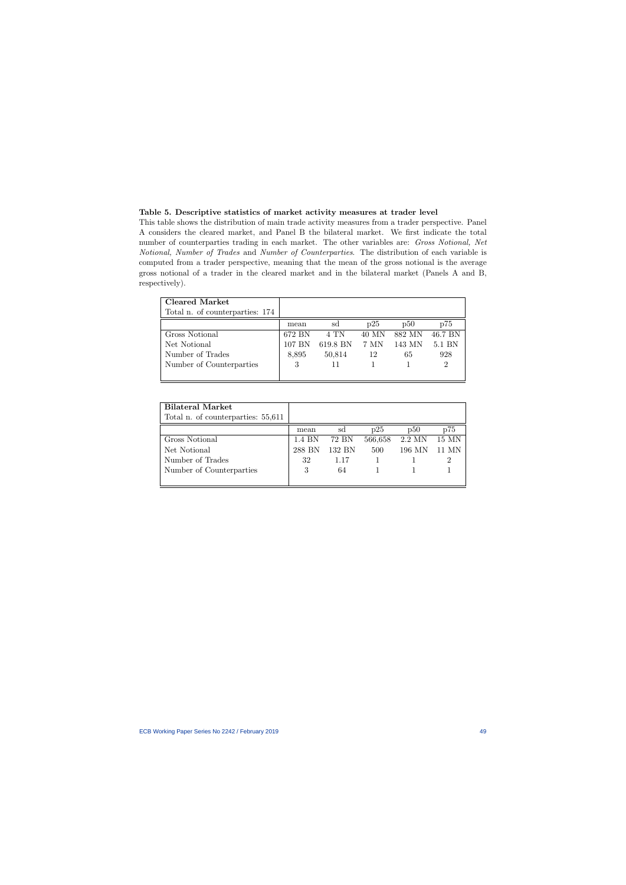**Table 5. Descriptive statistics of market activity measures at trader level**

This table shows the distribution of main trade activity measures from a trader perspective. Panel A considers the cleared market, and Panel B the bilateral market. We first indicate the total number of counterparties trading in each market. The other variables are: *Gross Notional, Net Notional, Number of Trades* and *Number of Counterparties*. The distribution of each variable is computed from a trader perspective, meaning that the mean of the gross notional is the average gross notional of a trader in the cleared market and in the bilateral market (Panels A and B, respectively).

| **Cleared Market**<br>Total n. of counterparties: 174 | | | | | |
|---|---|---|---|---|---|
| | mean | sd | p25 | p50 | p75 |
| Gross Notional | 672 BN | 4 TN | 40 MN | 882 MN | 46.7 BN |
| Net Notional | 107 BN | 619.8 BN | 7 MN | 143 MN | 5.1 BN |
| Number of Trades | 8,895 | 50,814 | 12 | 65 | 928 |
| Number of Counterparties | 3 | 11 | 1 | 1 | 2 |

| **Bilateral Market**<br>Total n. of counterparties: 55,611 | | | | | |
|---|---|---|---|---|---|
| | mean | sd | p25 | p50 | p75 |
| Gross Notional | 1.4 BN | 72 BN | 566,658 | 2.2 MN | 15 MN |
| Net Notional | 288 BN | 132 BN | 500 | 196 MN | 11 MN |
| Number of Trades | 32 | 1.17 | 1 | 1 | 2 |
| Number of Counterparties | 3 | 64 | 1 | 1 | 1 |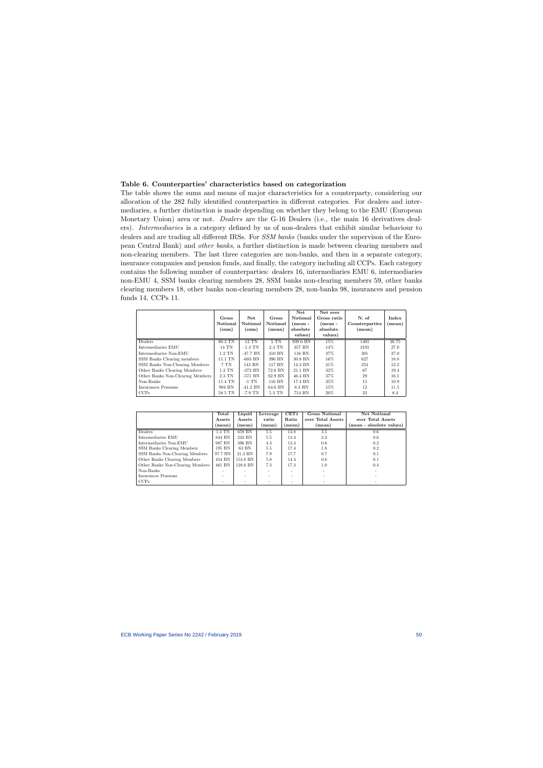### Table 6. Counterparties' characteristics based on categorization

The table shows the sums and means of major characteristics for a counterparty, considering our allocation of the 282 fully identified counterparties in different categories. For dealers and intermediaries, a further distinction is made depending on whether they belong to the EMU (European Monetary Union) area or not. *Dealers* are the G-16 Dealers (i.e., the main 16 derivatives dealers). *Intermediaries* is a category defined by us of non-dealers that exhibit similar behaviour to dealers and are trading all different IRSs. For *SSM banks* (banks under the supervison of the European Central Bank) and *other banks*, a further distinction is made between clearing members and non-clearing members. The last three categories are non-banks, and then in a separate category, insurance companies and pension funds, and finally, the category including all CCPs. Each category contains the following number of counterparties: dealers 16, intermediaries EMU 6, intermediaries non-EMU 4, SSM banks clearing members 28, SSM banks non-clearing members 59, other banks clearing members 18, other banks non-clearing members 28, non-banks 98, insurances and pension funds 14, CCPs 11.

| | Gross Notional (sum) | Net Notional (sum) | Gross Notional (mean) | Net Notional (mean - absolute values) | Net over Gross ratio (mean - absolute values) | N. of Counterparties (mean) | Index (mean) |
|---|---|---|---|---|---|---|---|
| Dealers | 80.3 TN | 12 TN | 5 TN | 939.6 BN | 15% | 1401 | 26.75 |
| Intermediaries EMU | 14 TN | -1.3 TN | 2.3 TN | 357 BN | 14% | 3191 | 27.0 |
| Intermediaries Non-EMU | 1.2 TN | -47.7 BN | 310 BN | 116 BN | 37% | 201 | 27.0 |
| SSM Banks Clearing members | 11.1 TN | -603 BN | 396 BN | 30.8 BN | 16% | 627 | 18.8 |
| SSM Banks Non-Clearing Members | 7 TN | 143 BN | 117 BN | 14.3 BN | 31% | 253 | 12.2 |
| Other Banks Clearing Members | 1.3 TN | -372 BN | 72.6 BN | 21.1 BN | 32% | 67 | 19.4 |
| Other Banks Non-Clearing Members | 2.3 TN | -571 BN | 82.9 BN | 46.4 BN | 37% | 29 | 16.1 |
| Non-Banks | 11.4 TN | -1 TN | 116 BN | 17.4 BN | 35% | 15 | 10.9 |
| Insurances Pensions | 904 BN | -41.2 BN | 64.6 BN | 8.3 BN | 15% | 12 | 11.5 |
| CCPs | 58.5 TN | -7.9 TN | 5.3 TN | 714 BN | 20% | 23 | 8.4 |

| | Total Assets (mean) | Liquid Assets (mean) | Leverage ratio (mean) | CET1 Ratio (mean) | Gross Notional over Total Assets (mean) | Net Notional over Total Assets (mean - absolute values) |
|---|---|---|---|---|---|---|
| Dealers | 1.3 TN | 659 BN | 5.5 | 13.8 | 3.5 | 0.6 |
| Intermediaries EMU | 844 BN | 233 BN | 5.5 | 13.4 | 3.2 | 0.6 |
| Intermediaries Non-EMU | 987 BN | 396 BN | 4.3 | 13.3 | 0.6 | 0.2 |
| SSM Banks Clearing Members | 195 BN | 63 BN | 5.5 | 17.4 | 1.8 | 0.2 |
| SSM Banks Non-Clearing Members | 97.7 BN | 31.3 BN | 7.9 | 17.7 | 0.7 | 0.1 |
| Other Banks Clearing Members | 454 BN | 153.8 BN | 5.8 | 14.4 | 0.6 | 0.1 |
| Other Banks Non-Clearing Members | 461 BN | 128.6 BN | 7.3 | 17.3 | 1.0 | 0.4 |
| Non-Banks | - | - | - | - | - | - |
| Insurances Pensions | - | - | - | - | - | - |
| CCPs | - | - | - | - | - | - |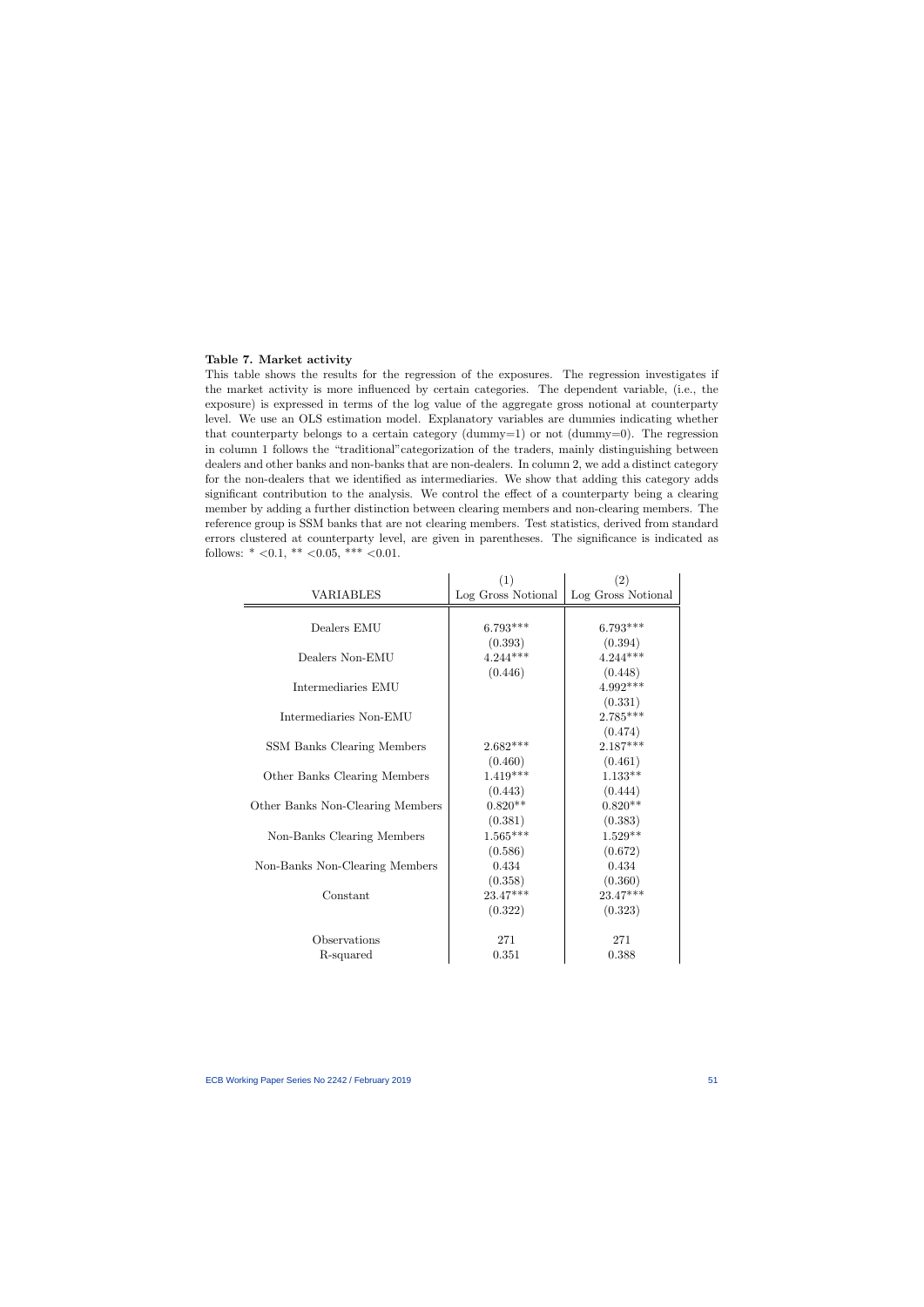**Table 7. Market activity**

This table shows the results for the regression of the exposures. The regression investigates if the market activity is more influenced by certain categories. The dependent variable, (i.e., the exposure) is expressed in terms of the log value of the aggregate gross notional at counterparty level. We use an OLS estimation model. Explanatory variables are dummies indicating whether that counterparty belongs to a certain category (dummy=1) or not (dummy=0). The regression in column 1 follows the "traditional"categorization of the traders, mainly distinguishing between dealers and other banks and non-banks that are non-dealers. In column 2, we add a distinct category for the non-dealers that we identified as intermediaries. We show that adding this category adds significant contribution to the analysis. We control the effect of a counterparty being a clearing member by adding a further distinction between clearing members and non-clearing members. The reference group is SSM banks that are not clearing members. Test statistics, derived from standard errors clustered at counterparty level, are given in parentheses. The significance is indicated as follows: * <0.1, ** <0.05, *** <0.01.

| VARIABLES | (1)<br>Log Gross Notional | (2)<br>Log Gross Notional |
|---|---|---|
| Dealers EMU | 6.793*** | 6.793*** |
| | (0.393) | (0.394) |
| Dealers Non-EMU | 4.244*** | 4.244*** |
| | (0.446) | (0.448) |
| Intermediaries EMU | | 4.992*** |
| | | (0.331) |
| Intermediaries Non-EMU | | 2.785*** |
| | | (0.474) |
| SSM Banks Clearing Members | 2.682*** | 2.187*** |
| | (0.460) | (0.461) |
| Other Banks Clearing Members | 1.419*** | 1.133** |
| | (0.443) | (0.444) |
| Other Banks Non-Clearing Members | 0.820** | 0.820** |
| | (0.381) | (0.383) |
| Non-Banks Clearing Members | 1.565*** | 1.529** |
| | (0.586) | (0.672) |
| Non-Banks Non-Clearing Members | 0.434 | 0.434 |
| | (0.358) | (0.360) |
| Constant | 23.47*** | 23.47*** |
| | (0.322) | (0.323) |
| Observations | 271 | 271 |
| R-squared | 0.351 | 0.388 |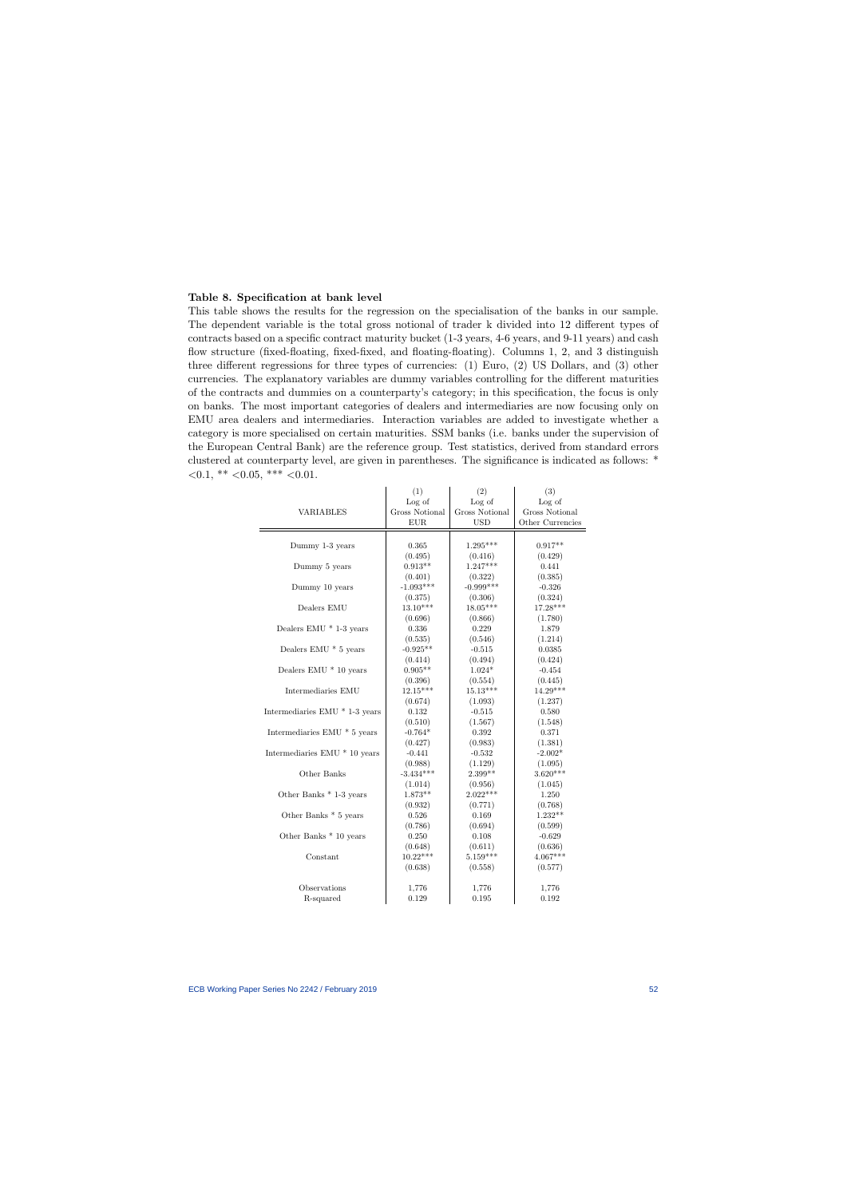**Table 8. Specification at bank level**

This table shows the results for the regression on the specialisation of the banks in our sample. The dependent variable is the total gross notional of trader k divided into 12 different types of contracts based on a specific contract maturity bucket (1-3 years, 4-6 years, and 9-11 years) and cash flow structure (fixed-floating, fixed-fixed, and floating-floating). Columns 1, 2, and 3 distinguish three different regressions for three types of currencies: (1) Euro, (2) US Dollars, and (3) other currencies. The explanatory variables are dummy variables controlling for the different maturities of the contracts and dummies on a counterparty's category; in this specification, the focus is only on banks. The most important categories of dealers and intermediaries are now focusing only on EMU area dealers and intermediaries. Interaction variables are added to investigate whether a category is more specialised on certain maturities. SSM banks (i.e. banks under the supervision of the European Central Bank) are the reference group. Test statistics, derived from standard errors clustered at counterparty level, are given in parentheses. The significance is indicated as follows: * <0.1, ** <0.05, *** <0.01.

| VARIABLES | (1) Log of Gross Notional EUR | (2) Log of Gross Notional USD | (3) Log of Gross Notional Other Currencies |
|---|---|---|---|
| Dummy 1-3 years | 0.365 | 1.295*** | 0.917** |
| | (0.495) | (0.416) | (0.429) |
| Dummy 5 years | 0.913** | 1.247*** | 0.441 |
| | (0.401) | (0.322) | (0.385) |
| Dummy 10 years | -1.093*** | -0.999*** | -0.326 |
| | (0.375) | (0.306) | (0.324) |
| Dealers EMU | 13.10*** | 18.05*** | 17.28*** |
| | (0.696) | (0.866) | (1.780) |
| Dealers EMU * 1-3 years | 0.336 | 0.229 | 1.879 |
| | (0.535) | (0.546) | (1.214) |
| Dealers EMU * 5 years | -0.925** | -0.515 | 0.0385 |
| | (0.414) | (0.494) | (0.424) |
| Dealers EMU * 10 years | 0.905** | 1.024* | -0.454 |
| | (0.396) | (0.554) | (0.445) |
| Intermediaries EMU | 12.15*** | 15.13*** | 14.29*** |
| | (0.674) | (1.093) | (1.237) |
| Intermediaries EMU * 1-3 years | 0.132 | -0.515 | 0.580 |
| | (0.510) | (1.567) | (1.548) |
| Intermediaries EMU * 5 years | -0.764* | 0.392 | 0.371 |
| | (0.427) | (0.983) | (1.381) |
| Intermediaries EMU * 10 years | -0.441 | -0.532 | -2.002* |
| | (0.988) | (1.129) | (1.095) |
| Other Banks | -3.434*** | 2.399** | 3.620*** |
| | (1.014) | (0.956) | (1.045) |
| Other Banks * 1-3 years | 1.873** | 2.022*** | 1.250 |
| | (0.932) | (0.771) | (0.768) |
| Other Banks * 5 years | 0.526 | 0.169 | 1.232** |
| | (0.786) | (0.694) | (0.599) |
| Other Banks * 10 years | 0.250 | 0.108 | -0.629 |
| | (0.648) | (0.611) | (0.636) |
| Constant | 10.22*** | 5.159*** | 4.067*** |
| | (0.638) | (0.558) | (0.577) |
| Observations | 1,776 | 1,776 | 1,776 |
| R-squared | 0.129 | 0.195 | 0.192 |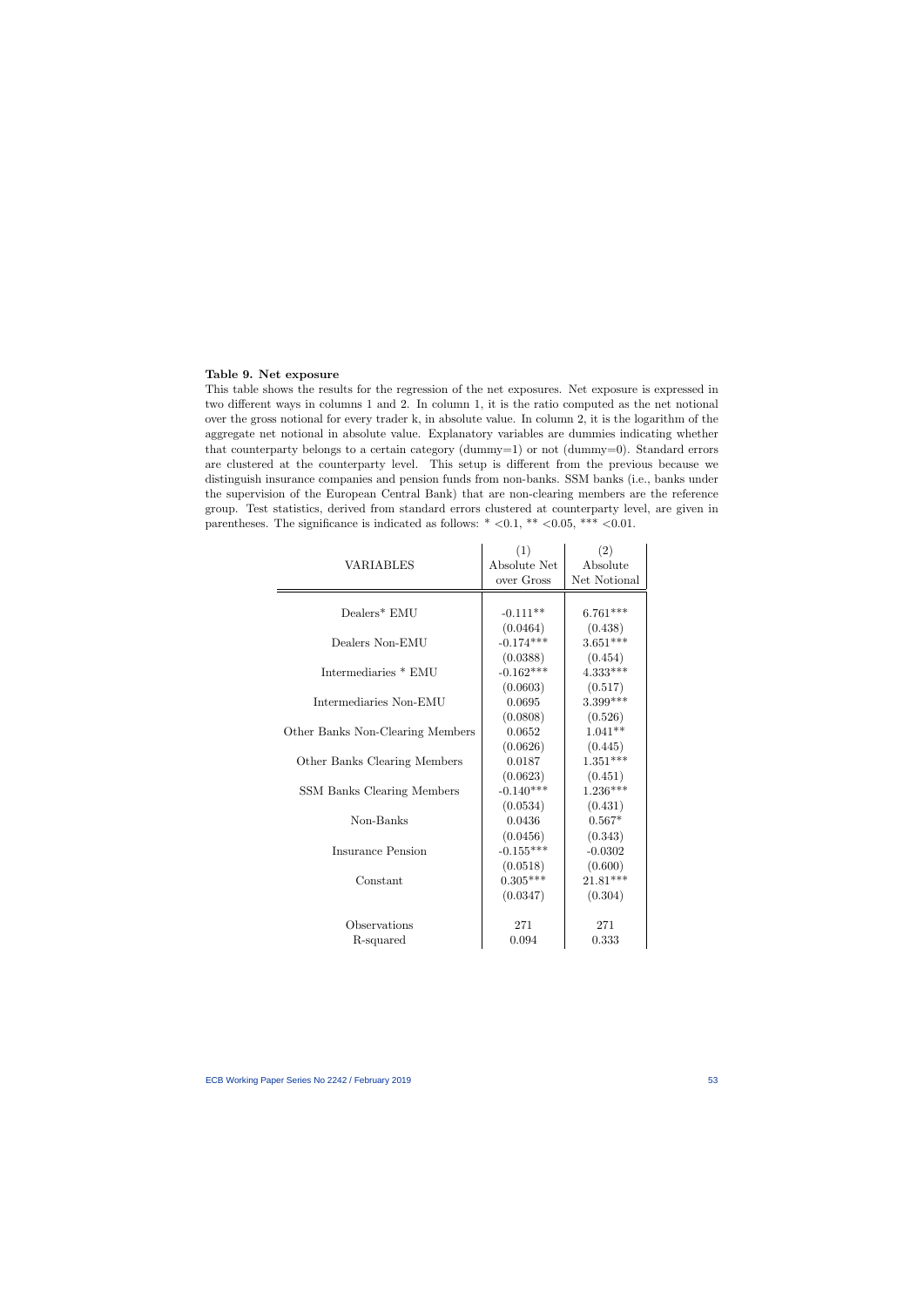**Table 9. Net exposure**

This table shows the results for the regression of the net exposures. Net exposure is expressed in two different ways in columns 1 and 2. In column 1, it is the ratio computed as the net notional over the gross notional for every trader k, in absolute value. In column 2, it is the logarithm of the aggregate net notional in absolute value. Explanatory variables are dummies indicating whether that counterparty belongs to a certain category (dummy=1) or not (dummy=0). Standard errors are clustered at the counterparty level. This setup is different from the previous because we distinguish insurance companies and pension funds from non-banks. SSM banks (i.e., banks under the supervision of the European Central Bank) that are non-clearing members are the reference group. Test statistics, derived from standard errors clustered at counterparty level, are given in parentheses. The significance is indicated as follows: * <0.1, ** <0.05, *** <0.01.

| VARIABLES | (1) Absolute Net over Gross | (2) Absolute Net Notional |
|---|---|---|
| Dealers* EMU | -0.111** | 6.761*** |
| | (0.0464) | (0.438) |
| Dealers Non-EMU | -0.174*** | 3.651*** |
| | (0.0388) | (0.454) |
| Intermediaries * EMU | -0.162*** | 4.333*** |
| | (0.0603) | (0.517) |
| Intermediaries Non-EMU | 0.0695 | 3.399*** |
| | (0.0808) | (0.526) |
| Other Banks Non-Clearing Members | 0.0652 | 1.041** |
| | (0.0626) | (0.445) |
| Other Banks Clearing Members | 0.0187 | 1.351*** |
| | (0.0623) | (0.451) |
| SSM Banks Clearing Members | -0.140*** | 1.236*** |
| | (0.0534) | (0.431) |
| Non-Banks | 0.0436 | 0.567* |
| | (0.0456) | (0.343) |
| Insurance Pension | -0.155*** | -0.0302 |
| | (0.0518) | (0.600) |
| Constant | 0.305*** | 21.81*** |
| | (0.0347) | (0.304) |
| Observations | 271 | 271 |
| R-squared | 0.094 | 0.333 |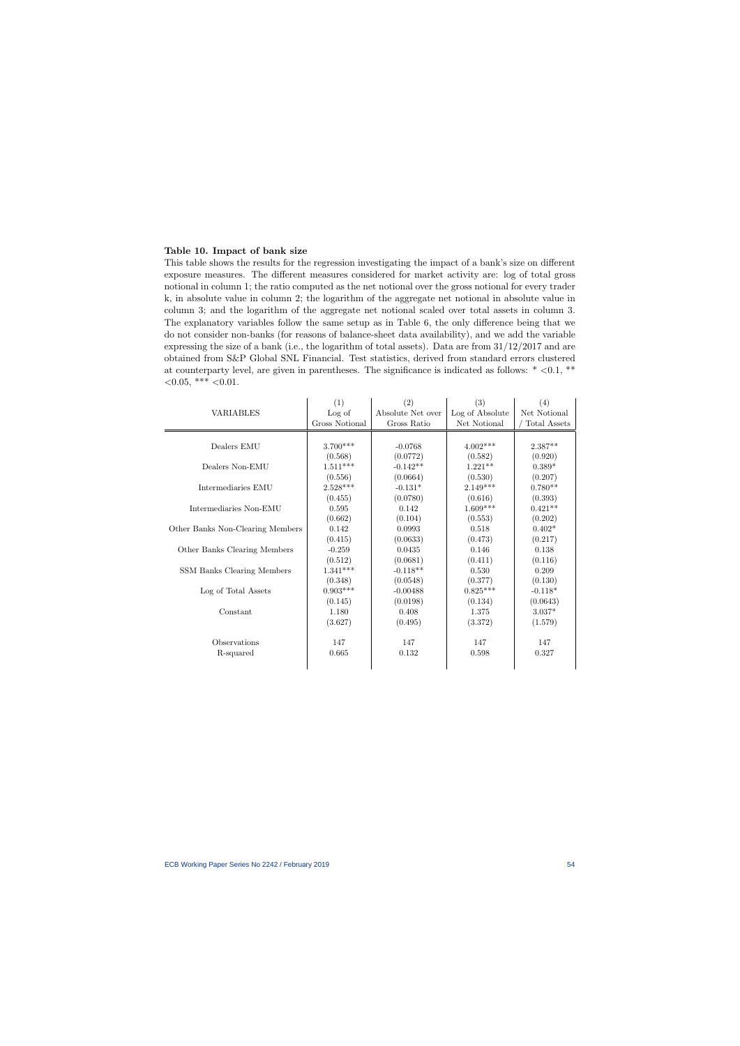**Table 10. Impact of bank size**

This table shows the results for the regression investigating the impact of a bank's size on different exposure measures. The different measures considered for market activity are: log of total gross notional in column 1; the ratio computed as the net notional over the gross notional for every trader k, in absolute value in column 2; the logarithm of the aggregate net notional in absolute value in column 3; and the logarithm of the aggregate net notional scaled over total assets in column 3. The explanatory variables follow the same setup as in Table 6, the only difference being that we do not consider non-banks (for reasons of balance-sheet data availability), and we add the variable expressing the size of a bank (i.e., the logarithm of total assets). Data are from 31/12/2017 and are obtained from S&P Global SNL Financial. Test statistics, derived from standard errors clustered at counterparty level, are given in parentheses. The significance is indicated as follows: * <0.1, ** <0.05, *** <0.01.

| VARIABLES | (1)<br>Log of<br>Gross Notional | (2)<br>Absolute Net over<br>Gross Ratio | (3)<br>Log of Absolute<br>Net Notional | (4)<br>Net Notional<br>/ Total Assets |
|---|---|---|---|---|
| Dealers EMU | 3.700*** | -0.0768 | 4.002*** | 2.387** |
| | (0.568) | (0.0772) | (0.582) | (0.920) |
| Dealers Non-EMU | 1.511*** | -0.142** | 1.221** | 0.389* |
| | (0.556) | (0.0664) | (0.530) | (0.207) |
| Intermediaries EMU | 2.528*** | -0.131* | 2.149*** | 0.780** |
| | (0.455) | (0.0780) | (0.616) | (0.393) |
| Intermediaries Non-EMU | 0.595 | 0.142 | 1.609*** | 0.421** |
| | (0.662) | (0.104) | (0.553) | (0.202) |
| Other Banks Non-Clearing Members | 0.142 | 0.0993 | 0.518 | 0.402* |
| | (0.415) | (0.0633) | (0.473) | (0.217) |
| Other Banks Clearing Members | -0.259 | 0.0435 | 0.146 | 0.138 |
| | (0.512) | (0.0681) | (0.411) | (0.116) |
| SSM Banks Clearing Members | 1.341*** | -0.118** | 0.530 | 0.209 |
| | (0.348) | (0.0548) | (0.377) | (0.130) |
| Log of Total Assets | 0.903*** | -0.00488 | 0.825*** | -0.118* |
| | (0.145) | (0.0198) | (0.134) | (0.0643) |
| Constant | 1.180 | 0.408 | 1.375 | 3.037* |
| | (3.627) | (0.495) | (3.372) | (1.579) |
| Observations | 147 | 147 | 147 | 147 |
| R-squared | 0.665 | 0.132 | 0.598 | 0.327 |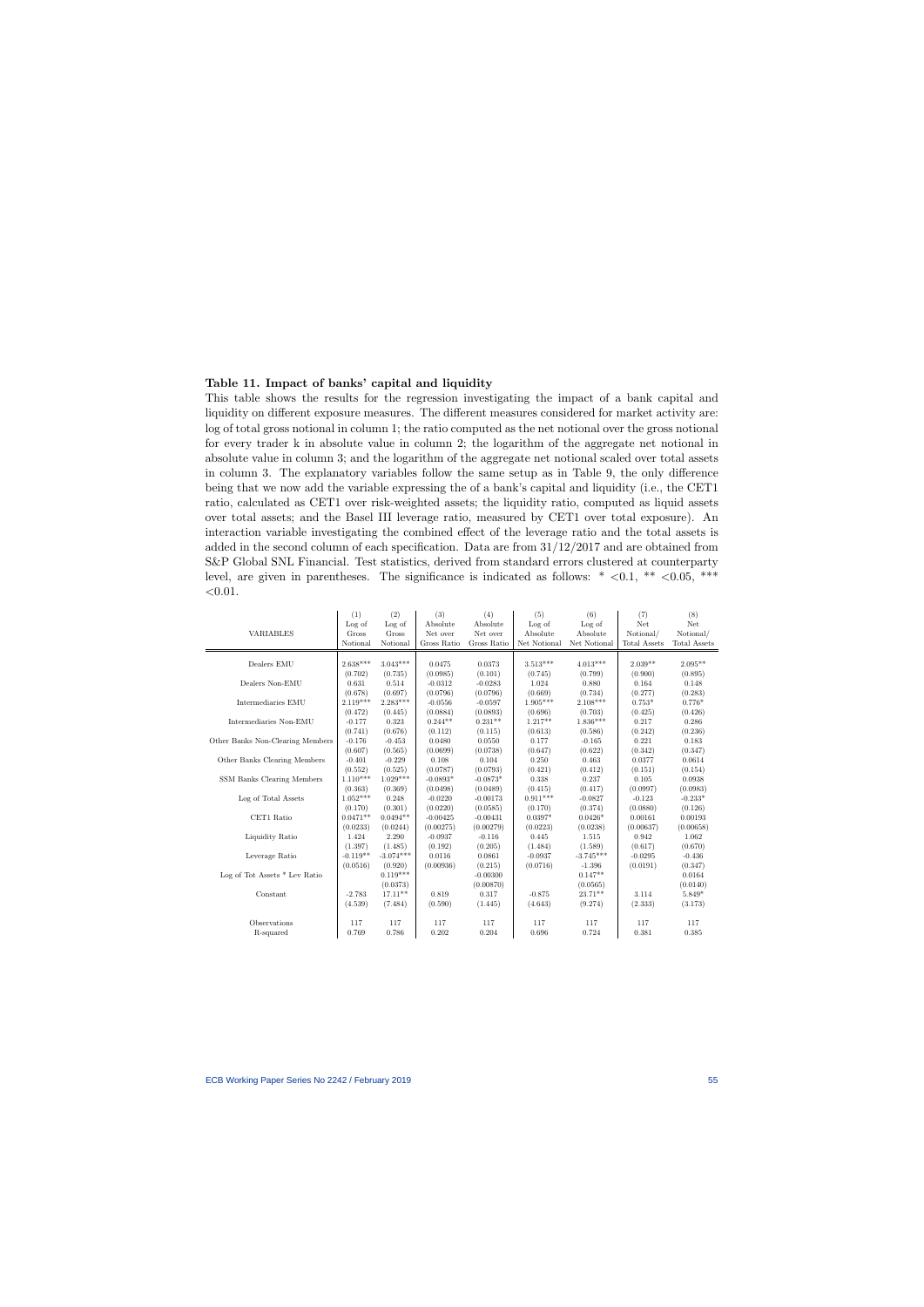### Table 11. Impact of banks' capital and liquidity

This table shows the results for the regression investigating the impact of a bank capital and liquidity on different exposure measures. The different measures considered for market activity are: log of total gross notional in column 1; the ratio computed as the net notional over the gross notional for every trader k in absolute value in column 2; the logarithm of the aggregate net notional in absolute value in column 3; and the logarithm of the aggregate net notional scaled over total assets in column 3. The explanatory variables follow the same setup as in Table 9, the only difference being that we now add the variable expressing the of a bank's capital and liquidity (i.e., the CET1 ratio, calculated as CET1 over risk-weighted assets; the liquidity ratio, computed as liquid assets over total assets; and the Basel III leverage ratio, measured by CET1 over total exposure). An interaction variable investigating the combined effect of the leverage ratio and the total assets is added in the second column of each specification. Data are from 31/12/2017 and are obtained from S&P Global SNL Financial. Test statistics, derived from standard errors clustered at counterparty level, are given in parentheses. The significance is indicated as follows: * <0.1, ** <0.05, *** <0.01.

| VARIABLES | (1) Log of Gross Notional | (2) Log of Gross Notional | (3) Absolute Net over Gross Ratio | (4) Absolute Net over Gross Ratio | (5) Log of Absolute Net Notional | (6) Log of Absolute Net Notional | (7) Net Notional/ Total Assets | (8) Net Notional/ Total Assets |
|---|---|---|---|---|---|---|---|---|
| Dealers EMU | 2.638*** | 3.043*** | 0.0475 | 0.0373 | 3.513*** | 4.013*** | 2.039** | 2.095** |
| | (0.702) | (0.735) | (0.0985) | (0.101) | (0.745) | (0.799) | (0.900) | (0.895) |
| Dealers Non-EMU | 0.631 | 0.514 | -0.0312 | -0.0283 | 1.024 | 0.880 | 0.164 | 0.148 |
| | (0.678) | (0.697) | (0.0796) | (0.0796) | (0.669) | (0.734) | (0.277) | (0.283) |
| Intermediaries EMU | 2.119*** | 2.283*** | -0.0556 | -0.0597 | 1.905*** | 2.108*** | 0.753* | 0.776* |
| | (0.472) | (0.445) | (0.0884) | (0.0893) | (0.696) | (0.703) | (0.425) | (0.426) |
| Intermediaries Non-EMU | -0.177 | 0.323 | 0.244** | 0.231** | 1.217** | 1.836*** | 0.217 | 0.286 |
| | (0.741) | (0.676) | (0.112) | (0.115) | (0.613) | (0.586) | (0.242) | (0.236) |
| Other Banks Non-Clearing Members | -0.176 | -0.453 | 0.0480 | 0.0550 | 0.177 | -0.165 | 0.221 | 0.183 |
| | (0.607) | (0.565) | (0.0699) | (0.0738) | (0.647) | (0.622) | (0.342) | (0.347) |
| Other Banks Clearing Members | -0.401 | -0.229 | 0.108 | 0.104 | 0.250 | 0.463 | 0.0377 | 0.0614 |
| | (0.552) | (0.525) | (0.0787) | (0.0793) | (0.421) | (0.412) | (0.151) | (0.154) |
| SSM Banks Clearing Members | 1.110*** | 1.029*** | -0.0893* | -0.0873* | 0.338 | 0.237 | 0.105 | 0.0938 |
| | (0.363) | (0.369) | (0.0498) | (0.0489) | (0.415) | (0.417) | (0.0997) | (0.0983) |
| Log of Total Assets | 1.052*** | 0.248 | -0.0220 | -0.00173 | 0.911*** | -0.0827 | -0.123 | -0.233* |
| | (0.170) | (0.301) | (0.0220) | (0.0585) | (0.170) | (0.374) | (0.0880) | (0.126) |
| CET1 Ratio | 0.0471** | 0.0494** | -0.00425 | -0.00431 | 0.0397* | 0.0426* | 0.00161 | 0.00193 |
| | (0.0233) | (0.0244) | (0.00275) | (0.00279) | (0.0223) | (0.0238) | (0.00637) | (0.00658) |
| Liquidity Ratio | 1.424 | 2.290 | -0.0937 | -0.116 | 0.445 | 1.515 | 0.942 | 1.062 |
| | (1.397) | (1.485) | (0.192) | (0.205) | (1.484) | (1.589) | (0.617) | (0.670) |
| Leverage Ratio | -0.119** | -3.074*** | 0.0116 | 0.0861 | -0.0937 | -3.745*** | -0.0295 | -0.436 |
| | (0.0516) | (0.920) | (0.00936) | (0.215) | (0.0716) | -1.396 | (0.0191) | (0.347) |
| Log of Tot Assets * Lev Ratio | | 0.119*** | | -0.00300 | | 0.147** | | 0.0164 |
| | | (0.0373) | | (0.00870) | | (0.0565) | | (0.0140) |
| Constant | -2.783 | 17.11** | 0.819 | 0.317 | -0.875 | 23.71** | 3.114 | 5.849* |
| | (4.539) | (7.484) | (0.590) | (1.445) | (4.643) | (9.274) | (2.333) | (3.173) |
| Observations | 117 | 117 | 117 | 117 | 117 | 117 | 117 | 117 |
| R-squared | 0.769 | 0.786 | 0.202 | 0.204 | 0.696 | 0.724 | 0.381 | 0.385 |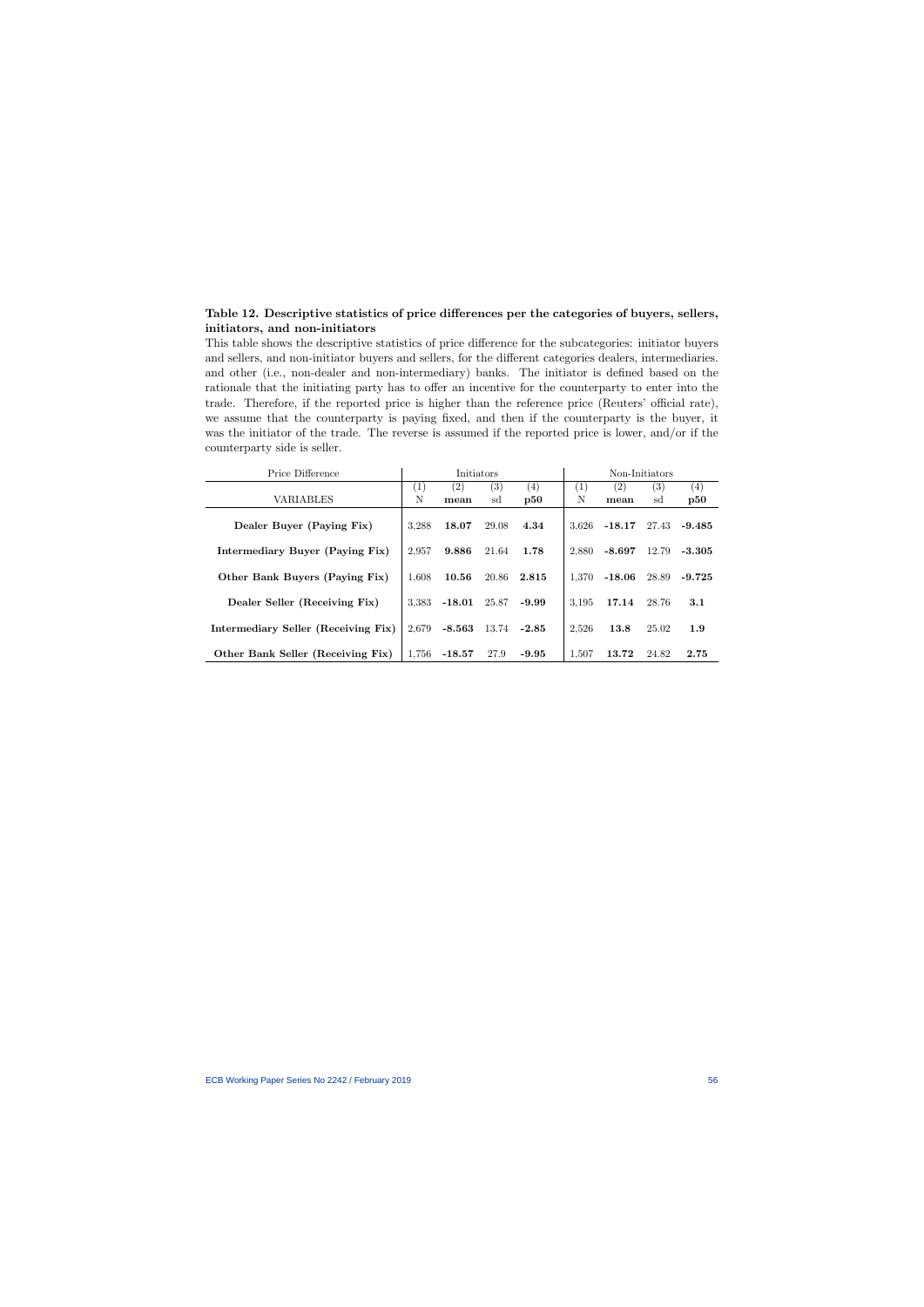**Table 12. Descriptive statistics of price differences per the categories of buyers, sellers, initiators, and non-initiators**

This table shows the descriptive statistics of price difference for the subcategories: initiator buyers and sellers, and non-initiator buyers and sellers, for the different categories dealers, intermediaries. and other (i.e., non-dealer and non-intermediary) banks. The initiator is defined based on the rationale that the initiating party has to offer an incentive for the counterparty to enter into the trade. Therefore, if the reported price is higher than the reference price (Reuters' official rate), we assume that the counterparty is paying fixed, and then if the counterparty is the buyer, it was the initiator of the trade. The reverse is assumed if the reported price is lower, and/or if the counterparty side is seller.

| Price Difference | Initiators | | | | Non-Initiators | | | |
|---|---|---|---|---|---|---|---|---|
| | (1) | (2) | (3) | (4) | (1) | (2) | (3) | (4) |
| VARIABLES | N | **mean** | sd | **p50** | N | **mean** | sd | **p50** |
| **Dealer Buyer (Paying Fix)** | 3,288 | **18.07** | 29.08 | **4.34** | 3,626 | **-18.17** | 27.43 | **-9.485** |
| **Intermediary Buyer (Paying Fix)** | 2,957 | **9.886** | 21.64 | **1.78** | 2,880 | **-8.697** | 12.79 | **-3.305** |
| **Other Bank Buyers (Paying Fix)** | 1,608 | **10.56** | 20.86 | **2.815** | 1,370 | **-18.06** | 28.89 | **-9.725** |
| **Dealer Seller (Receiving Fix)** | 3,383 | **-18.01** | 25.87 | **-9.99** | 3,195 | **17.14** | 28.76 | **3.1** |
| **Intermediary Seller (Receiving Fix)** | 2,679 | **-8.563** | 13.74 | **-2.85** | 2,526 | **13.8** | 25.02 | **1.9** |
| **Other Bank Seller (Receiving Fix)** | 1,756 | **-18.57** | 27.9 | **-9.95** | 1,507 | **13.72** | 24.82 | **2.75** |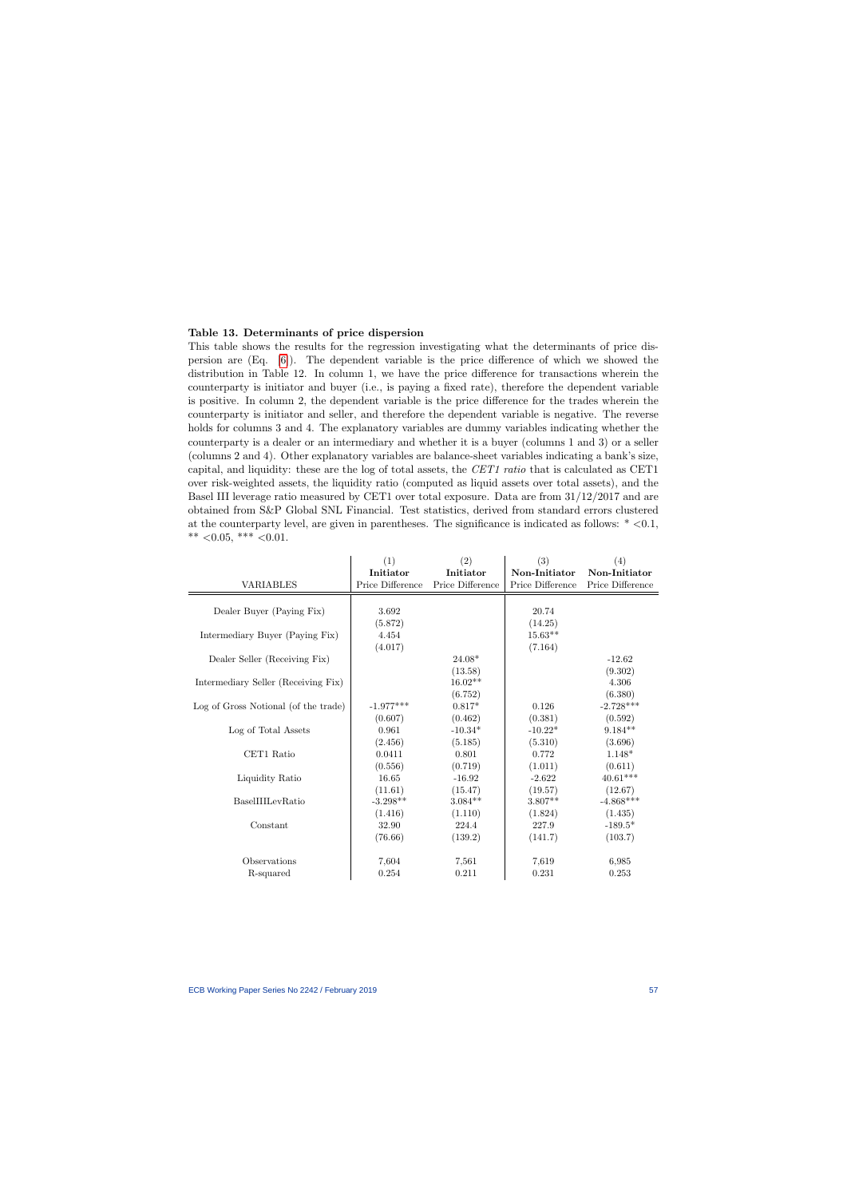**Table 13. Determinants of price dispersion**

This table shows the results for the regression investigating what the determinants of price dispersion are (Eq. (6)). The dependent variable is the price difference of which we showed the distribution in Table 12. In column 1, we have the price difference for transactions wherein the counterparty is initiator and buyer (i.e., is paying a fixed rate), therefore the dependent variable is positive. In column 2, the dependent variable is the price difference for the trades wherein the counterparty is initiator and seller, and therefore the dependent variable is negative. The reverse holds for columns 3 and 4. The explanatory variables are dummy variables indicating whether the counterparty is a dealer or an intermediary and whether it is a buyer (columns 1 and 3) or a seller (columns 2 and 4). Other explanatory variables are balance-sheet variables indicating a bank's size, capital, and liquidity: these are the log of total assets, the *CET1 ratio* that is calculated as CET1 over risk-weighted assets, the liquidity ratio (computed as liquid assets over total assets), and the Basel III leverage ratio measured by CET1 over total exposure. Data are from 31/12/2017 and are obtained from S&P Global SNL Financial. Test statistics, derived from standard errors clustered at the counterparty level, are given in parentheses. The significance is indicated as follows: * <0.1, ** <0.05, *** <0.01.

| | (1) | (2) | (3) | (4) |
|---|---|---|---|---|
| | **Initiator** | **Initiator** | **Non-Initiator** | **Non-Initiator** |
| VARIABLES | Price Difference | Price Difference | Price Difference | Price Difference |
| Dealer Buyer (Paying Fix) | 3.692 | | 20.74 | |
| | (5.872) | | (14.25) | |
| Intermediary Buyer (Paying Fix) | 4.454 | | 15.63** | |
| | (4.017) | | (7.164) | |
| Dealer Seller (Receiving Fix) | | 24.08* | | -12.62 |
| | | (13.58) | | (9.302) |
| Intermediary Seller (Receiving Fix) | | 16.02** | | 4.306 |
| | | (6.752) | | (6.380) |
| Log of Gross Notional (of the trade) | -1.977*** | 0.817* | 0.126 | -2.728*** |
| | (0.607) | (0.462) | (0.381) | (0.592) |
| Log of Total Assets | 0.961 | -10.34* | -10.22* | 9.184** |
| | (2.456) | (5.185) | (5.310) | (3.696) |
| CET1 Ratio | 0.0411 | 0.801 | 0.772 | 1.148* |
| | (0.556) | (0.719) | (1.011) | (0.611) |
| Liquidity Ratio | 16.65 | -16.92 | -2.622 | 40.61*** |
| | (11.61) | (15.47) | (19.57) | (12.67) |
| BaselIIILevRatio | -3.298** | 3.084** | 3.807** | -4.868*** |
| | (1.416) | (1.110) | (1.824) | (1.435) |
| Constant | 32.90 | 224.4 | 227.9 | -189.5* |
| | (76.66) | (139.2) | (141.7) | (103.7) |
| Observations | 7,604 | 7,561 | 7,619 | 6,985 |
| R-squared | 0.254 | 0.211 | 0.231 | 0.253 |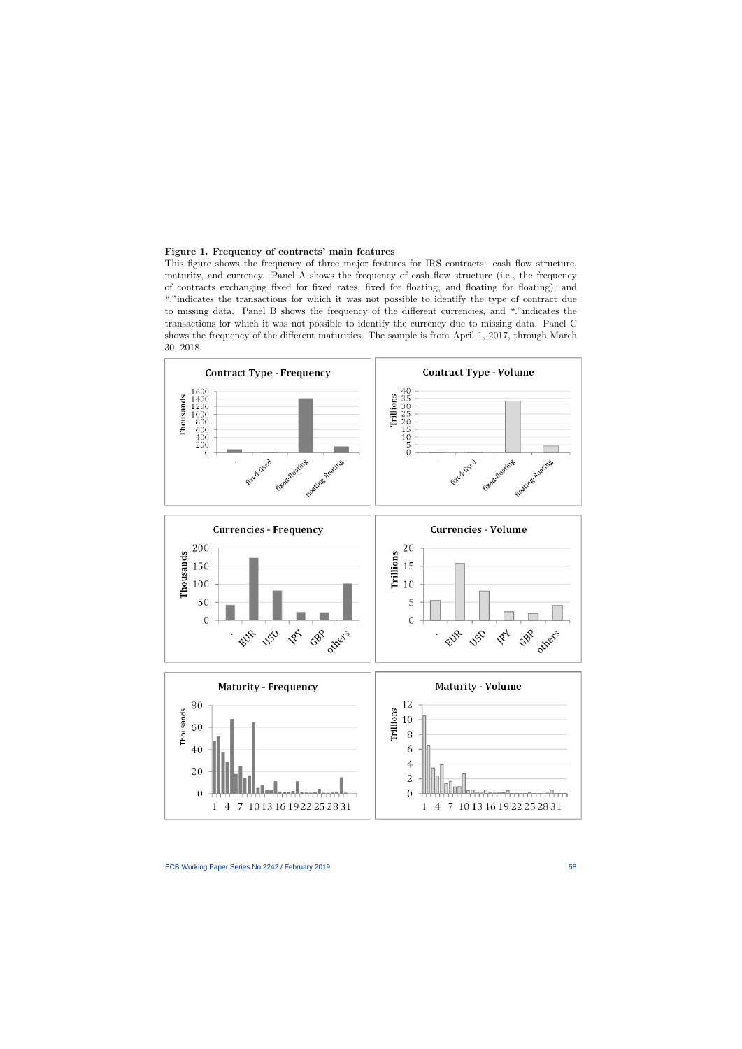**Figure 1. Frequency of contracts' main features**

This figure shows the frequency of three major features for IRS contracts: cash flow structure, maturity, and currency. Panel A shows the frequency of cash flow structure (i.e., the frequency of contracts exchanging fixed for fixed rates, fixed for floating, and floating for floating), and "."indicates the transactions for which it was not possible to identify the type of contract due to missing data. Panel B shows the frequency of the different currencies, and "."indicates the transactions for which it was not possible to identify the currency due to missing data. Panel C shows the frequency of the different maturities. The sample is from April 1, 2017, through March 30, 2018.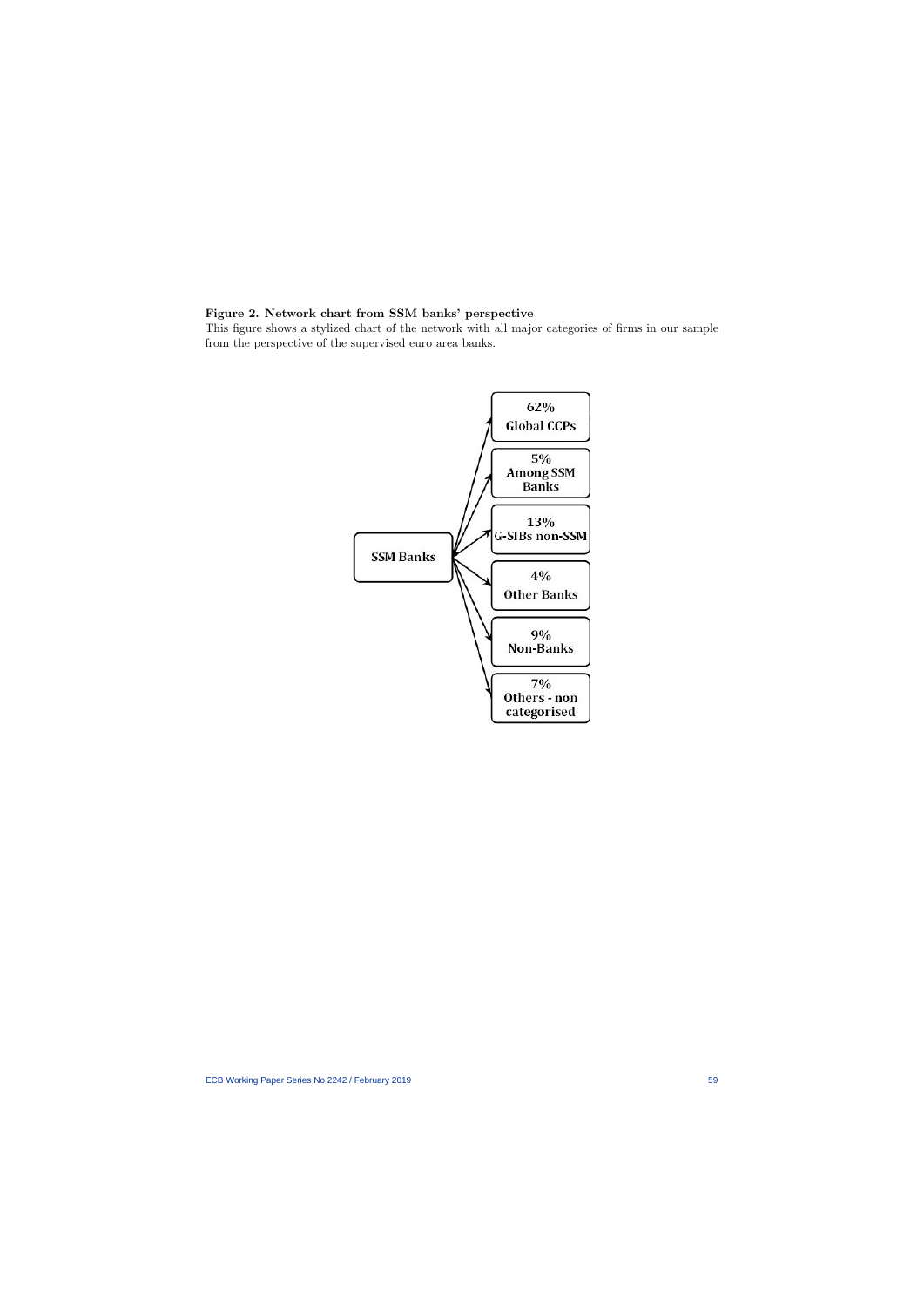**Figure 2. Network chart from SSM banks' perspective**

This figure shows a stylized chart of the network with all major categories of firms in our sample from the perspective of the supervised euro area banks.

SSM Banks

62% Global CCPs

5% Among SSM Banks

13% G-SIBs non-SSM

4% Other Banks

9% Non-Banks

7% Others - non categorised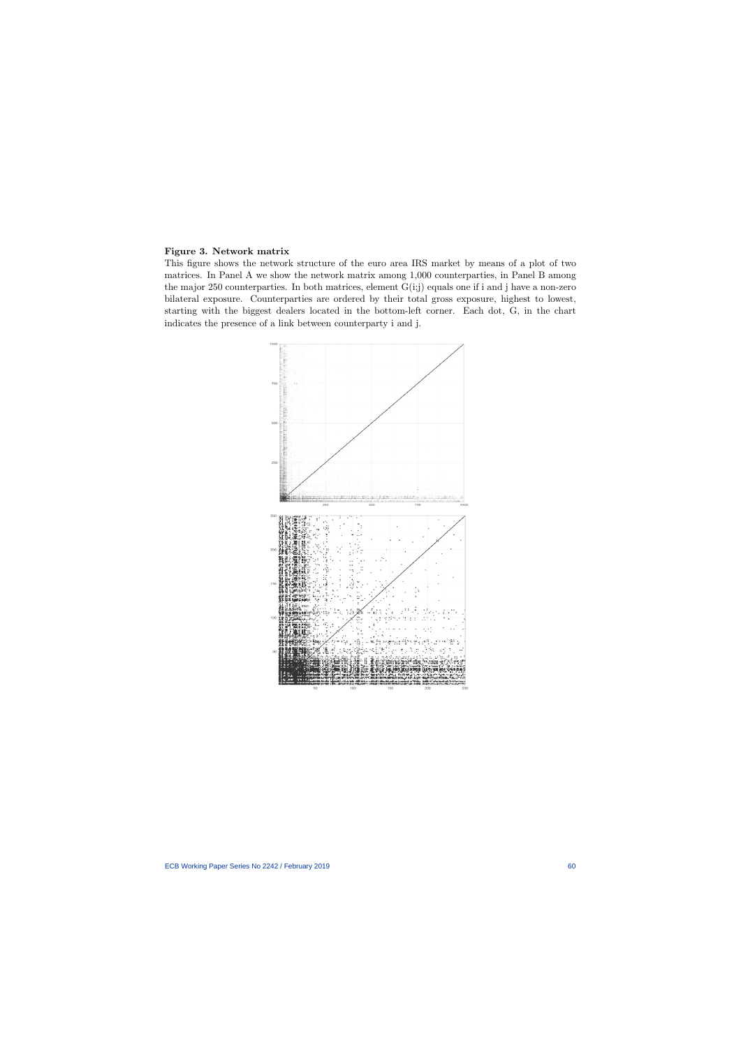**Figure 3. Network matrix**

This figure shows the network structure of the euro area IRS market by means of a plot of two matrices. In Panel A we show the network matrix among 1,000 counterparties, in Panel B among the major 250 counterparties. In both matrices, element G(i;j) equals one if i and j have a non-zero bilateral exposure. Counterparties are ordered by their total gross exposure, highest to lowest, starting with the biggest dealers located in the bottom-left corner. Each dot, G, in the chart indicates the presence of a link between counterparty i and j.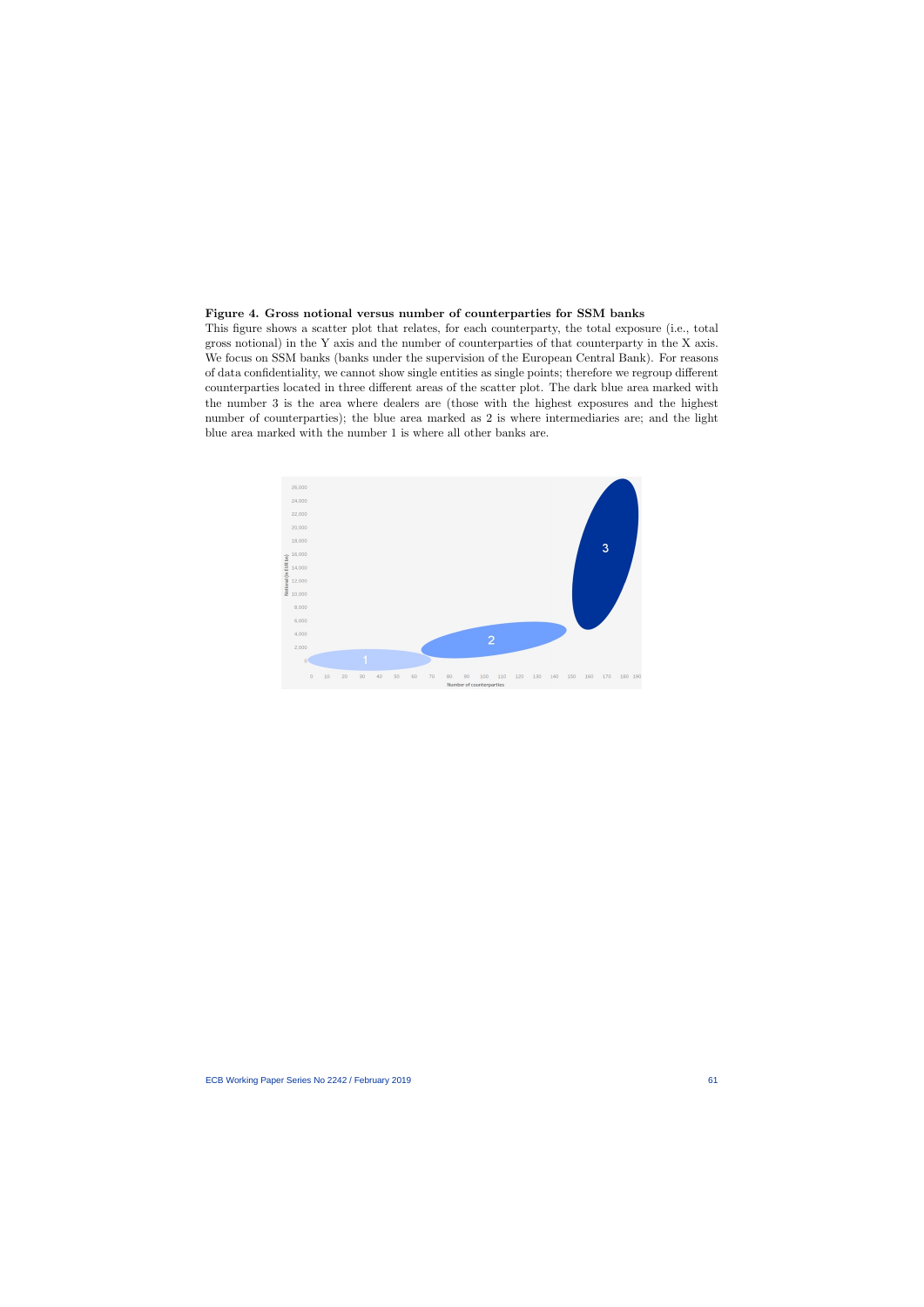**Figure 4. Gross notional versus number of counterparties for SSM banks**

This figure shows a scatter plot that relates, for each counterparty, the total exposure (i.e., total gross notional) in the Y axis and the number of counterparties of that counterparty in the X axis. We focus on SSM banks (banks under the supervision of the European Central Bank). For reasons of data confidentiality, we cannot show single entities as single points; therefore we regroup different counterparties located in three different areas of the scatter plot. The dark blue area marked with the number 3 is the area where dealers are (those with the highest exposures and the highest number of counterparties); the blue area marked as 2 is where intermediaries are; and the light blue area marked with the number 1 is where all other banks are.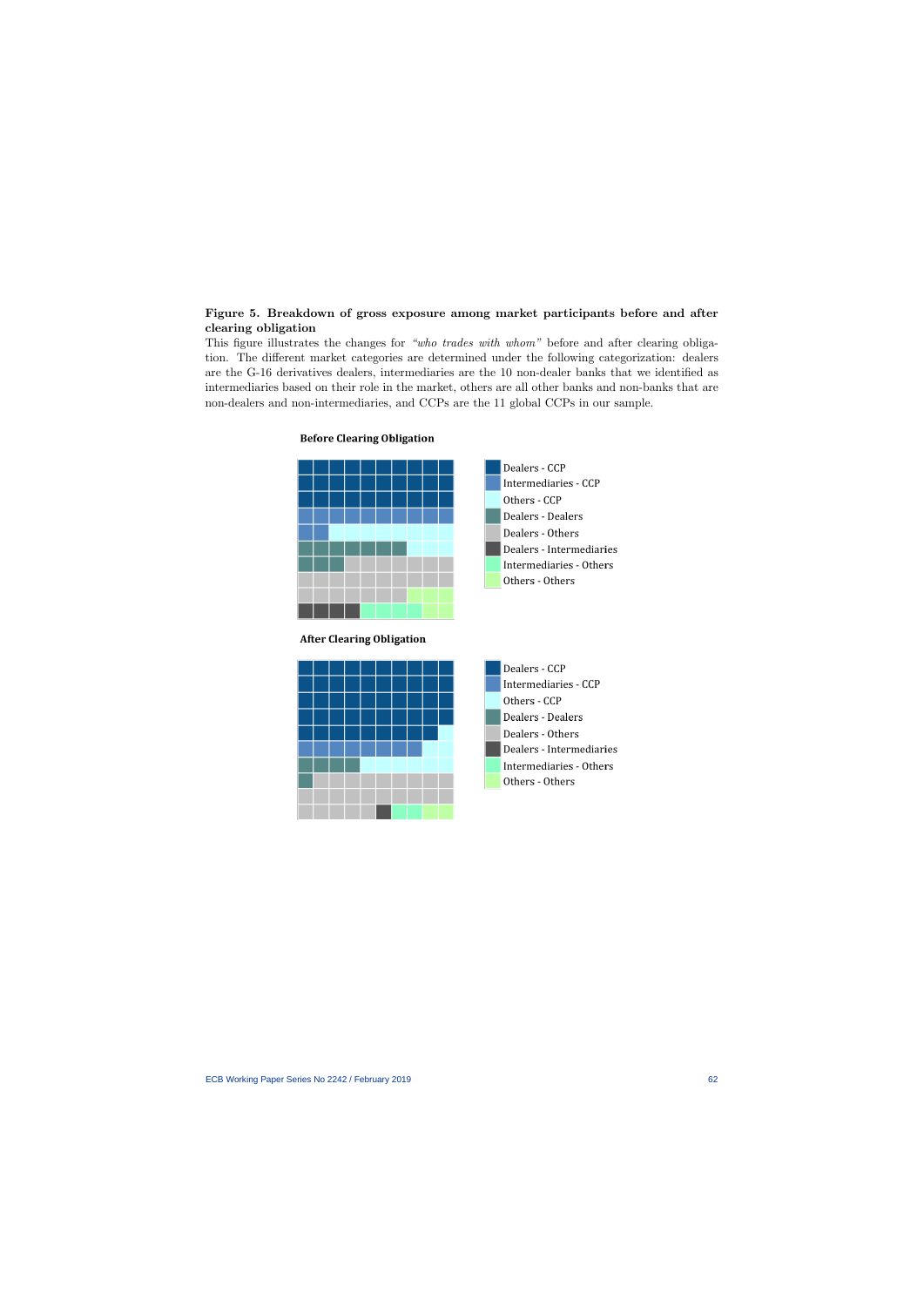**Figure 5. Breakdown of gross exposure among market participants before and after clearing obligation**

This figure illustrates the changes for *"who trades with whom"* before and after clearing obligation. The different market categories are determined under the following categorization: dealers are the G-16 derivatives dealers, intermediaries are the 10 non-dealer banks that we identified as intermediaries based on their role in the market, others are all other banks and non-banks that are non-dealers and non-intermediaries, and CCPs are the 11 global CCPs in our sample.

**Before Clearing Obligation**

- Dealers - CCP
- Intermediaries - CCP
- Others - CCP
- Dealers - Dealers
- Dealers - Others
- Dealers - Intermediaries
- Intermediaries - Others
- Others - Others

**After Clearing Obligation**

- Dealers - CCP
- Intermediaries - CCP
- Others - CCP
- Dealers - Dealers
- Dealers - Others
- Dealers - Intermediaries
- Intermediaries - Others
- Others - Others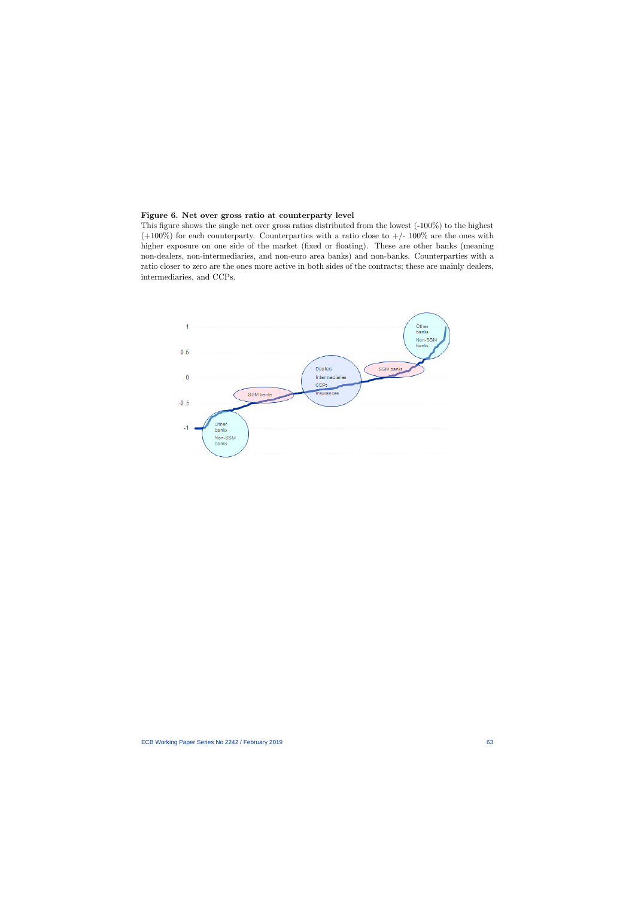**Figure 6. Net over gross ratio at counterparty level**

This figure shows the single net over gross ratios distributed from the lowest (-100%) to the highest (+100%) for each counterparty. Counterparties with a ratio close to +/- 100% are the ones with higher exposure on one side of the market (fixed or floating). These are other banks (meaning non-dealers, non-intermediaries, and non-euro area banks) and non-banks. Counterparties with a ratio closer to zero are the ones more active in both sides of the contracts; these are mainly dealers, intermediaries, and CCPs.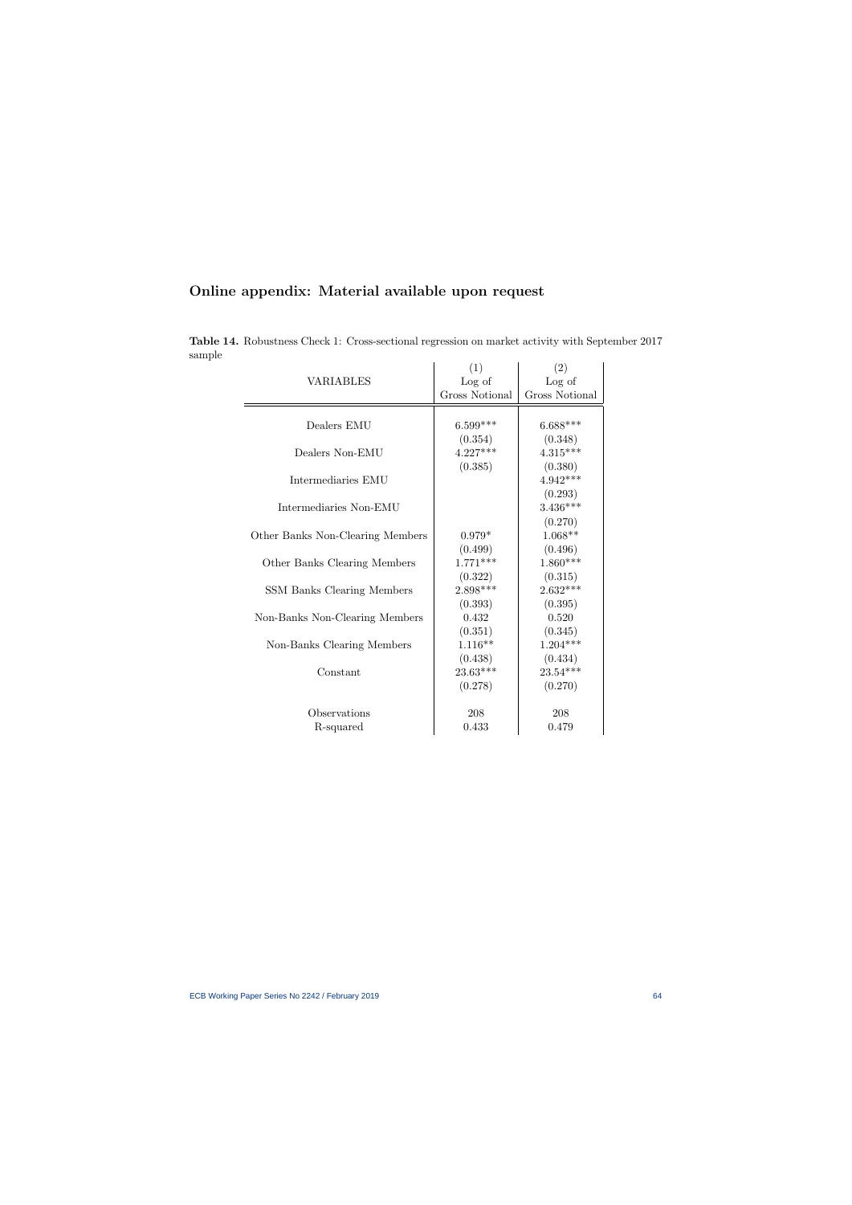# Online appendix: Material available upon request

**Table 14.** Robustness Check 1: Cross-sectional regression on market activity with September 2017 sample

| VARIABLES | (1) Log of Gross Notional | (2) Log of Gross Notional |
|---|---|---|
| Dealers EMU | 6.599*** | 6.688*** |
| | (0.354) | (0.348) |
| Dealers Non-EMU | 4.227*** | 4.315*** |
| | (0.385) | (0.380) |
| Intermediaries EMU | | 4.942*** |
| | | (0.293) |
| Intermediaries Non-EMU | | 3.436*** |
| | | (0.270) |
| Other Banks Non-Clearing Members | 0.979* | 1.068** |
| | (0.499) | (0.496) |
| Other Banks Clearing Members | 1.771*** | 1.860*** |
| | (0.322) | (0.315) |
| SSM Banks Clearing Members | 2.898*** | 2.632*** |
| | (0.393) | (0.395) |
| Non-Banks Non-Clearing Members | 0.432 | 0.520 |
| | (0.351) | (0.345) |
| Non-Banks Clearing Members | 1.116** | 1.204*** |
| | (0.438) | (0.434) |
| Constant | 23.63*** | 23.54*** |
| | (0.278) | (0.270) |
| Observations | 208 | 208 |
| R-squared | 0.433 | 0.479 |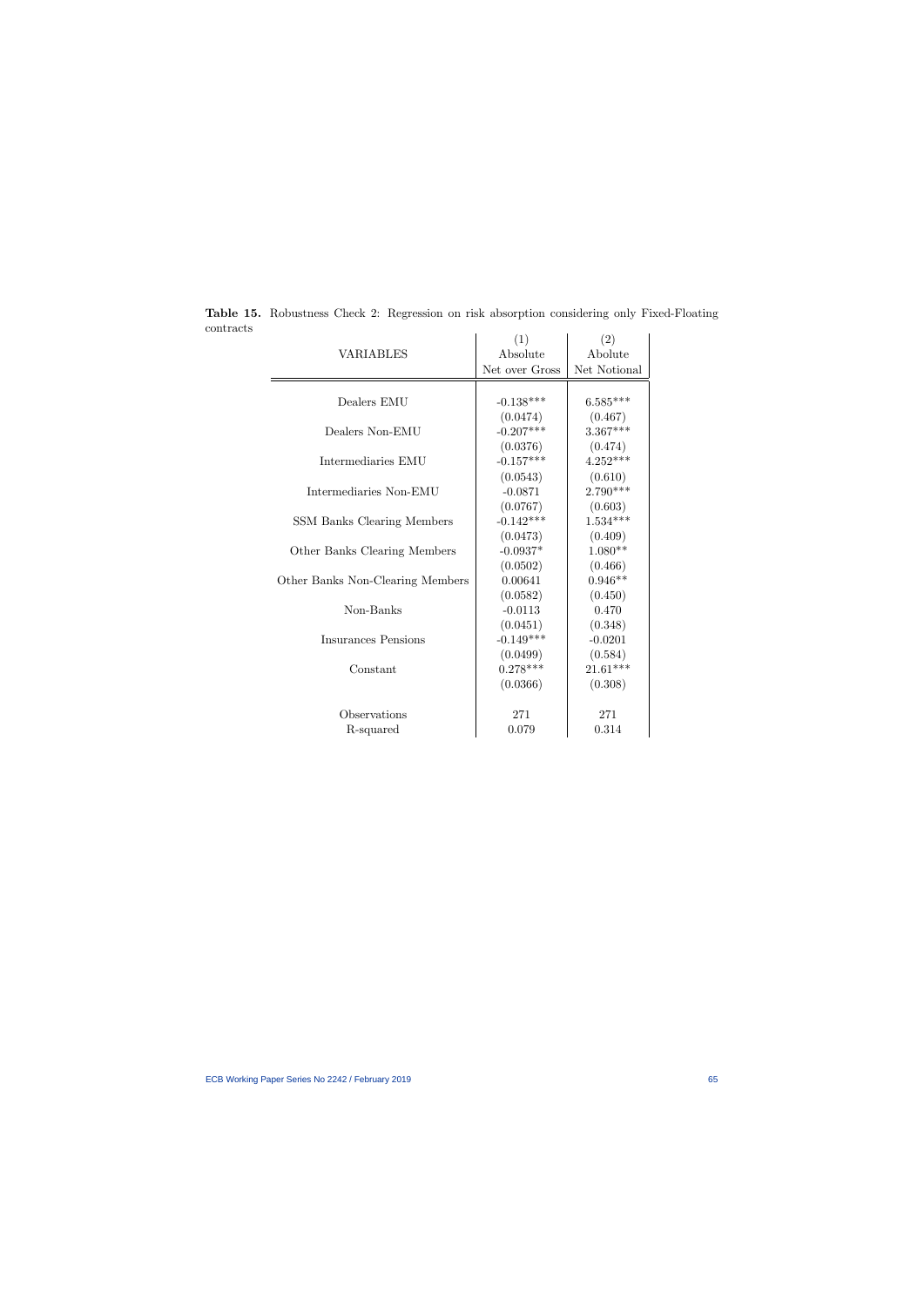**Table 15.** Robustness Check 2: Regression on risk absorption considering only Fixed-Floating contracts

| VARIABLES | (1)<br>Absolute<br>Net over Gross | (2)<br>Abolute<br>Net Notional |
|---|---|---|
| Dealers EMU | -0.138*** | 6.585*** |
| | (0.0474) | (0.467) |
| Dealers Non-EMU | -0.207*** | 3.367*** |
| | (0.0376) | (0.474) |
| Intermediaries EMU | -0.157*** | 4.252*** |
| | (0.0543) | (0.610) |
| Intermediaries Non-EMU | -0.0871 | 2.790*** |
| | (0.0767) | (0.603) |
| SSM Banks Clearing Members | -0.142*** | 1.534*** |
| | (0.0473) | (0.409) |
| Other Banks Clearing Members | -0.0937* | 1.080** |
| | (0.0502) | (0.466) |
| Other Banks Non-Clearing Members | 0.00641 | 0.946** |
| | (0.0582) | (0.450) |
| Non-Banks | -0.0113 | 0.470 |
| | (0.0451) | (0.348) |
| Insurances Pensions | -0.149*** | -0.0201 |
| | (0.0499) | (0.584) |
| Constant | 0.278*** | 21.61*** |
| | (0.0366) | (0.308) |
| Observations | 271 | 271 |
| R-squared | 0.079 | 0.314 |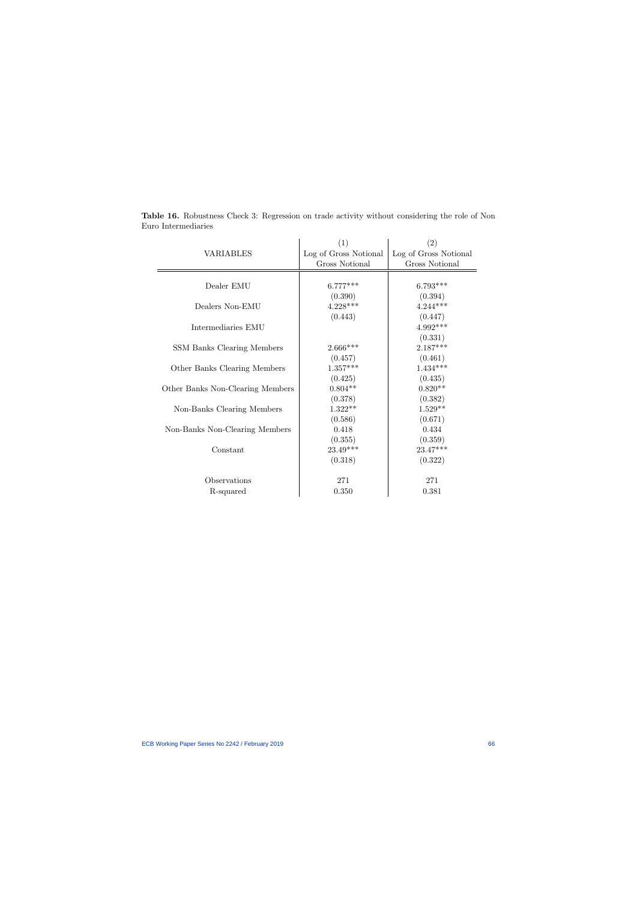**Table 16.** Robustness Check 3: Regression on trade activity without considering the role of Non Euro Intermediaries

| VARIABLES | (1)<br>Log of Gross Notional<br>Gross Notional | (2)<br>Log of Gross Notional<br>Gross Notional |
|---|---|---|
| Dealer EMU | 6.777*** | 6.793*** |
| | (0.390) | (0.394) |
| Dealers Non-EMU | 4.228*** | 4.244*** |
| | (0.443) | (0.447) |
| Intermediaries EMU | | 4.992*** |
| | | (0.331) |
| SSM Banks Clearing Members | 2.666*** | 2.187*** |
| | (0.457) | (0.461) |
| Other Banks Clearing Members | 1.357*** | 1.434*** |
| | (0.425) | (0.435) |
| Other Banks Non-Clearing Members | 0.804** | 0.820** |
| | (0.378) | (0.382) |
| Non-Banks Clearing Members | 1.322** | 1.529** |
| | (0.586) | (0.671) |
| Non-Banks Non-Clearing Members | 0.418 | 0.434 |
| | (0.355) | (0.359) |
| Constant | 23.49*** | 23.47*** |
| | (0.318) | (0.322) |
| Observations | 271 | 271 |
| R-squared | 0.350 | 0.381 |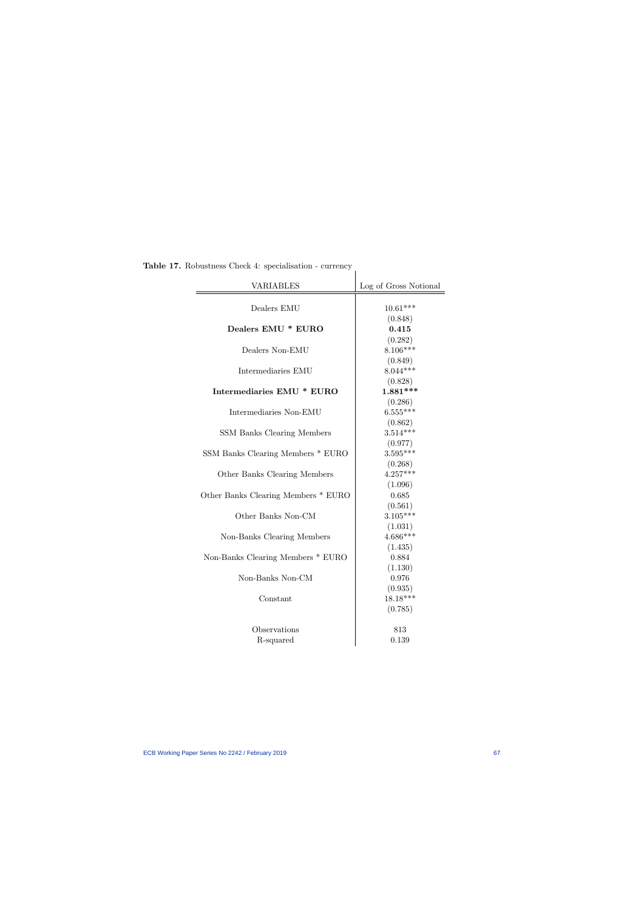**Table 17.** Robustness Check 4: specialisation - currency

| VARIABLES | Log of Gross Notional |
|---|---|
| Dealers EMU | 10.61*** |
| | (0.848) |
| **Dealers EMU * EURO** | **0.415** |
| | (0.282) |
| Dealers Non-EMU | 8.106*** |
| | (0.849) |
| Intermediaries EMU | 8.044*** |
| | (0.828) |
| **Intermediaries EMU * EURO** | **1.881*** ** |
| | (0.286) |
| Intermediaries Non-EMU | 6.555*** |
| | (0.862) |
| SSM Banks Clearing Members | 3.514*** |
| | (0.977) |
| SSM Banks Clearing Members * EURO | 3.595*** |
| | (0.268) |
| Other Banks Clearing Members | 4.257*** |
| | (1.096) |
| Other Banks Clearing Members * EURO | 0.685 |
| | (0.561) |
| Other Banks Non-CM | 3.105*** |
| | (1.031) |
| Non-Banks Clearing Members | 4.686*** |
| | (1.435) |
| Non-Banks Clearing Members * EURO | 0.884 |
| | (1.130) |
| Non-Banks Non-CM | 0.976 |
| | (0.935) |
| Constant | 18.18*** |
| | (0.785) |
| | |
| Observations | 813 |
| R-squared | 0.139 |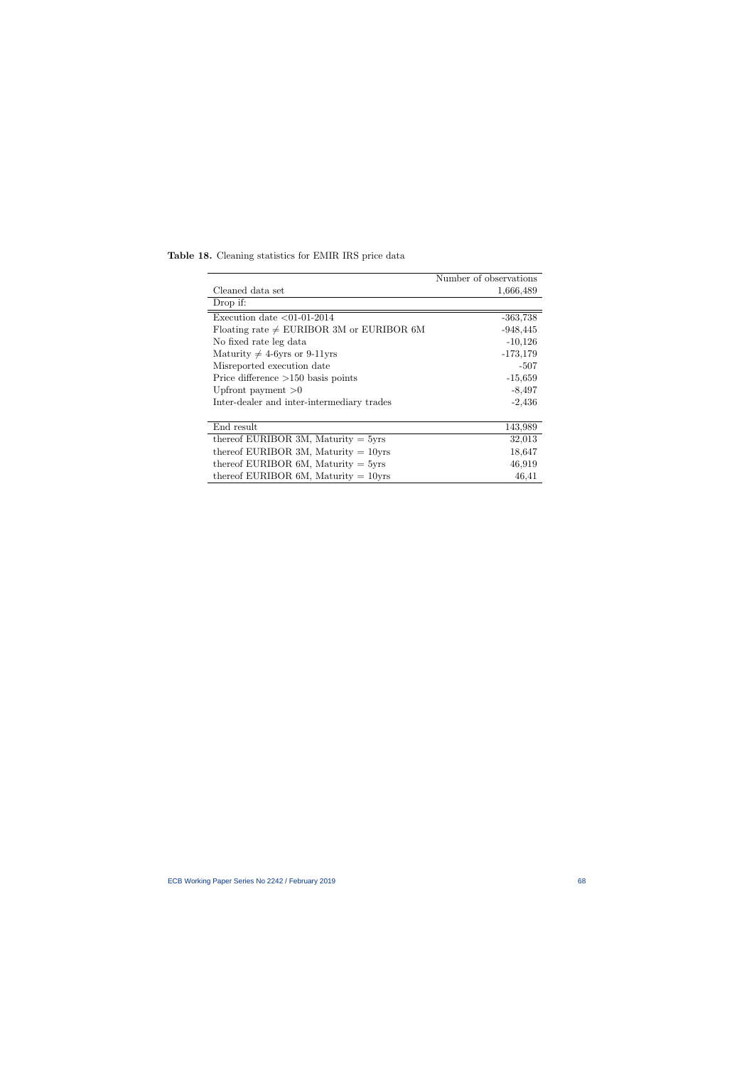**Table 18.** Cleaning statistics for EMIR IRS price data

| | Number of observations |
|---|---|
| Cleaned data set | 1,666,489 |
| Drop if: | |
| Execution date <01-01-2014 | -363,738 |
| Floating rate $\neq$ EURIBOR 3M or EURIBOR 6M | -948,445 |
| No fixed rate leg data | -10,126 |
| Maturity $\neq$ 4-6yrs or 9-11yrs | -173,179 |
| Misreported execution date | -507 |
| Price difference >150 basis points | -15,659 |
| Upfront payment >0 | -8,497 |
| Inter-dealer and inter-intermediary trades | -2,436 |
| | |
| End result | 143,989 |
| thereof EURIBOR 3M, Maturity = 5yrs | 32,013 |
| thereof EURIBOR 3M, Maturity = 10yrs | 18,647 |
| thereof EURIBOR 6M, Maturity = 5yrs | 46,919 |
| thereof EURIBOR 6M, Maturity = 10yrs | 46,41 |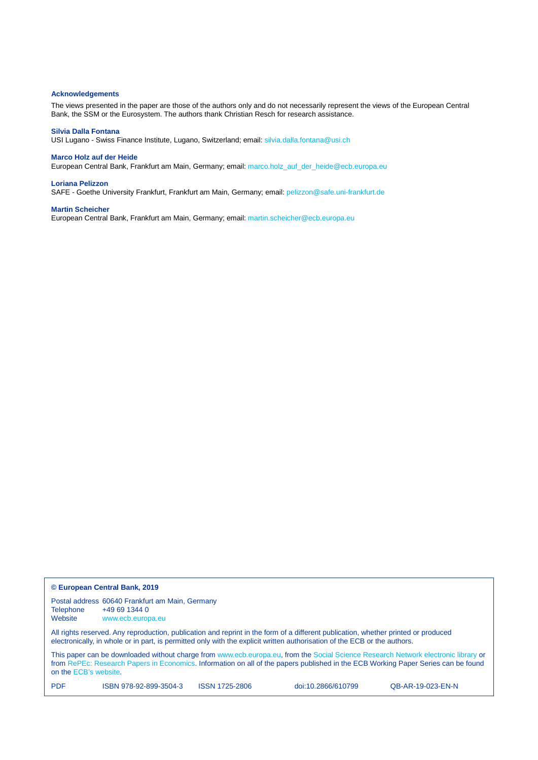### Acknowledgements

The views presented in the paper are those of the authors only and do not necessarily represent the views of the European Central Bank, the SSM or the Eurosystem. The authors thank Christian Resch for research assistance.

**Silvia Dalla Fontana**
USI Lugano - Swiss Finance Institute, Lugano, Switzerland; email: silvia.dalla.fontana@usi.ch

**Marco Holz auf der Heide**
European Central Bank, Frankfurt am Main, Germany; email: marco.holz_auf_der_heide@ecb.europa.eu

**Loriana Pelizzon**
SAFE - Goethe University Frankfurt, Frankfurt am Main, Germany; email: pelizzon@safe.uni-frankfurt.de

**Martin Scheicher**
European Central Bank, Frankfurt am Main, Germany; email: martin.scheicher@ecb.europa.eu

**© European Central Bank, 2019**

Postal address 60640 Frankfurt am Main, Germany
Telephone +49 69 1344 0
Website www.ecb.europa.eu

All rights reserved. Any reproduction, publication and reprint in the form of a different publication, whether printed or produced electronically, in whole or in part, is permitted only with the explicit written authorisation of the ECB or the authors.

This paper can be downloaded without charge from www.ecb.europa.eu, from the Social Science Research Network electronic library or from RePEc: Research Papers in Economics. Information on all of the papers published in the ECB Working Paper Series can be found on the ECB's website.

PDF ISBN 978-92-899-3504-3 ISSN 1725-2806 doi:10.2866/610799 QB-AR-19-023-EN-N